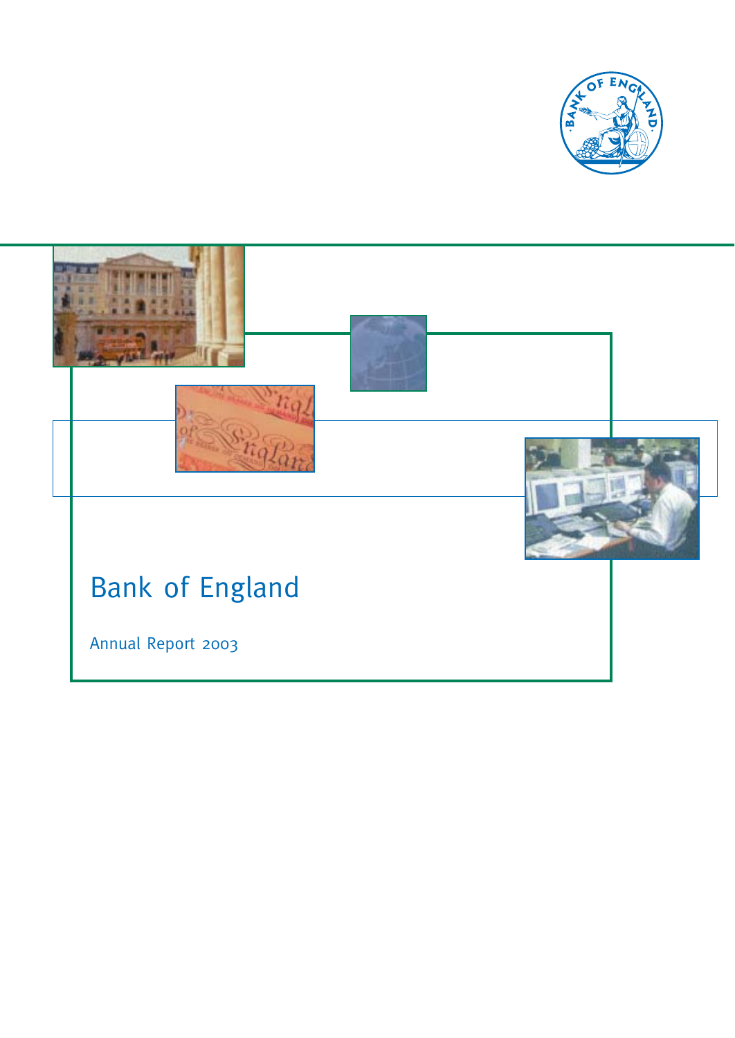# Bank of England

Annual Report 2003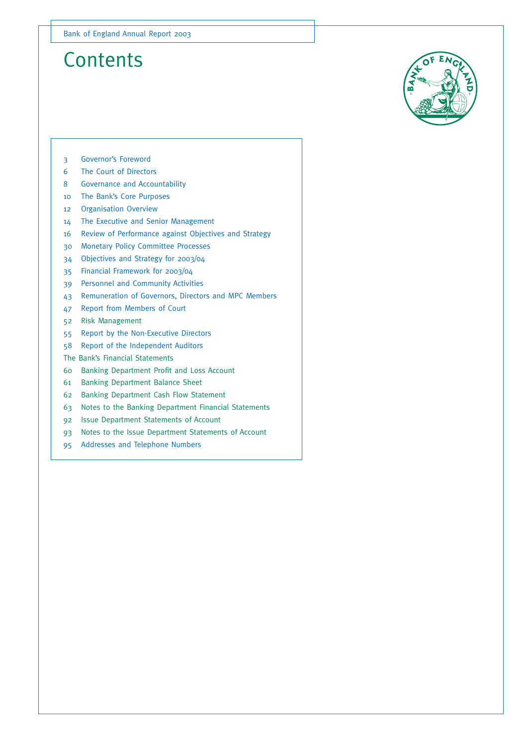# Contents

- 3 Governor's Foreword
- 6 The Court of Directors
- 8 Governance and Accountability
- 10 The Bank's Core Purposes
- 12 Organisation Overview
- 14 The Executive and Senior Management
- 16 Review of Performance against Objectives and Strategy
- 30 Monetary Policy Committee Processes
- 34 Objectives and Strategy for 2003/04
- 35 Financial Framework for 2003/04
- 39 Personnel and Community Activities
- 43 Remuneration of Governors, Directors and MPC Members
- 47 Report from Members of Court
- 52 Risk Management
- 55 Report by the Non-Executive Directors
- 58 Report of the Independent Auditors

The Bank's Financial Statements

- 60 Banking Department Profit and Loss Account
- 61 Banking Department Balance Sheet
- 62 Banking Department Cash Flow Statement
- 63 Notes to the Banking Department Financial Statements
- 92 Issue Department Statements of Account
- 93 Notes to the Issue Department Statements of Account
- 95 Addresses and Telephone Numbers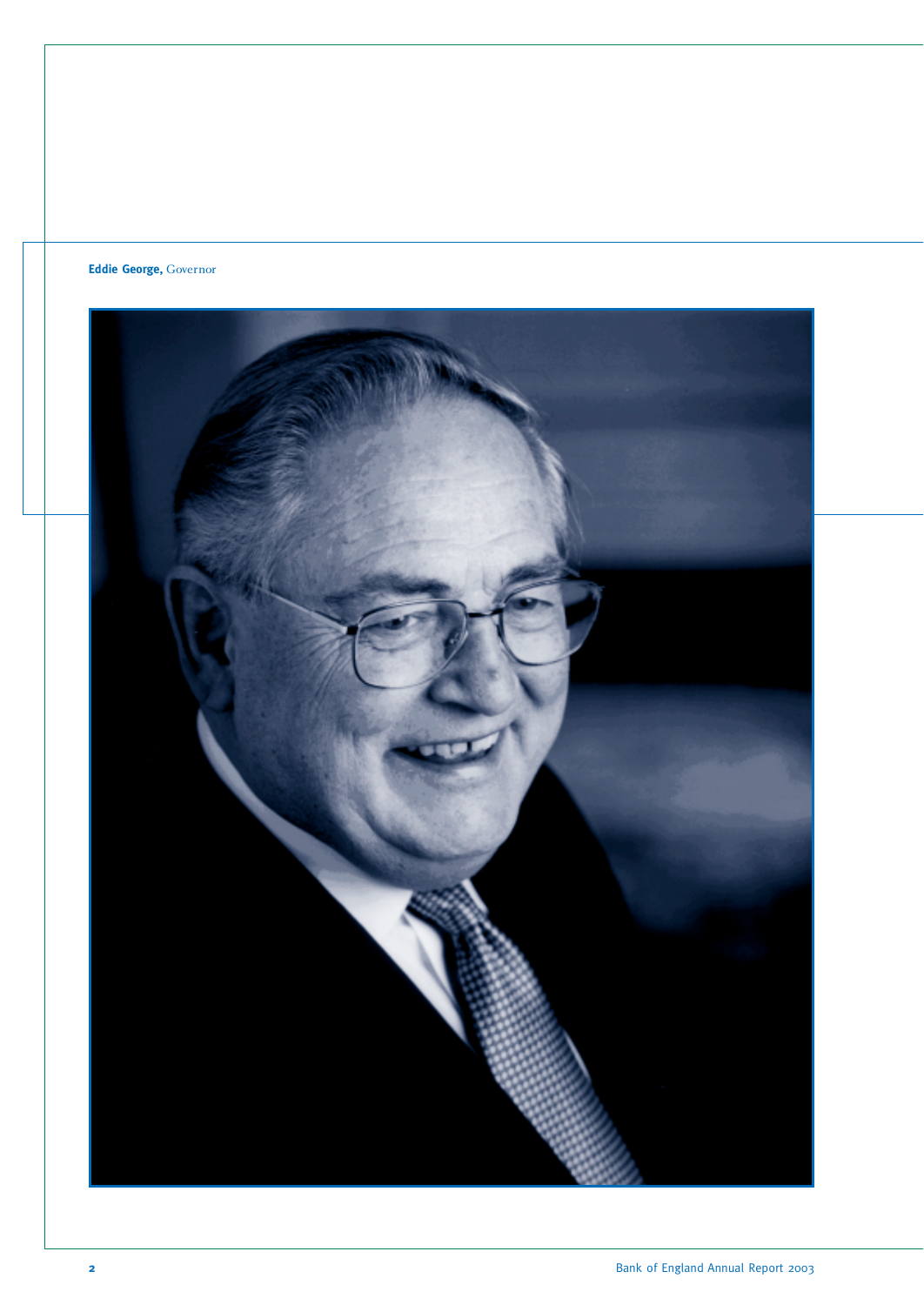**Eddie George,** Governor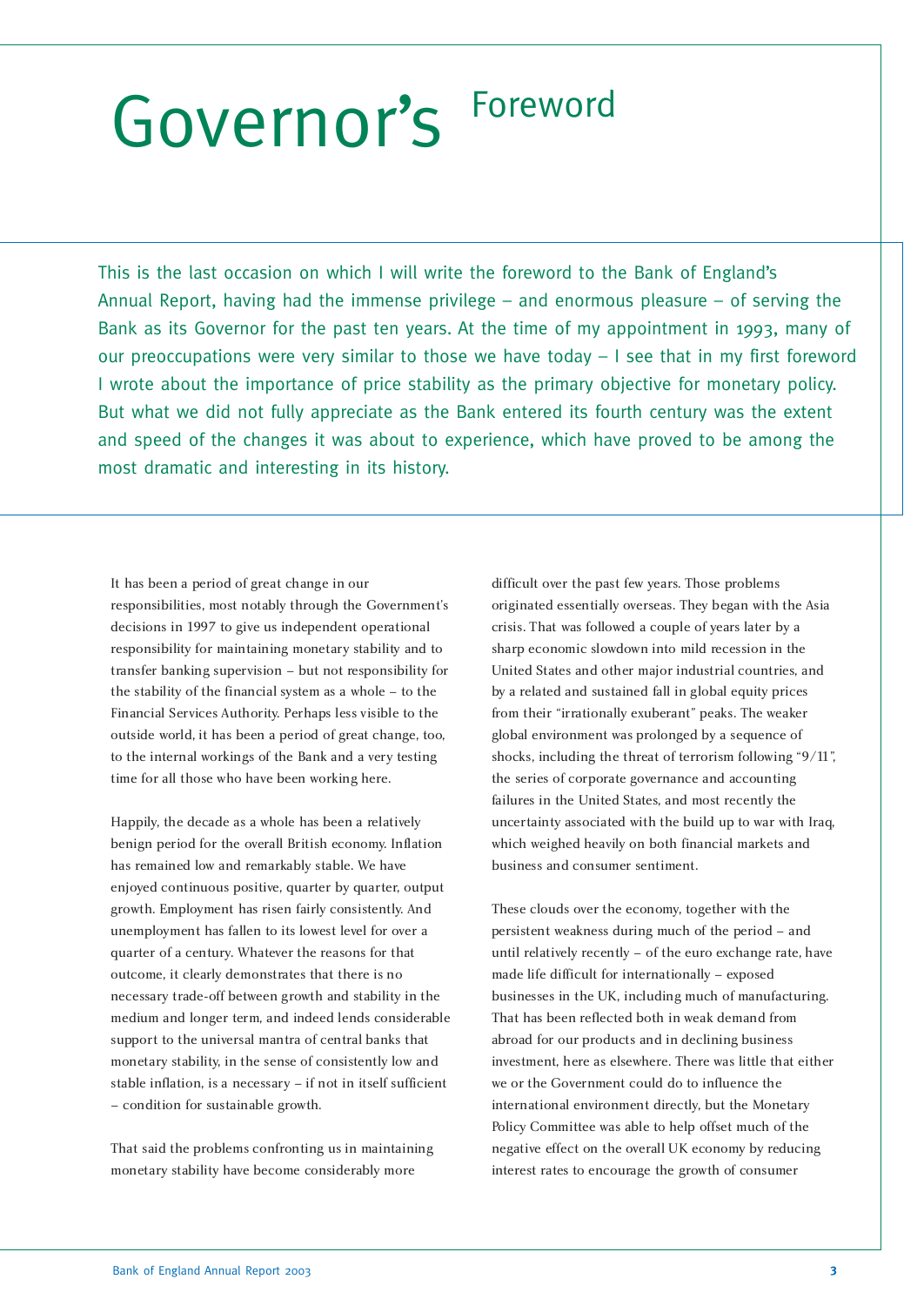# Governor's Foreword

This is the last occasion on which I will write the foreword to the Bank of England's Annual Report, having had the immense privilege – and enormous pleasure – of serving the Bank as its Governor for the past ten years. At the time of my appointment in 1993, many of our preoccupations were very similar to those we have today – I see that in my first foreword I wrote about the importance of price stability as the primary objective for monetary policy. But what we did not fully appreciate as the Bank entered its fourth century was the extent and speed of the changes it was about to experience, which have proved to be among the most dramatic and interesting in its history.

It has been a period of great change in our responsibilities, most notably through the Government's decisions in 1997 to give us independent operational responsibility for maintaining monetary stability and to transfer banking supervision – but not responsibility for the stability of the financial system as a whole – to the Financial Services Authority. Perhaps less visible to the outside world, it has been a period of great change, too, to the internal workings of the Bank and a very testing time for all those who have been working here.

Happily, the decade as a whole has been a relatively benign period for the overall British economy. Inflation has remained low and remarkably stable. We have enjoyed continuous positive, quarter by quarter, output growth. Employment has risen fairly consistently. And unemployment has fallen to its lowest level for over a quarter of a century. Whatever the reasons for that outcome, it clearly demonstrates that there is no necessary trade-off between growth and stability in the medium and longer term, and indeed lends considerable support to the universal mantra of central banks that monetary stability, in the sense of consistently low and stable inflation, is a necessary – if not in itself sufficient – condition for sustainable growth.

That said the problems confronting us in maintaining monetary stability have become considerably more difficult over the past few years. Those problems originated essentially overseas. They began with the Asia crisis. That was followed a couple of years later by a sharp economic slowdown into mild recession in the United States and other major industrial countries, and by a related and sustained fall in global equity prices from their "irrationally exuberant" peaks. The weaker global environment was prolonged by a sequence of shocks, including the threat of terrorism following "9/11", the series of corporate governance and accounting failures in the United States, and most recently the uncertainty associated with the build up to war with Iraq, which weighed heavily on both financial markets and business and consumer sentiment.

These clouds over the economy, together with the persistent weakness during much of the period – and until relatively recently – of the euro exchange rate, have made life difficult for internationally – exposed businesses in the UK, including much of manufacturing. That has been reflected both in weak demand from abroad for our products and in declining business investment, here as elsewhere. There was little that either we or the Government could do to influence the international environment directly, but the Monetary Policy Committee was able to help offset much of the negative effect on the overall UK economy by reducing interest rates to encourage the growth of consumer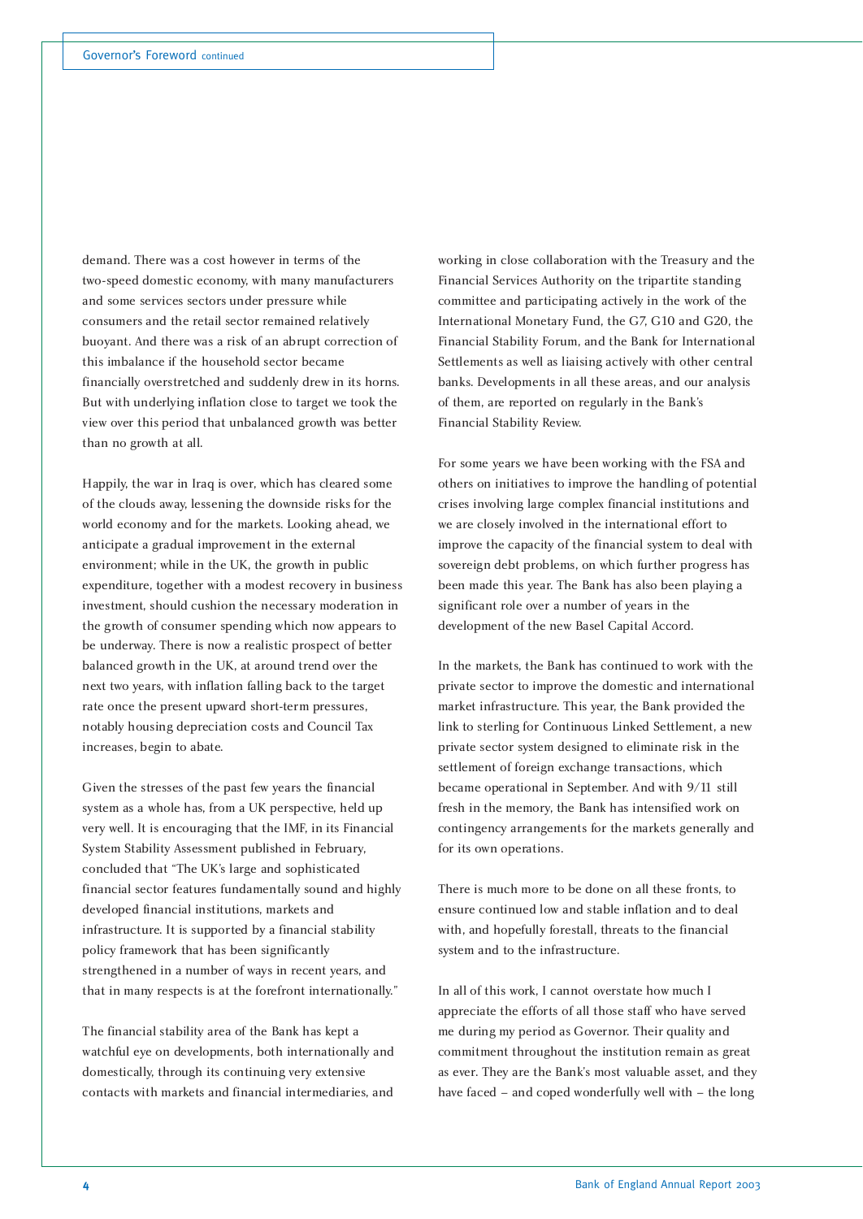demand. There was a cost however in terms of the two-speed domestic economy, with many manufacturers and some services sectors under pressure while consumers and the retail sector remained relatively buoyant. And there was a risk of an abrupt correction of this imbalance if the household sector became financially overstretched and suddenly drew in its horns. But with underlying inflation close to target we took the view over this period that unbalanced growth was better than no growth at all.

Happily, the war in Iraq is over, which has cleared some of the clouds away, lessening the downside risks for the world economy and for the markets. Looking ahead, we anticipate a gradual improvement in the external environment; while in the UK, the growth in public expenditure, together with a modest recovery in business investment, should cushion the necessary moderation in the growth of consumer spending which now appears to be underway. There is now a realistic prospect of better balanced growth in the UK, at around trend over the next two years, with inflation falling back to the target rate once the present upward short-term pressures, notably housing depreciation costs and Council Tax increases, begin to abate.

Given the stresses of the past few years the financial system as a whole has, from a UK perspective, held up very well. It is encouraging that the IMF, in its Financial System Stability Assessment published in February, concluded that "The UK's large and sophisticated financial sector features fundamentally sound and highly developed financial institutions, markets and infrastructure. It is supported by a financial stability policy framework that has been significantly strengthened in a number of ways in recent years, and that in many respects is at the forefront internationally."

The financial stability area of the Bank has kept a watchful eye on developments, both internationally and domestically, through its continuing very extensive contacts with markets and financial intermediaries, and working in close collaboration with the Treasury and the Financial Services Authority on the tripartite standing committee and participating actively in the work of the International Monetary Fund, the G7, G10 and G20, the Financial Stability Forum, and the Bank for International Settlements as well as liaising actively with other central banks. Developments in all these areas, and our analysis of them, are reported on regularly in the Bank's Financial Stability Review.

For some years we have been working with the FSA and others on initiatives to improve the handling of potential crises involving large complex financial institutions and we are closely involved in the international effort to improve the capacity of the financial system to deal with sovereign debt problems, on which further progress has been made this year. The Bank has also been playing a significant role over a number of years in the development of the new Basel Capital Accord.

In the markets, the Bank has continued to work with the private sector to improve the domestic and international market infrastructure. This year, the Bank provided the link to sterling for Continuous Linked Settlement, a new private sector system designed to eliminate risk in the settlement of foreign exchange transactions, which became operational in September. And with 9/11 still fresh in the memory, the Bank has intensified work on contingency arrangements for the markets generally and for its own operations.

There is much more to be done on all these fronts, to ensure continued low and stable inflation and to deal with, and hopefully forestall, threats to the financial system and to the infrastructure.

In all of this work, I cannot overstate how much I appreciate the efforts of all those staff who have served me during my period as Governor. Their quality and commitment throughout the institution remain as great as ever. They are the Bank's most valuable asset, and they have faced – and coped wonderfully well with – the long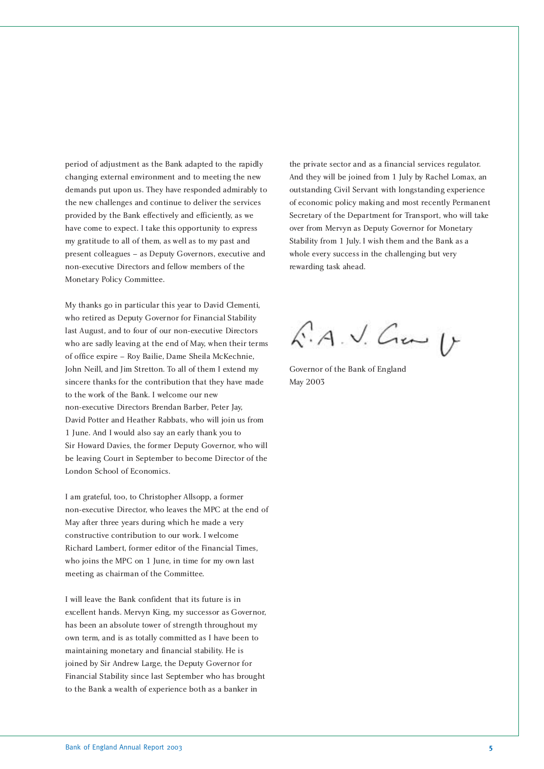period of adjustment as the Bank adapted to the rapidly changing external environment and to meeting the new demands put upon us. They have responded admirably to the new challenges and continue to deliver the services provided by the Bank effectively and efficiently, as we have come to expect. I take this opportunity to express my gratitude to all of them, as well as to my past and present colleagues – as Deputy Governors, executive and non-executive Directors and fellow members of the Monetary Policy Committee.

My thanks go in particular this year to David Clementi, who retired as Deputy Governor for Financial Stability last August, and to four of our non-executive Directors who are sadly leaving at the end of May, when their terms of office expire – Roy Bailie, Dame Sheila McKechnie, John Neill, and Jim Stretton. To all of them I extend my sincere thanks for the contribution that they have made to the work of the Bank. I welcome our new non-executive Directors Brendan Barber, Peter Jay, David Potter and Heather Rabbats, who will join us from 1 June. And I would also say an early thank you to Sir Howard Davies, the former Deputy Governor, who will be leaving Court in September to become Director of the London School of Economics.

I am grateful, too, to Christopher Allsopp, a former non-executive Director, who leaves the MPC at the end of May after three years during which he made a very constructive contribution to our work. I welcome Richard Lambert, former editor of the Financial Times, who joins the MPC on 1 June, in time for my own last meeting as chairman of the Committee.

I will leave the Bank confident that its future is in excellent hands. Mervyn King, my successor as Governor, has been an absolute tower of strength throughout my own term, and is as totally committed as I have been to maintaining monetary and financial stability. He is joined by Sir Andrew Large, the Deputy Governor for Financial Stability since last September who has brought to the Bank a wealth of experience both as a banker in the private sector and as a financial services regulator. And they will be joined from 1 July by Rachel Lomax, an outstanding Civil Servant with longstanding experience of economic policy making and most recently Permanent Secretary of the Department for Transport, who will take over from Mervyn as Deputy Governor for Monetary Stability from 1 July. I wish them and the Bank as a whole every success in the challenging but very rewarding task ahead.

E. A. J. George

Governor of the Bank of England
May 2003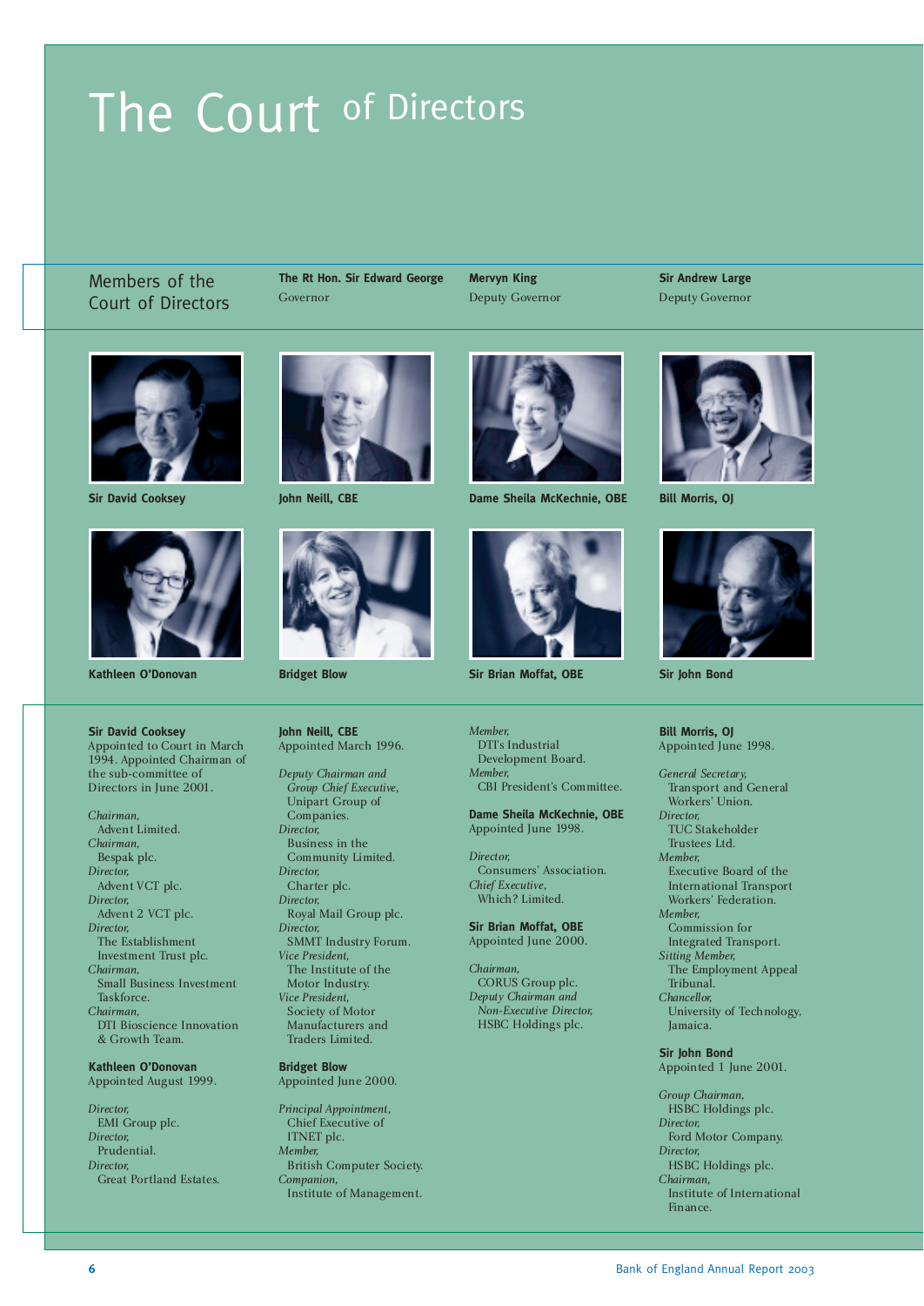# The Court of Directors

## Members of the Court of Directors

**The Rt Hon. Sir Edward George**
Governor

**Mervyn King**
Deputy Governor

**Sir Andrew Large**
Deputy Governor

**Sir David Cooksey**

**John Neill, CBE**

**Dame Sheila McKechnie, OBE**

**Bill Morris, OJ**

**Kathleen O'Donovan**

**Bridget Blow**

**Sir Brian Moffat, OBE**

**Sir John Bond**

**Sir David Cooksey**
Appointed to Court in March 1994. Appointed Chairman of the sub-committee of Directors in June 2001.

*Chairman,*
Advent Limited.
*Chairman,*
Bespak plc.
*Director,*
Advent VCT plc.
*Director,*
Advent 2 VCT plc.
*Director,*
The Establishment Investment Trust plc.
*Chairman,*
Small Business Investment Taskforce.
*Chairman,*
DTI Bioscience Innovation & Growth Team.

**Kathleen O'Donovan**
Appointed August 1999.

*Director,*
EMI Group plc.
*Director,*
Prudential.
*Director,*
Great Portland Estates.

**John Neill, CBE**
Appointed March 1996.

*Deputy Chairman and Group Chief Executive,*
Unipart Group of Companies.
*Director,*
Business in the Community Limited.
*Director,*
Charter plc.
*Director,*
Royal Mail Group plc.
*Director,*
SMMT Industry Forum.
*Vice President,*
The Institute of the Motor Industry.
*Vice President,*
Society of Motor Manufacturers and Traders Limited.

**Bridget Blow**
Appointed June 2000.

*Principal Appointment,*
Chief Executive of ITNET plc.
*Member,*
British Computer Society.
*Companion,*
Institute of Management.

*Member,*
DTI's Industrial Development Board.
*Member,*
CBI President's Committee.

**Dame Sheila McKechnie, OBE**
Appointed June 1998.

*Director,*
Consumers' Association.
*Chief Executive,*
Which? Limited.

**Sir Brian Moffat, OBE**
Appointed June 2000.

*Chairman,*
CORUS Group plc.
*Deputy Chairman and Non-Executive Director,*
HSBC Holdings plc.

**Bill Morris, OJ**
Appointed June 1998.

*General Secretary,*
Transport and General Workers' Union.
*Director,*
TUC Stakeholder Trustees Ltd.
*Member,*
Executive Board of the International Transport Workers' Federation.
*Member,*
Commission for Integrated Transport.
*Sitting Member,*
The Employment Appeal Tribunal.
*Chancellor,*
University of Technology, Jamaica.

**Sir John Bond**
Appointed 1 June 2001.

*Group Chairman,*
HSBC Holdings plc.
*Director,*
Ford Motor Company.
*Director,*
HSBC Holdings plc.
*Chairman,*
Institute of International Finance.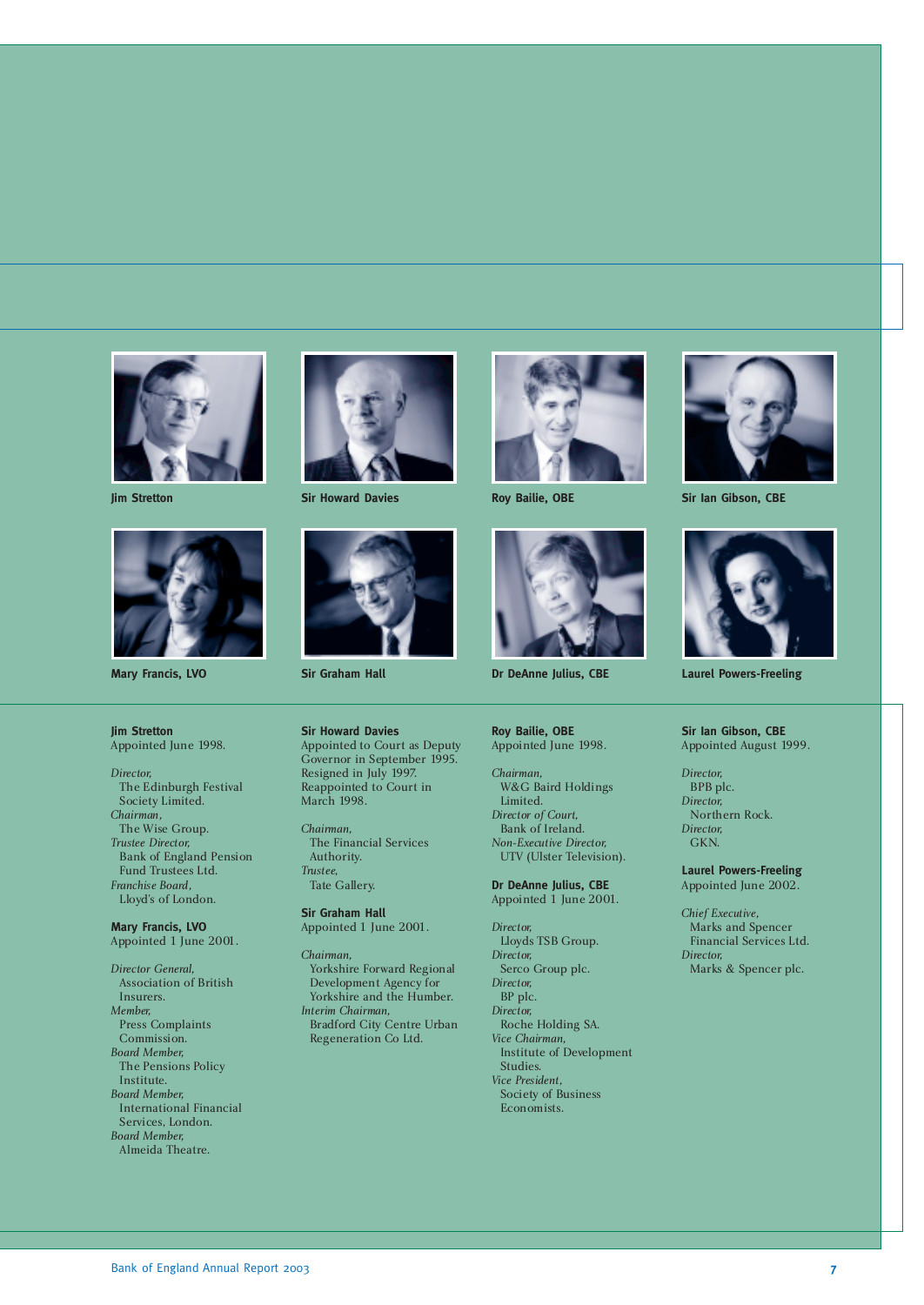Jim Stretton

Sir Howard Davies

Roy Bailie, OBE

Sir Ian Gibson, CBE

Mary Francis, LVO

Sir Graham Hall

Dr DeAnne Julius, CBE

Laurel Powers-Freeling

**Jim Stretton**
Appointed June 1998.

*Director,*
The Edinburgh Festival Society Limited.
*Chairman,*
The Wise Group.
*Trustee Director,*
Bank of England Pension Fund Trustees Ltd.
*Franchise Board,*
Lloyd's of London.

**Mary Francis, LVO**
Appointed 1 June 2001.

*Director General,*
Association of British Insurers.
*Member,*
Press Complaints Commission.
*Board Member,*
The Pensions Policy Institute.
*Board Member,*
International Financial Services, London.
*Board Member,*
Almeida Theatre.

**Sir Howard Davies**
Appointed to Court as Deputy Governor in September 1995. Resigned in July 1997. Reappointed to Court in March 1998.

*Chairman,*
The Financial Services Authority.
*Trustee,*
Tate Gallery.

**Sir Graham Hall**
Appointed 1 June 2001.

*Chairman,*
Yorkshire Forward Regional Development Agency for Yorkshire and the Humber.
*Interim Chairman,*
Bradford City Centre Urban Regeneration Co Ltd.

**Roy Bailie, OBE**
Appointed June 1998.

*Chairman,*
W&G Baird Holdings Limited.
*Director of Court,*
Bank of Ireland.
*Non-Executive Director,*
UTV (Ulster Television).

**Dr DeAnne Julius, CBE**
Appointed 1 June 2001.

*Director,*
Lloyds TSB Group.
*Director,*
Serco Group plc.
*Director,*
BP plc.
*Director,*
Roche Holding SA.
*Vice Chairman,*
Institute of Development Studies.
*Vice President,*
Society of Business Economists.

**Sir Ian Gibson, CBE**
Appointed August 1999.

*Director,*
BPB plc.
*Director,*
Northern Rock.
*Director,*
GKN.

**Laurel Powers-Freeling**
Appointed June 2002.

*Chief Executive,*
Marks and Spencer Financial Services Ltd.
*Director,*
Marks & Spencer plc.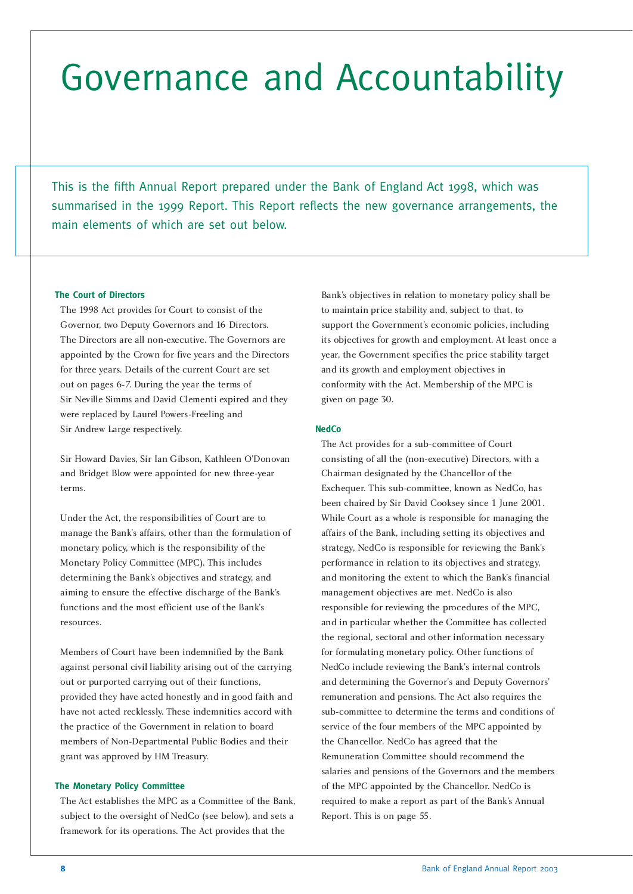# Governance and Accountability

This is the fifth Annual Report prepared under the Bank of England Act 1998, which was summarised in the 1999 Report. This Report reflects the new governance arrangements, the main elements of which are set out below.

### The Court of Directors

The 1998 Act provides for Court to consist of the Governor, two Deputy Governors and 16 Directors. The Directors are all non-executive. The Governors are appointed by the Crown for five years and the Directors for three years. Details of the current Court are set out on pages 6-7. During the year the terms of Sir Neville Simms and David Clementi expired and they were replaced by Laurel Powers-Freeling and Sir Andrew Large respectively.

Sir Howard Davies, Sir Ian Gibson, Kathleen O'Donovan and Bridget Blow were appointed for new three-year terms.

Under the Act, the responsibilities of Court are to manage the Bank's affairs, other than the formulation of monetary policy, which is the responsibility of the Monetary Policy Committee (MPC). This includes determining the Bank's objectives and strategy, and aiming to ensure the effective discharge of the Bank's functions and the most efficient use of the Bank's resources.

Members of Court have been indemnified by the Bank against personal civil liability arising out of the carrying out or purported carrying out of their functions, provided they have acted honestly and in good faith and have not acted recklessly. These indemnities accord with the practice of the Government in relation to board members of Non-Departmental Public Bodies and their grant was approved by HM Treasury.

### The Monetary Policy Committee

The Act establishes the MPC as a Committee of the Bank, subject to the oversight of NedCo (see below), and sets a framework for its operations. The Act provides that the Bank's objectives in relation to monetary policy shall be to maintain price stability and, subject to that, to support the Government's economic policies, including its objectives for growth and employment. At least once a year, the Government specifies the price stability target and its growth and employment objectives in conformity with the Act. Membership of the MPC is given on page 30.

### NedCo

The Act provides for a sub-committee of Court consisting of all the (non-executive) Directors, with a Chairman designated by the Chancellor of the Exchequer. This sub-committee, known as NedCo, has been chaired by Sir David Cooksey since 1 June 2001. While Court as a whole is responsible for managing the affairs of the Bank, including setting its objectives and strategy, NedCo is responsible for reviewing the Bank's performance in relation to its objectives and strategy, and monitoring the extent to which the Bank's financial management objectives are met. NedCo is also responsible for reviewing the procedures of the MPC, and in particular whether the Committee has collected the regional, sectoral and other information necessary for formulating monetary policy. Other functions of NedCo include reviewing the Bank's internal controls and determining the Governor's and Deputy Governors' remuneration and pensions. The Act also requires the sub-committee to determine the terms and conditions of service of the four members of the MPC appointed by the Chancellor. NedCo has agreed that the Remuneration Committee should recommend the salaries and pensions of the Governors and the members of the MPC appointed by the Chancellor. NedCo is required to make a report as part of the Bank's Annual Report. This is on page 55.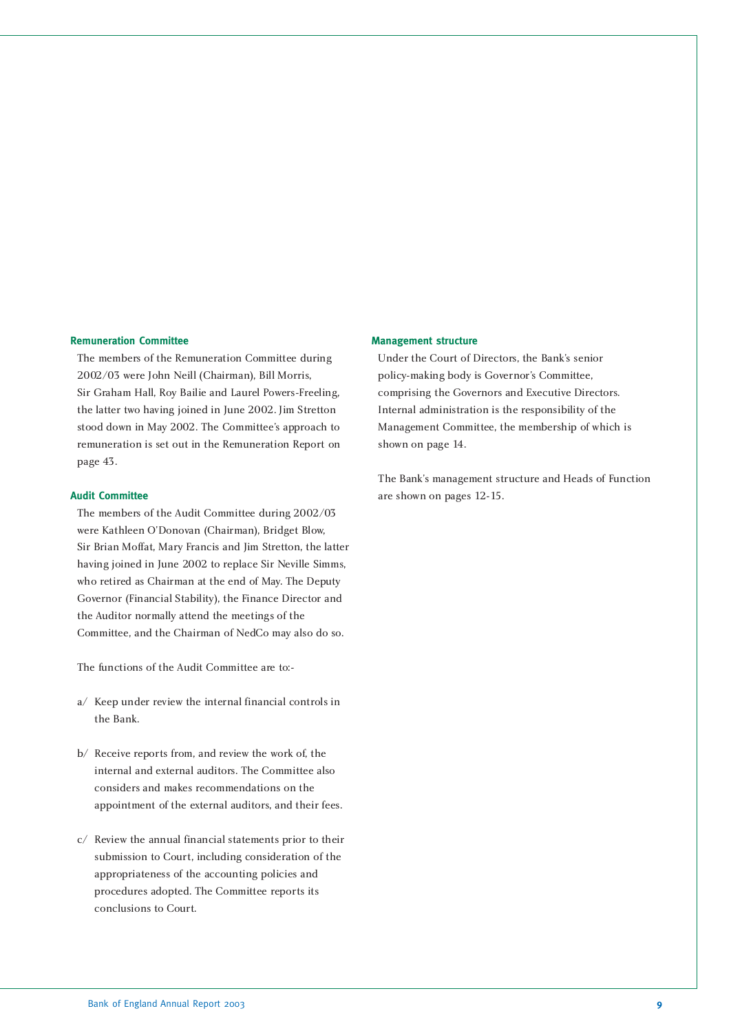### Remuneration Committee

The members of the Remuneration Committee during 2002/03 were John Neill (Chairman), Bill Morris, Sir Graham Hall, Roy Bailie and Laurel Powers-Freeling, the latter two having joined in June 2002. Jim Stretton stood down in May 2002. The Committee's approach to remuneration is set out in the Remuneration Report on page 43.

### Audit Committee

The members of the Audit Committee during 2002/03 were Kathleen O'Donovan (Chairman), Bridget Blow, Sir Brian Moffat, Mary Francis and Jim Stretton, the latter having joined in June 2002 to replace Sir Neville Simms, who retired as Chairman at the end of May. The Deputy Governor (Financial Stability), the Finance Director and the Auditor normally attend the meetings of the Committee, and the Chairman of NedCo may also do so.

The functions of the Audit Committee are to:-

a/ Keep under review the internal financial controls in the Bank.

b/ Receive reports from, and review the work of, the internal and external auditors. The Committee also considers and makes recommendations on the appointment of the external auditors, and their fees.

c/ Review the annual financial statements prior to their submission to Court, including consideration of the appropriateness of the accounting policies and procedures adopted. The Committee reports its conclusions to Court.

### Management structure

Under the Court of Directors, the Bank's senior policy-making body is Governor's Committee, comprising the Governors and Executive Directors. Internal administration is the responsibility of the Management Committee, the membership of which is shown on page 14.

The Bank's management structure and Heads of Function are shown on pages 12-15.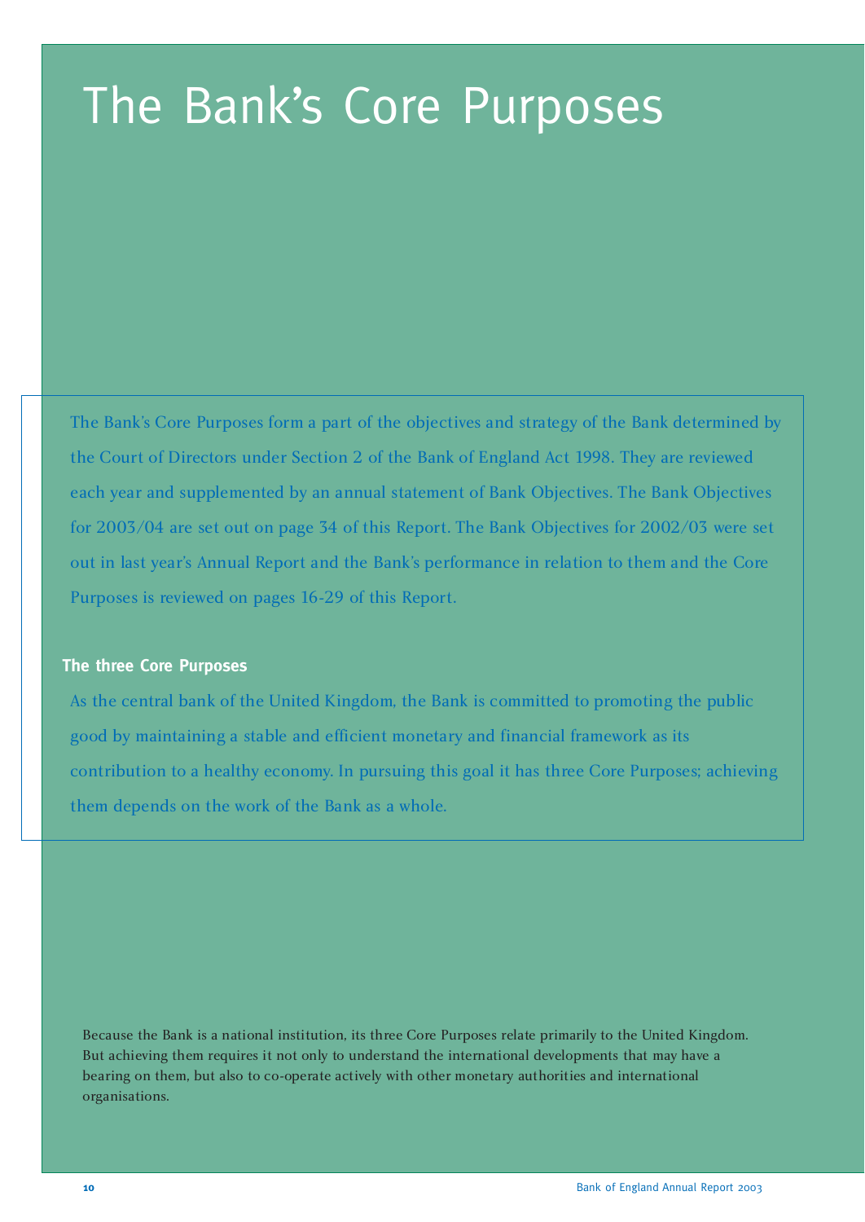# The Bank's Core Purposes

The Bank's Core Purposes form a part of the objectives and strategy of the Bank determined by the Court of Directors under Section 2 of the Bank of England Act 1998. They are reviewed each year and supplemented by an annual statement of Bank Objectives. The Bank Objectives for 2003/04 are set out on page 34 of this Report. The Bank Objectives for 2002/03 were set out in last year's Annual Report and the Bank's performance in relation to them and the Core Purposes is reviewed on pages 16-29 of this Report.

**The three Core Purposes**

As the central bank of the United Kingdom, the Bank is committed to promoting the public good by maintaining a stable and efficient monetary and financial framework as its contribution to a healthy economy. In pursuing this goal it has three Core Purposes; achieving them depends on the work of the Bank as a whole.

Because the Bank is a national institution, its three Core Purposes relate primarily to the United Kingdom. But achieving them requires it not only to understand the international developments that may have a bearing on them, but also to co-operate actively with other monetary authorities and international organisations.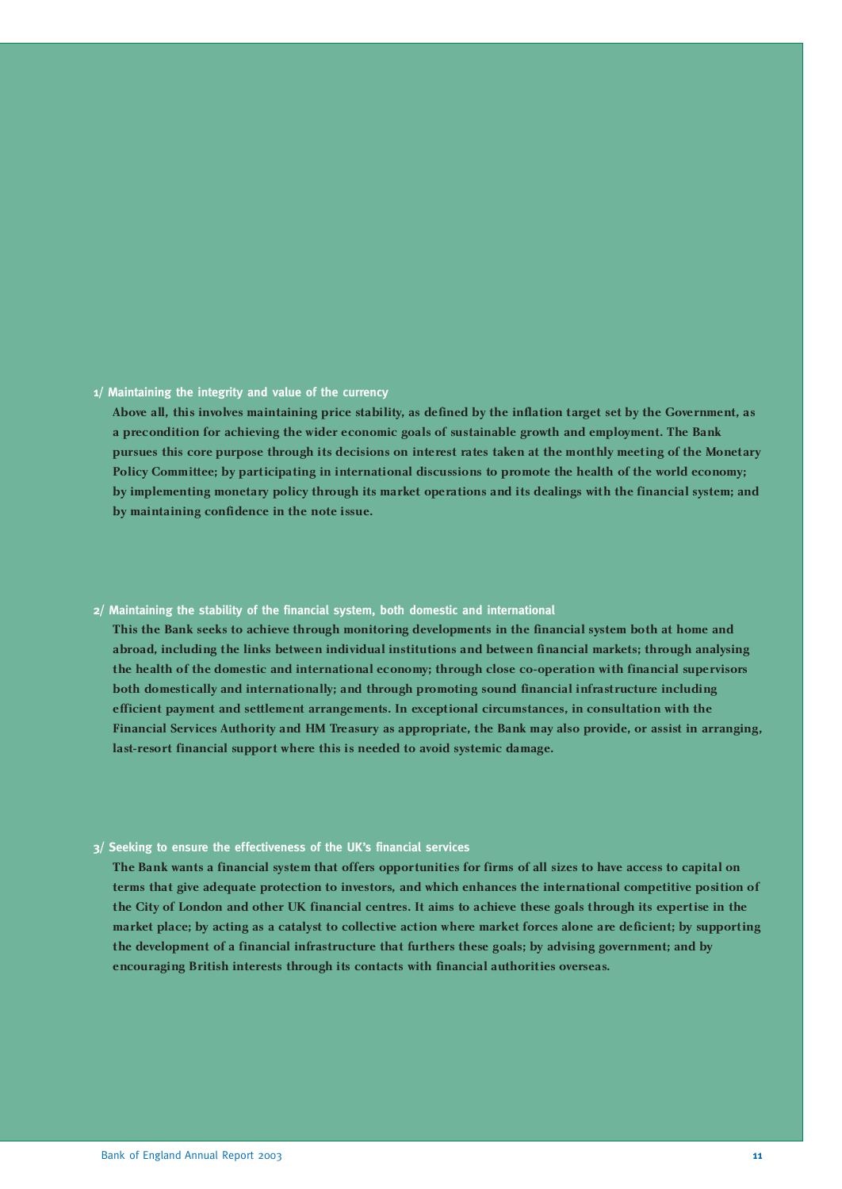### 1/ Maintaining the integrity and value of the currency

**Above all, this involves maintaining price stability, as defined by the inflation target set by the Government, as a precondition for achieving the wider economic goals of sustainable growth and employment. The Bank pursues this core purpose through its decisions on interest rates taken at the monthly meeting of the Monetary Policy Committee; by participating in international discussions to promote the health of the world economy; by implementing monetary policy through its market operations and its dealings with the financial system; and by maintaining confidence in the note issue.**

### 2/ Maintaining the stability of the financial system, both domestic and international

**This the Bank seeks to achieve through monitoring developments in the financial system both at home and abroad, including the links between individual institutions and between financial markets; through analysing the health of the domestic and international economy; through close co-operation with financial supervisors both domestically and internationally; and through promoting sound financial infrastructure including efficient payment and settlement arrangements. In exceptional circumstances, in consultation with the Financial Services Authority and HM Treasury as appropriate, the Bank may also provide, or assist in arranging, last-resort financial support where this is needed to avoid systemic damage.**

### 3/ Seeking to ensure the effectiveness of the UK's financial services

**The Bank wants a financial system that offers opportunities for firms of all sizes to have access to capital on terms that give adequate protection to investors, and which enhances the international competitive position of the City of London and other UK financial centres. It aims to achieve these goals through its expertise in the market place; by acting as a catalyst to collective action where market forces alone are deficient; by supporting the development of a financial infrastructure that furthers these goals; by advising government; and by encouraging British interests through its contacts with financial authorities overseas.**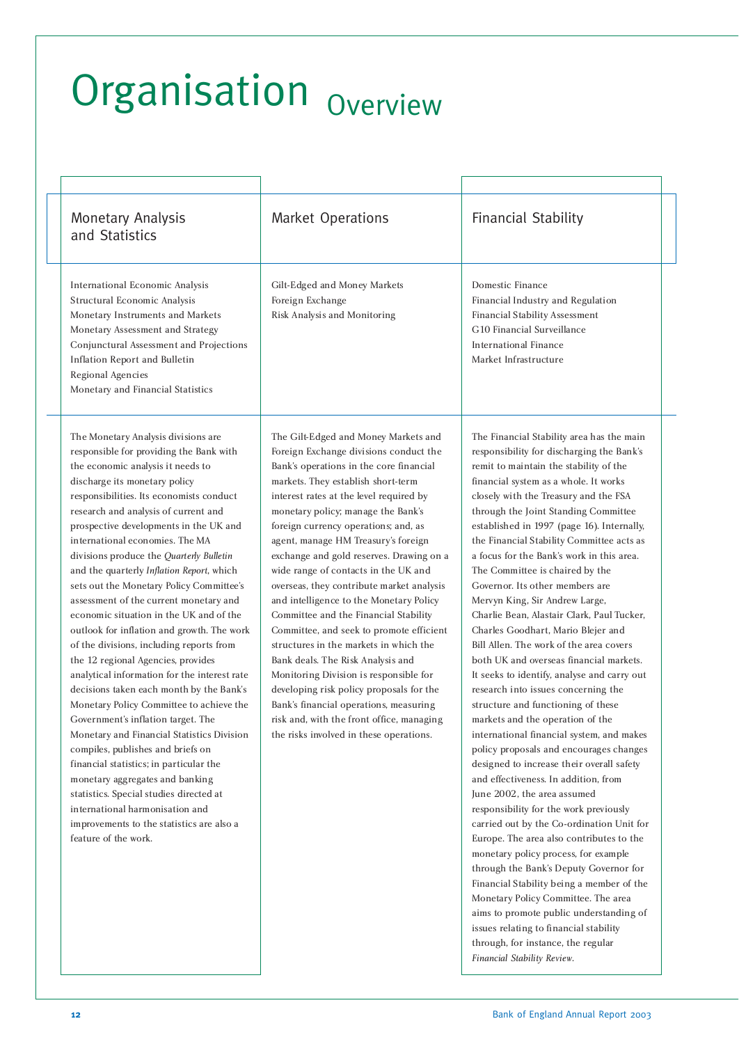# Organisation Overview

## Monetary Analysis and Statistics

International Economic Analysis
Structural Economic Analysis
Monetary Instruments and Markets
Monetary Assessment and Strategy
Conjunctural Assessment and Projections
Inflation Report and Bulletin
Regional Agencies
Monetary and Financial Statistics

The Monetary Analysis divisions are responsible for providing the Bank with the economic analysis it needs to discharge its monetary policy responsibilities. Its economists conduct research and analysis of current and prospective developments in the UK and international economies. The MA divisions produce the *Quarterly Bulletin* and the quarterly *Inflation Report*, which sets out the Monetary Policy Committee's assessment of the current monetary and economic situation in the UK and of the outlook for inflation and growth. The work of the divisions, including reports from the 12 regional Agencies, provides analytical information for the interest rate decisions taken each month by the Bank's Monetary Policy Committee to achieve the Government's inflation target. The Monetary and Financial Statistics Division compiles, publishes and briefs on financial statistics; in particular the monetary aggregates and banking statistics. Special studies directed at international harmonisation and improvements to the statistics are also a feature of the work.

## Market Operations

Gilt-Edged and Money Markets
Foreign Exchange
Risk Analysis and Monitoring

The Gilt-Edged and Money Markets and Foreign Exchange divisions conduct the Bank's operations in the core financial markets. They establish short-term interest rates at the level required by monetary policy; manage the Bank's foreign currency operations; and, as agent, manage HM Treasury's foreign exchange and gold reserves. Drawing on a wide range of contacts in the UK and overseas, they contribute market analysis and intelligence to the Monetary Policy Committee and the Financial Stability Committee, and seek to promote efficient structures in the markets in which the Bank deals. The Risk Analysis and Monitoring Division is responsible for developing risk policy proposals for the Bank's financial operations, measuring risk and, with the front office, managing the risks involved in these operations.

## Financial Stability

Domestic Finance
Financial Industry and Regulation
Financial Stability Assessment
G10 Financial Surveillance
International Finance
Market Infrastructure

The Financial Stability area has the main responsibility for discharging the Bank's remit to maintain the stability of the financial system as a whole. It works closely with the Treasury and the FSA through the Joint Standing Committee established in 1997 (page 16). Internally, the Financial Stability Committee acts as a focus for the Bank's work in this area. The Committee is chaired by the Governor. Its other members are Mervyn King, Sir Andrew Large, Charlie Bean, Alastair Clark, Paul Tucker, Charles Goodhart, Mario Blejer and Bill Allen. The work of the area covers both UK and overseas financial markets. It seeks to identify, analyse and carry out research into issues concerning the structure and functioning of these markets and the operation of the international financial system, and makes policy proposals and encourages changes designed to increase their overall safety and effectiveness. In addition, from June 2002, the area assumed responsibility for the work previously carried out by the Co-ordination Unit for Europe. The area also contributes to the monetary policy process, for example through the Bank's Deputy Governor for Financial Stability being a member of the Monetary Policy Committee. The area aims to promote public understanding of issues relating to financial stability through, for instance, the regular *Financial Stability Review*.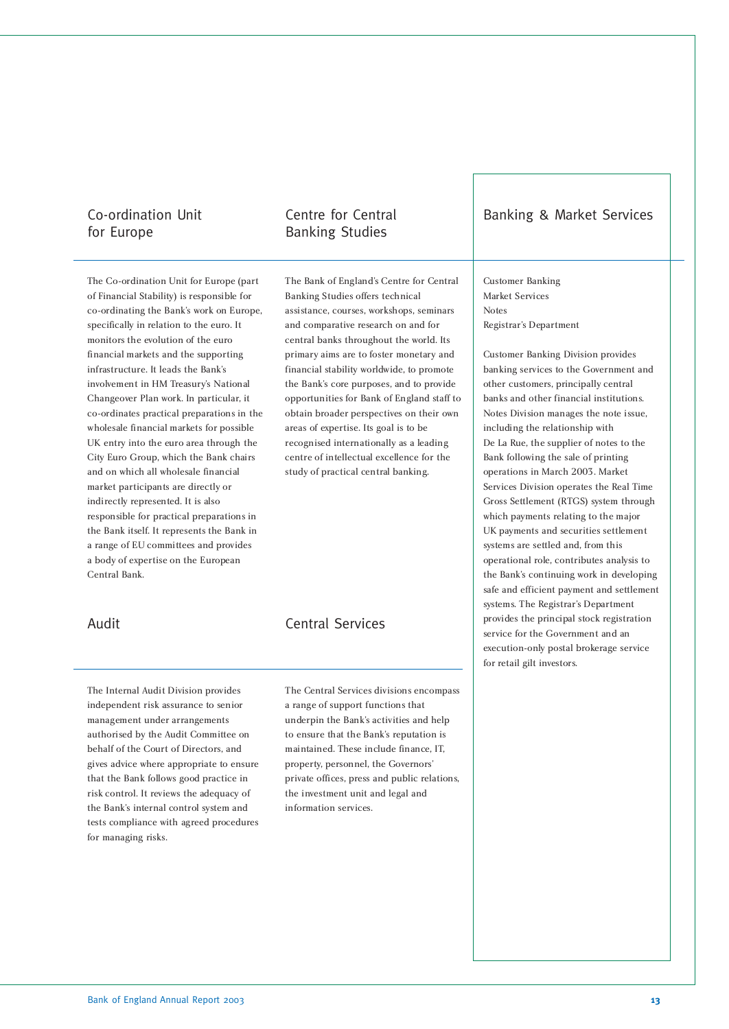## Co-ordination Unit for Europe

The Co-ordination Unit for Europe (part of Financial Stability) is responsible for co-ordinating the Bank's work on Europe, specifically in relation to the euro. It monitors the evolution of the euro financial markets and the supporting infrastructure. It leads the Bank's involvement in HM Treasury's National Changeover Plan work. In particular, it co-ordinates practical preparations in the wholesale financial markets for possible UK entry into the euro area through the City Euro Group, which the Bank chairs and on which all wholesale financial market participants are directly or indirectly represented. It is also responsible for practical preparations in the Bank itself. It represents the Bank in a range of EU committees and provides a body of expertise on the European Central Bank.

## Centre for Central Banking Studies

The Bank of England's Centre for Central Banking Studies offers technical assistance, courses, workshops, seminars and comparative research on and for central banks throughout the world. Its primary aims are to foster monetary and financial stability worldwide, to promote the Bank's core purposes, and to provide opportunities for Bank of England staff to obtain broader perspectives on their own areas of expertise. Its goal is to be recognised internationally as a leading centre of intellectual excellence for the study of practical central banking.

## Audit

The Internal Audit Division provides independent risk assurance to senior management under arrangements authorised by the Audit Committee on behalf of the Court of Directors, and gives advice where appropriate to ensure that the Bank follows good practice in risk control. It reviews the adequacy of the Bank's internal control system and tests compliance with agreed procedures for managing risks.

## Central Services

The Central Services divisions encompass a range of support functions that underpin the Bank's activities and help to ensure that the Bank's reputation is maintained. These include finance, IT, property, personnel, the Governors' private offices, press and public relations, the investment unit and legal and information services.

## Banking & Market Services

Customer Banking
Market Services
Notes
Registrar's Department

Customer Banking Division provides banking services to the Government and other customers, principally central banks and other financial institutions. Notes Division manages the note issue, including the relationship with De La Rue, the supplier of notes to the Bank following the sale of printing operations in March 2003. Market Services Division operates the Real Time Gross Settlement (RTGS) system through which payments relating to the major UK payments and securities settlement systems are settled and, from this operational role, contributes analysis to the Bank's continuing work in developing safe and efficient payment and settlement systems. The Registrar's Department provides the principal stock registration service for the Government and an execution-only postal brokerage service for retail gilt investors.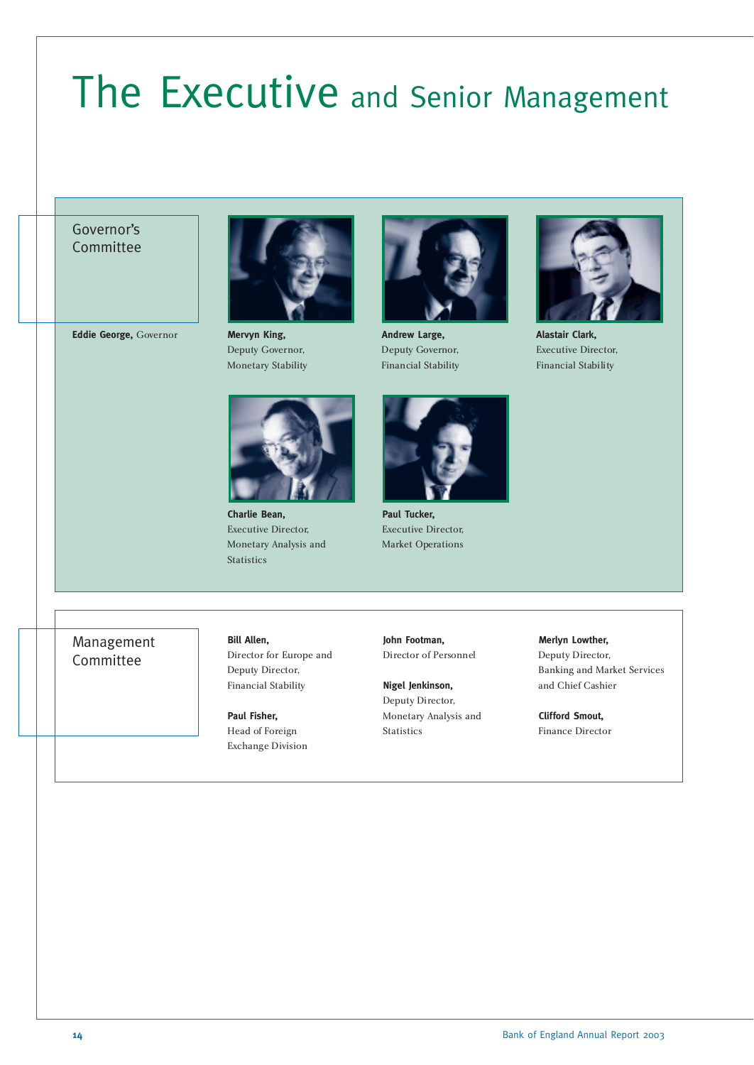# The Executive and Senior Management

## Governor's Committee

**Eddie George,** Governor

**Mervyn King,**
Deputy Governor,
Monetary Stability

**Andrew Large,**
Deputy Governor,
Financial Stability

**Alastair Clark,**
Executive Director,
Financial Stability

**Charlie Bean,**
Executive Director,
Monetary Analysis and
Statistics

**Paul Tucker,**
Executive Director,
Market Operations

## Management Committee

**Bill Allen,**
Director for Europe and
Deputy Director,
Financial Stability

**Paul Fisher,**
Head of Foreign
Exchange Division

**John Footman,**
Director of Personnel

**Nigel Jenkinson,**
Deputy Director,
Monetary Analysis and
Statistics

**Merlyn Lowther,**
Deputy Director,
Banking and Market Services
and Chief Cashier

**Clifford Smout,**
Finance Director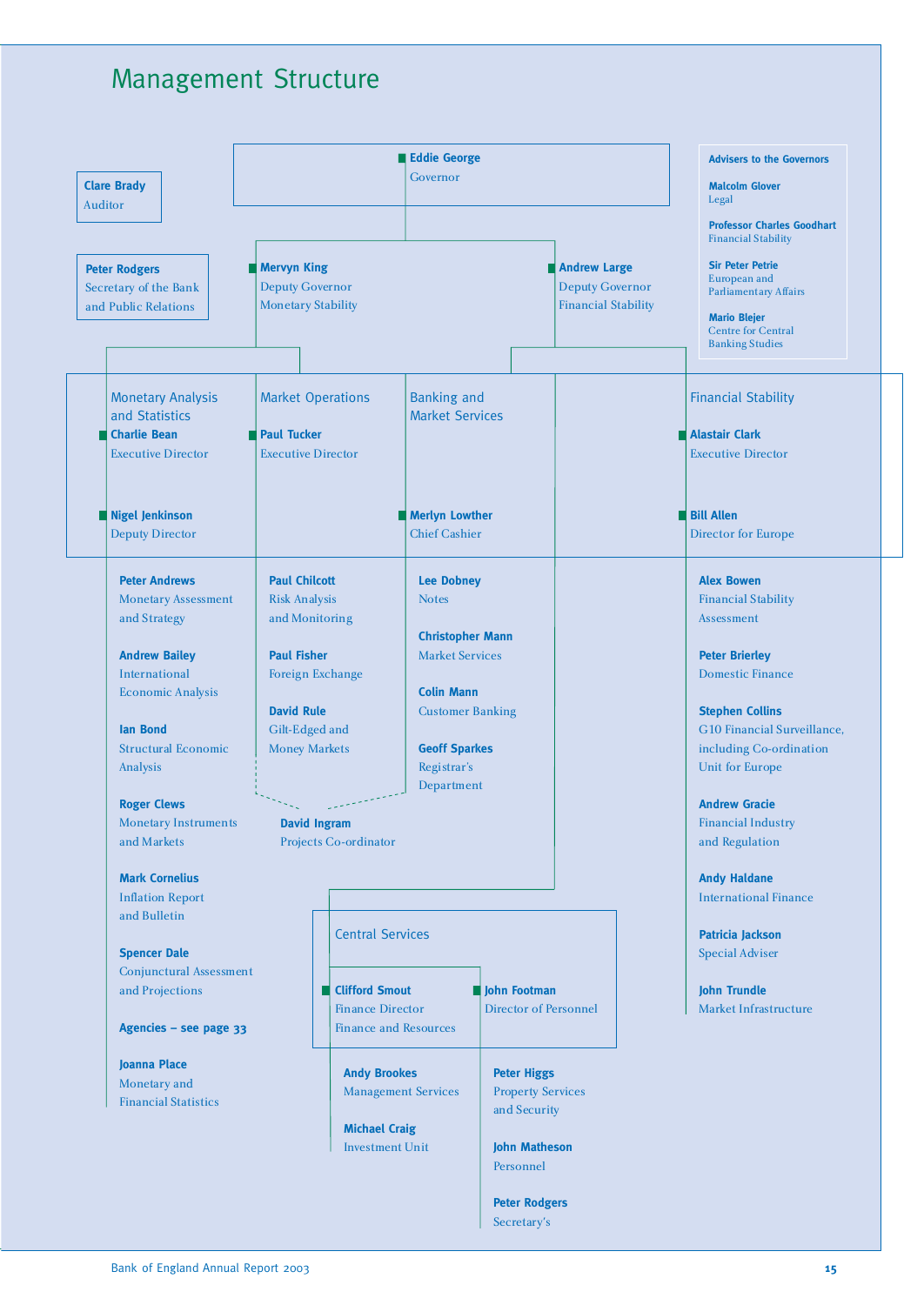# Management Structure

**Clare Brady**
Auditor

**Peter Rodgers**
Secretary of the Bank and Public Relations

**Eddie George**
Governor

**Advisers to the Governors**

- **Malcolm Glover** — Legal
- **Professor Charles Goodhart** — Financial Stability
- **Sir Peter Petrie** — European and Parliamentary Affairs
- **Mario Blejer** — Centre for Central Banking Studies

**Mervyn King**
Deputy Governor
Monetary Stability

**Andrew Large**
Deputy Governor
Financial Stability

## Monetary Analysis and Statistics

**Charlie Bean**
Executive Director

**Nigel Jenkinson**
Deputy Director

- **Peter Andrews** — Monetary Assessment and Strategy
- **Andrew Bailey** — International Economic Analysis
- **Ian Bond** — Structural Economic Analysis
- **Roger Clews** — Monetary Instruments and Markets
- **Mark Cornelius** — Inflation Report and Bulletin
- **Spencer Dale** — Conjunctural Assessment and Projections
- **Agencies – see page 33**
- **Joanna Place** — Monetary and Financial Statistics

## Market Operations

**Paul Tucker**
Executive Director

- **Paul Chilcott** — Risk Analysis and Monitoring
- **Paul Fisher** — Foreign Exchange
- **David Rule** — Gilt-Edged and Money Markets

**David Ingram**
Projects Co-ordinator

## Banking and Market Services

**Merlyn Lowther**
Chief Cashier

- **Lee Dobney** — Notes
- **Christopher Mann** — Market Services
- **Colin Mann** — Customer Banking
- **Geoff Sparkes** — Registrar's Department

## Financial Stability

**Alastair Clark**
Executive Director

**Bill Allen**
Director for Europe

- **Alex Bowen** — Financial Stability Assessment
- **Peter Brierley** — Domestic Finance
- **Stephen Collins** — G10 Financial Surveillance, including Co-ordination Unit for Europe
- **Andrew Gracie** — Financial Industry and Regulation
- **Andy Haldane** — International Finance
- **Patricia Jackson** — Special Adviser
- **John Trundle** — Market Infrastructure

## Central Services

**Clifford Smout**
Finance Director
Finance and Resources

- **Andy Brookes** — Management Services
- **Michael Craig** — Investment Unit

**John Footman**
Director of Personnel

- **Peter Higgs** — Property Services and Security
- **John Matheson** — Personnel
- **Peter Rodgers** — Secretary's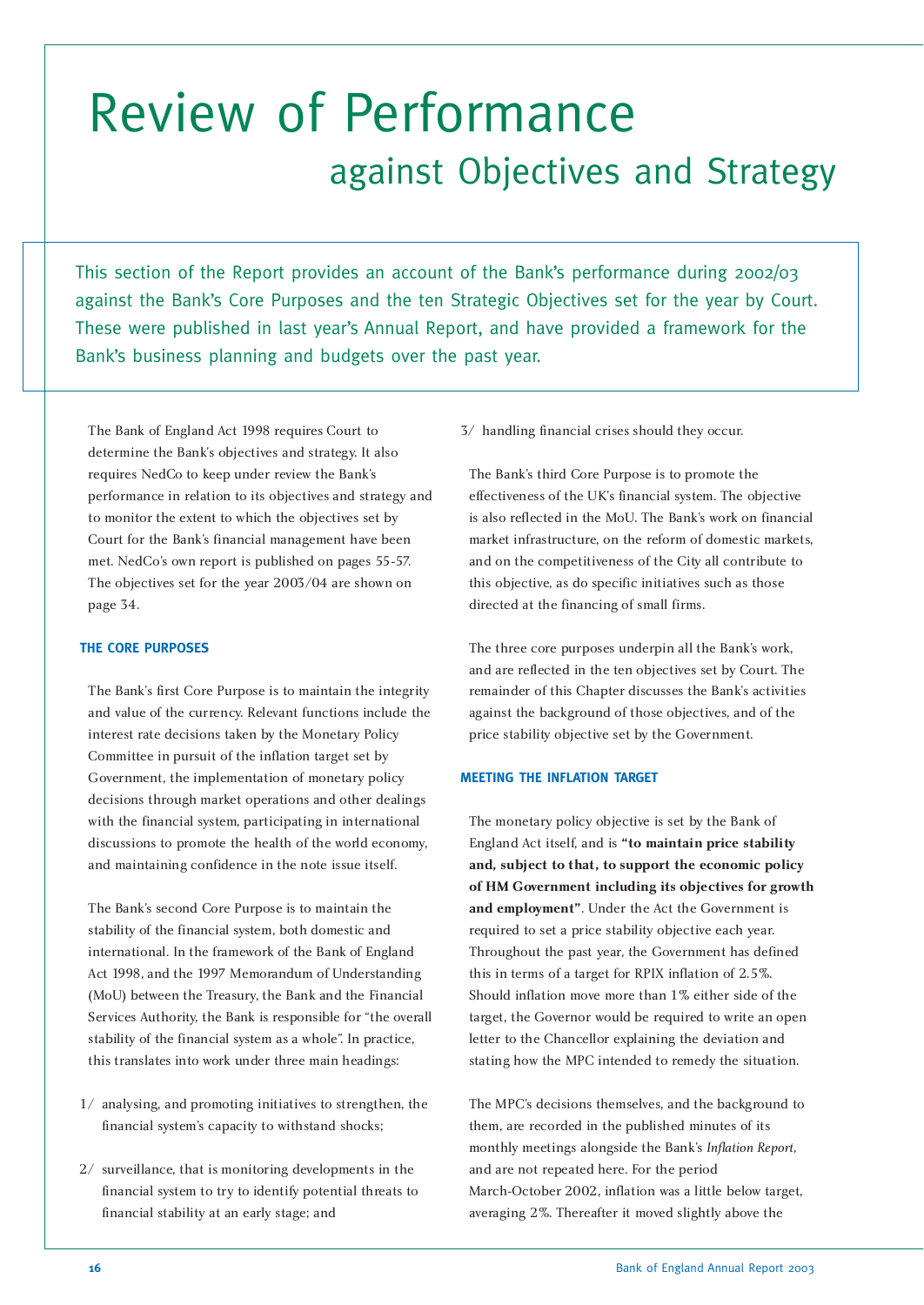# Review of Performance

## against Objectives and Strategy

This section of the Report provides an account of the Bank's performance during 2002/03 against the Bank's Core Purposes and the ten Strategic Objectives set for the year by Court. These were published in last year's Annual Report, and have provided a framework for the Bank's business planning and budgets over the past year.

The Bank of England Act 1998 requires Court to determine the Bank's objectives and strategy. It also requires NedCo to keep under review the Bank's performance in relation to its objectives and strategy and to monitor the extent to which the objectives set by Court for the Bank's financial management have been met. NedCo's own report is published on pages 55-57. The objectives set for the year 2003/04 are shown on page 34.

### THE CORE PURPOSES

The Bank's first Core Purpose is to maintain the integrity and value of the currency. Relevant functions include the interest rate decisions taken by the Monetary Policy Committee in pursuit of the inflation target set by Government, the implementation of monetary policy decisions through market operations and other dealings with the financial system, participating in international discussions to promote the health of the world economy, and maintaining confidence in the note issue itself.

The Bank's second Core Purpose is to maintain the stability of the financial system, both domestic and international. In the framework of the Bank of England Act 1998, and the 1997 Memorandum of Understanding (MoU) between the Treasury, the Bank and the Financial Services Authority, the Bank is responsible for "the overall stability of the financial system as a whole". In practice, this translates into work under three main headings:

1/ analysing, and promoting initiatives to strengthen, the financial system's capacity to withstand shocks;

2/ surveillance, that is monitoring developments in the financial system to try to identify potential threats to financial stability at an early stage; and

3/ handling financial crises should they occur.

The Bank's third Core Purpose is to promote the effectiveness of the UK's financial system. The objective is also reflected in the MoU. The Bank's work on financial market infrastructure, on the reform of domestic markets, and on the competitiveness of the City all contribute to this objective, as do specific initiatives such as those directed at the financing of small firms.

The three core purposes underpin all the Bank's work, and are reflected in the ten objectives set by Court. The remainder of this Chapter discusses the Bank's activities against the background of those objectives, and of the price stability objective set by the Government.

### MEETING THE INFLATION TARGET

The monetary policy objective is set by the Bank of England Act itself, and is **"to maintain price stability and, subject to that, to support the economic policy of HM Government including its objectives for growth and employment"**. Under the Act the Government is required to set a price stability objective each year. Throughout the past year, the Government has defined this in terms of a target for RPIX inflation of 2.5%. Should inflation move more than 1% either side of the target, the Governor would be required to write an open letter to the Chancellor explaining the deviation and stating how the MPC intended to remedy the situation.

The MPC's decisions themselves, and the background to them, are recorded in the published minutes of its monthly meetings alongside the Bank's *Inflation Report*, and are not repeated here. For the period March-October 2002, inflation was a little below target, averaging 2%. Thereafter it moved slightly above the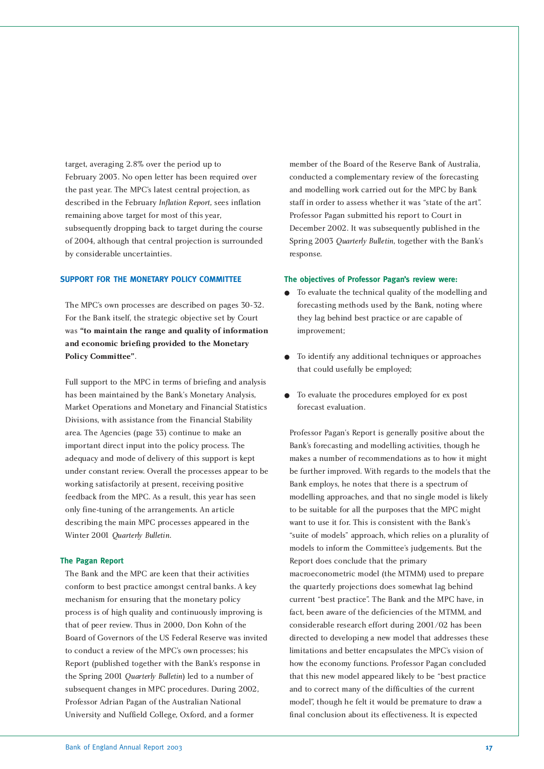target, averaging 2.8% over the period up to February 2003. No open letter has been required over the past year. The MPC's latest central projection, as described in the February *Inflation Report*, sees inflation remaining above target for most of this year, subsequently dropping back to target during the course of 2004, although that central projection is surrounded by considerable uncertainties.

## SUPPORT FOR THE MONETARY POLICY COMMITTEE

The MPC's own processes are described on pages 30-32. For the Bank itself, the strategic objective set by Court was **"to maintain the range and quality of information and economic briefing provided to the Monetary Policy Committee"**.

Full support to the MPC in terms of briefing and analysis has been maintained by the Bank's Monetary Analysis, Market Operations and Monetary and Financial Statistics Divisions, with assistance from the Financial Stability area. The Agencies (page 33) continue to make an important direct input into the policy process. The adequacy and mode of delivery of this support is kept under constant review. Overall the processes appear to be working satisfactorily at present, receiving positive feedback from the MPC. As a result, this year has seen only fine-tuning of the arrangements. An article describing the main MPC processes appeared in the Winter 2001 *Quarterly Bulletin*.

### The Pagan Report

The Bank and the MPC are keen that their activities conform to best practice amongst central banks. A key mechanism for ensuring that the monetary policy process is of high quality and continuously improving is that of peer review. Thus in 2000, Don Kohn of the Board of Governors of the US Federal Reserve was invited to conduct a review of the MPC's own processes; his Report (published together with the Bank's response in the Spring 2001 *Quarterly Bulletin*) led to a number of subsequent changes in MPC procedures. During 2002, Professor Adrian Pagan of the Australian National University and Nuffield College, Oxford, and a former member of the Board of the Reserve Bank of Australia, conducted a complementary review of the forecasting and modelling work carried out for the MPC by Bank staff in order to assess whether it was "state of the art". Professor Pagan submitted his report to Court in December 2002. It was subsequently published in the Spring 2003 *Quarterly Bulletin*, together with the Bank's response.

**The objectives of Professor Pagan's review were:**

- To evaluate the technical quality of the modelling and forecasting methods used by the Bank, noting where they lag behind best practice or are capable of improvement;
- To identify any additional techniques or approaches that could usefully be employed;
- To evaluate the procedures employed for ex post forecast evaluation.

Professor Pagan's Report is generally positive about the Bank's forecasting and modelling activities, though he makes a number of recommendations as to how it might be further improved. With regards to the models that the Bank employs, he notes that there is a spectrum of modelling approaches, and that no single model is likely to be suitable for all the purposes that the MPC might want to use it for. This is consistent with the Bank's "suite of models" approach, which relies on a plurality of models to inform the Committee's judgements. But the Report does conclude that the primary macroeconometric model (the MTMM) used to prepare the quarterly projections does somewhat lag behind current "best practice". The Bank and the MPC have, in fact, been aware of the deficiencies of the MTMM, and considerable research effort during 2001/02 has been directed to developing a new model that addresses these limitations and better encapsulates the MPC's vision of how the economy functions. Professor Pagan concluded that this new model appeared likely to be "best practice and to correct many of the difficulties of the current model", though he felt it would be premature to draw a final conclusion about its effectiveness. It is expected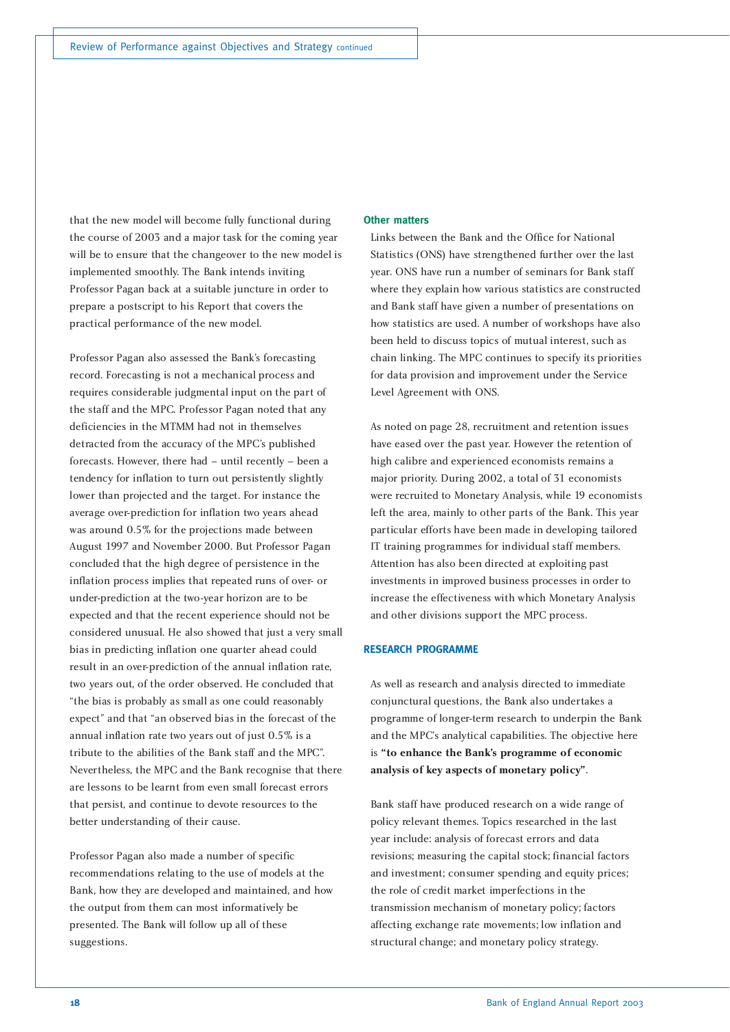that the new model will become fully functional during the course of 2003 and a major task for the coming year will be to ensure that the changeover to the new model is implemented smoothly. The Bank intends inviting Professor Pagan back at a suitable juncture in order to prepare a postscript to his Report that covers the practical performance of the new model.

Professor Pagan also assessed the Bank's forecasting record. Forecasting is not a mechanical process and requires considerable judgmental input on the part of the staff and the MPC. Professor Pagan noted that any deficiencies in the MTMM had not in themselves detracted from the accuracy of the MPC's published forecasts. However, there had – until recently – been a tendency for inflation to turn out persistently slightly lower than projected and the target. For instance the average over-prediction for inflation two years ahead was around 0.5% for the projections made between August 1997 and November 2000. But Professor Pagan concluded that the high degree of persistence in the inflation process implies that repeated runs of over- or under-prediction at the two-year horizon are to be expected and that the recent experience should not be considered unusual. He also showed that just a very small bias in predicting inflation one quarter ahead could result in an over-prediction of the annual inflation rate, two years out, of the order observed. He concluded that "the bias is probably as small as one could reasonably expect" and that "an observed bias in the forecast of the annual inflation rate two years out of just 0.5% is a tribute to the abilities of the Bank staff and the MPC". Nevertheless, the MPC and the Bank recognise that there are lessons to be learnt from even small forecast errors that persist, and continue to devote resources to the better understanding of their cause.

Professor Pagan also made a number of specific recommendations relating to the use of models at the Bank, how they are developed and maintained, and how the output from them can most informatively be presented. The Bank will follow up all of these suggestions.

### Other matters

Links between the Bank and the Office for National Statistics (ONS) have strengthened further over the last year. ONS have run a number of seminars for Bank staff where they explain how various statistics are constructed and Bank staff have given a number of presentations on how statistics are used. A number of workshops have also been held to discuss topics of mutual interest, such as chain linking. The MPC continues to specify its priorities for data provision and improvement under the Service Level Agreement with ONS.

As noted on page 28, recruitment and retention issues have eased over the past year. However the retention of high calibre and experienced economists remains a major priority. During 2002, a total of 31 economists were recruited to Monetary Analysis, while 19 economists left the area, mainly to other parts of the Bank. This year particular efforts have been made in developing tailored IT training programmes for individual staff members. Attention has also been directed at exploiting past investments in improved business processes in order to increase the effectiveness with which Monetary Analysis and other divisions support the MPC process.

## RESEARCH PROGRAMME

As well as research and analysis directed to immediate conjunctural questions, the Bank also undertakes a programme of longer-term research to underpin the Bank and the MPC's analytical capabilities. The objective here is **"to enhance the Bank's programme of economic analysis of key aspects of monetary policy"**.

Bank staff have produced research on a wide range of policy relevant themes. Topics researched in the last year include: analysis of forecast errors and data revisions; measuring the capital stock; financial factors and investment; consumer spending and equity prices; the role of credit market imperfections in the transmission mechanism of monetary policy; factors affecting exchange rate movements; low inflation and structural change; and monetary policy strategy.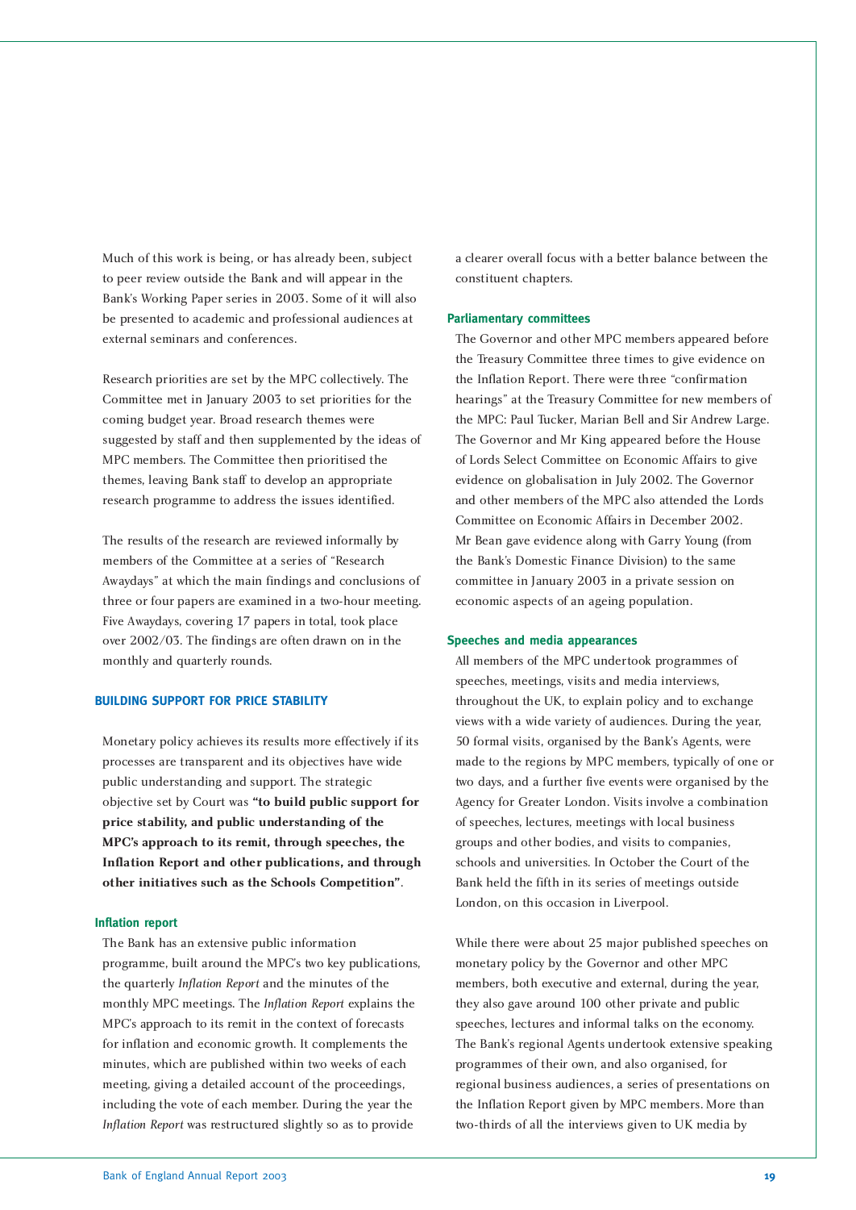Much of this work is being, or has already been, subject to peer review outside the Bank and will appear in the Bank's Working Paper series in 2003. Some of it will also be presented to academic and professional audiences at external seminars and conferences.

Research priorities are set by the MPC collectively. The Committee met in January 2003 to set priorities for the coming budget year. Broad research themes were suggested by staff and then supplemented by the ideas of MPC members. The Committee then prioritised the themes, leaving Bank staff to develop an appropriate research programme to address the issues identified.

The results of the research are reviewed informally by members of the Committee at a series of "Research Awaydays" at which the main findings and conclusions of three or four papers are examined in a two-hour meeting. Five Awaydays, covering 17 papers in total, took place over 2002/03. The findings are often drawn on in the monthly and quarterly rounds.

## BUILDING SUPPORT FOR PRICE STABILITY

Monetary policy achieves its results more effectively if its processes are transparent and its objectives have wide public understanding and support. The strategic objective set by Court was **"to build public support for price stability, and public understanding of the MPC's approach to its remit, through speeches, the Inflation Report and other publications, and through other initiatives such as the Schools Competition"**.

### Inflation report

The Bank has an extensive public information programme, built around the MPC's two key publications, the quarterly *Inflation Report* and the minutes of the monthly MPC meetings. The *Inflation Report* explains the MPC's approach to its remit in the context of forecasts for inflation and economic growth. It complements the minutes, which are published within two weeks of each meeting, giving a detailed account of the proceedings, including the vote of each member. During the year the *Inflation Report* was restructured slightly so as to provide a clearer overall focus with a better balance between the constituent chapters.

### Parliamentary committees

The Governor and other MPC members appeared before the Treasury Committee three times to give evidence on the Inflation Report. There were three "confirmation hearings" at the Treasury Committee for new members of the MPC: Paul Tucker, Marian Bell and Sir Andrew Large. The Governor and Mr King appeared before the House of Lords Select Committee on Economic Affairs to give evidence on globalisation in July 2002. The Governor and other members of the MPC also attended the Lords Committee on Economic Affairs in December 2002. Mr Bean gave evidence along with Garry Young (from the Bank's Domestic Finance Division) to the same committee in January 2003 in a private session on economic aspects of an ageing population.

### Speeches and media appearances

All members of the MPC undertook programmes of speeches, meetings, visits and media interviews, throughout the UK, to explain policy and to exchange views with a wide variety of audiences. During the year, 50 formal visits, organised by the Bank's Agents, were made to the regions by MPC members, typically of one or two days, and a further five events were organised by the Agency for Greater London. Visits involve a combination of speeches, lectures, meetings with local business groups and other bodies, and visits to companies, schools and universities. In October the Court of the Bank held the fifth in its series of meetings outside London, on this occasion in Liverpool.

While there were about 25 major published speeches on monetary policy by the Governor and other MPC members, both executive and external, during the year, they also gave around 100 other private and public speeches, lectures and informal talks on the economy. The Bank's regional Agents undertook extensive speaking programmes of their own, and also organised, for regional business audiences, a series of presentations on the Inflation Report given by MPC members. More than two-thirds of all the interviews given to UK media by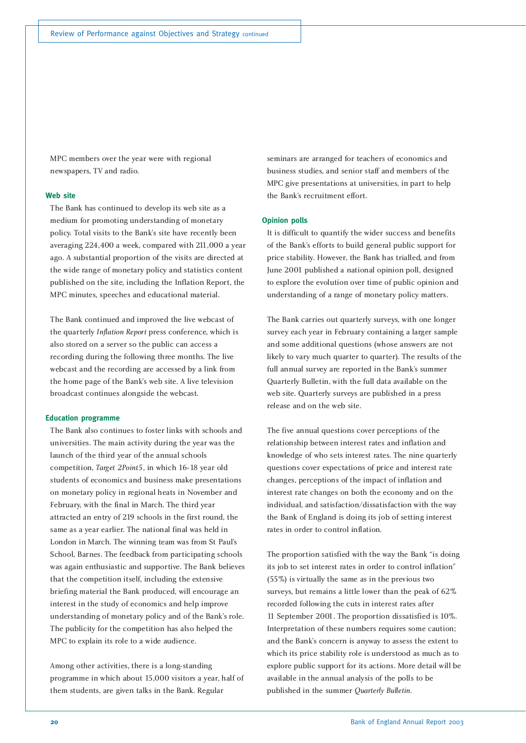MPC members over the year were with regional newspapers, TV and radio.

### Web site

The Bank has continued to develop its web site as a medium for promoting understanding of monetary policy. Total visits to the Bank's site have recently been averaging 224,400 a week, compared with 211,000 a year ago. A substantial proportion of the visits are directed at the wide range of monetary policy and statistics content published on the site, including the Inflation Report, the MPC minutes, speeches and educational material.

The Bank continued and improved the live webcast of the quarterly *Inflation Report* press conference, which is also stored on a server so the public can access a recording during the following three months. The live webcast and the recording are accessed by a link from the home page of the Bank's web site. A live television broadcast continues alongside the webcast.

### Education programme

The Bank also continues to foster links with schools and universities. The main activity during the year was the launch of the third year of the annual schools competition, *Target 2Point5*, in which 16-18 year old students of economics and business make presentations on monetary policy in regional heats in November and February, with the final in March. The third year attracted an entry of 219 schools in the first round, the same as a year earlier. The national final was held in London in March. The winning team was from St Paul's School, Barnes. The feedback from participating schools was again enthusiastic and supportive. The Bank believes that the competition itself, including the extensive briefing material the Bank produced, will encourage an interest in the study of economics and help improve understanding of monetary policy and of the Bank's role. The publicity for the competition has also helped the MPC to explain its role to a wide audience.

Among other activities, there is a long-standing programme in which about 15,000 visitors a year, half of them students, are given talks in the Bank. Regular seminars are arranged for teachers of economics and business studies, and senior staff and members of the MPC give presentations at universities, in part to help the Bank's recruitment effort.

### Opinion polls

It is difficult to quantify the wider success and benefits of the Bank's efforts to build general public support for price stability. However, the Bank has trialled, and from June 2001 published a national opinion poll, designed to explore the evolution over time of public opinion and understanding of a range of monetary policy matters.

The Bank carries out quarterly surveys, with one longer survey each year in February containing a larger sample and some additional questions (whose answers are not likely to vary much quarter to quarter). The results of the full annual survey are reported in the Bank's summer Quarterly Bulletin, with the full data available on the web site. Quarterly surveys are published in a press release and on the web site.

The five annual questions cover perceptions of the relationship between interest rates and inflation and knowledge of who sets interest rates. The nine quarterly questions cover expectations of price and interest rate changes, perceptions of the impact of inflation and interest rate changes on both the economy and on the individual, and satisfaction/dissatisfaction with the way the Bank of England is doing its job of setting interest rates in order to control inflation.

The proportion satisfied with the way the Bank "is doing its job to set interest rates in order to control inflation" (55%) is virtually the same as in the previous two surveys, but remains a little lower than the peak of 62% recorded following the cuts in interest rates after 11 September 2001. The proportion dissatisfied is 10%. Interpretation of these numbers requires some caution; and the Bank's concern is anyway to assess the extent to which its price stability role is understood as much as to explore public support for its actions. More detail will be available in the annual analysis of the polls to be published in the summer *Quarterly Bulletin*.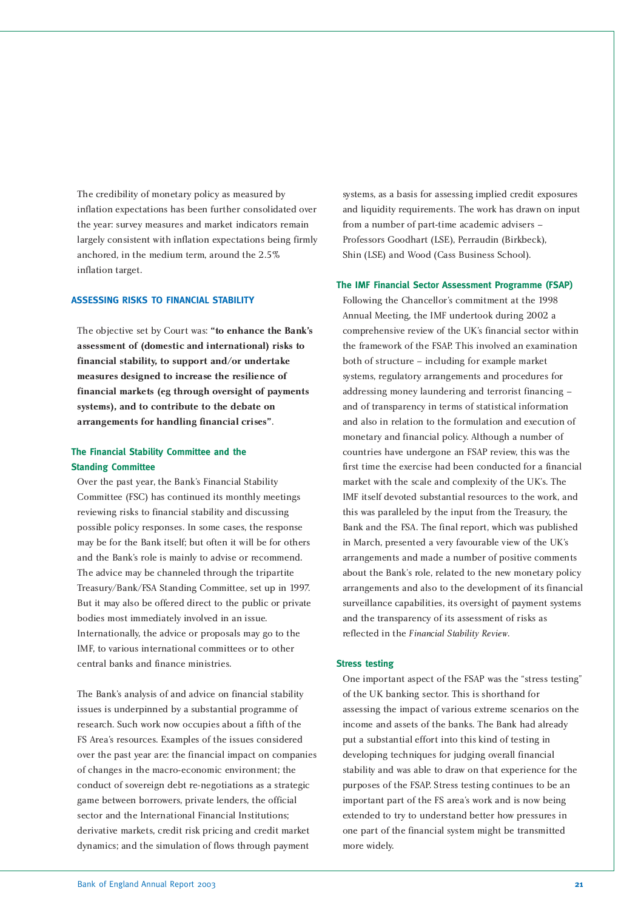The credibility of monetary policy as measured by inflation expectations has been further consolidated over the year: survey measures and market indicators remain largely consistent with inflation expectations being firmly anchored, in the medium term, around the 2.5% inflation target.

## ASSESSING RISKS TO FINANCIAL STABILITY

The objective set by Court was: **"to enhance the Bank's assessment of (domestic and international) risks to financial stability, to support and/or undertake measures designed to increase the resilience of financial markets (eg through oversight of payments systems), and to contribute to the debate on arrangements for handling financial crises"**.

### The Financial Stability Committee and the Standing Committee

Over the past year, the Bank's Financial Stability Committee (FSC) has continued its monthly meetings reviewing risks to financial stability and discussing possible policy responses. In some cases, the response may be for the Bank itself; but often it will be for others and the Bank's role is mainly to advise or recommend. The advice may be channeled through the tripartite Treasury/Bank/FSA Standing Committee, set up in 1997. But it may also be offered direct to the public or private bodies most immediately involved in an issue. Internationally, the advice or proposals may go to the IMF, to various international committees or to other central banks and finance ministries.

The Bank's analysis of and advice on financial stability issues is underpinned by a substantial programme of research. Such work now occupies about a fifth of the FS Area's resources. Examples of the issues considered over the past year are: the financial impact on companies of changes in the macro-economic environment; the conduct of sovereign debt re-negotiations as a strategic game between borrowers, private lenders, the official sector and the International Financial Institutions; derivative markets, credit risk pricing and credit market dynamics; and the simulation of flows through payment systems, as a basis for assessing implied credit exposures and liquidity requirements. The work has drawn on input from a number of part-time academic advisers – Professors Goodhart (LSE), Perraudin (Birkbeck), Shin (LSE) and Wood (Cass Business School).

### The IMF Financial Sector Assessment Programme (FSAP)

Following the Chancellor's commitment at the 1998 Annual Meeting, the IMF undertook during 2002 a comprehensive review of the UK's financial sector within the framework of the FSAP. This involved an examination both of structure – including for example market systems, regulatory arrangements and procedures for addressing money laundering and terrorist financing – and of transparency in terms of statistical information and also in relation to the formulation and execution of monetary and financial policy. Although a number of countries have undergone an FSAP review, this was the first time the exercise had been conducted for a financial market with the scale and complexity of the UK's. The IMF itself devoted substantial resources to the work, and this was paralleled by the input from the Treasury, the Bank and the FSA. The final report, which was published in March, presented a very favourable view of the UK's arrangements and made a number of positive comments about the Bank's role, related to the new monetary policy arrangements and also to the development of its financial surveillance capabilities, its oversight of payment systems and the transparency of its assessment of risks as reflected in the *Financial Stability Review*.

### Stress testing

One important aspect of the FSAP was the "stress testing" of the UK banking sector. This is shorthand for assessing the impact of various extreme scenarios on the income and assets of the banks. The Bank had already put a substantial effort into this kind of testing in developing techniques for judging overall financial stability and was able to draw on that experience for the purposes of the FSAP. Stress testing continues to be an important part of the FS area's work and is now being extended to try to understand better how pressures in one part of the financial system might be transmitted more widely.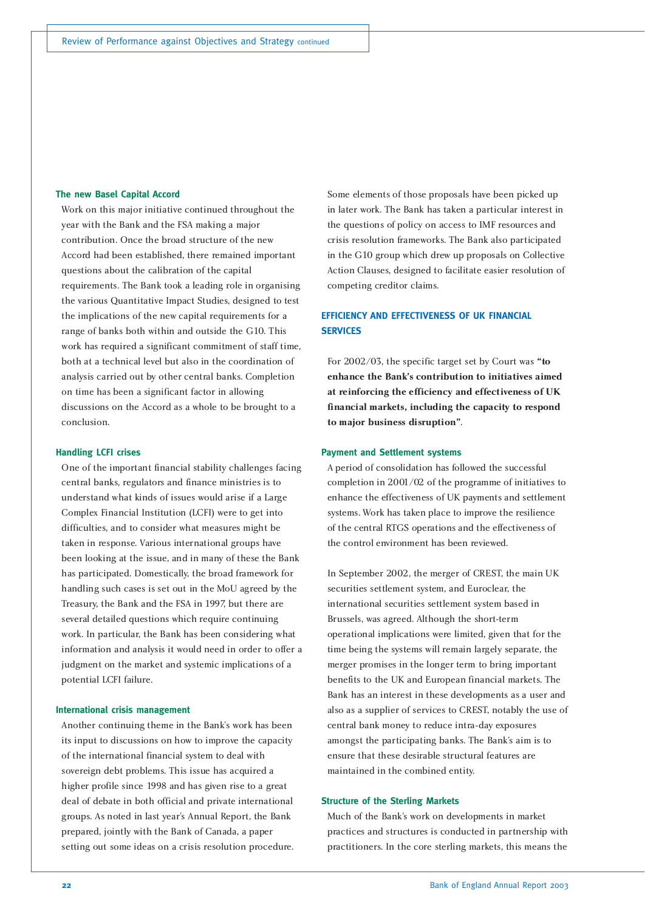### The new Basel Capital Accord

Work on this major initiative continued throughout the year with the Bank and the FSA making a major contribution. Once the broad structure of the new Accord had been established, there remained important questions about the calibration of the capital requirements. The Bank took a leading role in organising the various Quantitative Impact Studies, designed to test the implications of the new capital requirements for a range of banks both within and outside the G10. This work has required a significant commitment of staff time, both at a technical level but also in the coordination of analysis carried out by other central banks. Completion on time has been a significant factor in allowing discussions on the Accord as a whole to be brought to a conclusion.

### Handling LCFI crises

One of the important financial stability challenges facing central banks, regulators and finance ministries is to understand what kinds of issues would arise if a Large Complex Financial Institution (LCFI) were to get into difficulties, and to consider what measures might be taken in response. Various international groups have been looking at the issue, and in many of these the Bank has participated. Domestically, the broad framework for handling such cases is set out in the MoU agreed by the Treasury, the Bank and the FSA in 1997, but there are several detailed questions which require continuing work. In particular, the Bank has been considering what information and analysis it would need in order to offer a judgment on the market and systemic implications of a potential LCFI failure.

### International crisis management

Another continuing theme in the Bank's work has been its input to discussions on how to improve the capacity of the international financial system to deal with sovereign debt problems. This issue has acquired a higher profile since 1998 and has given rise to a great deal of debate in both official and private international groups. As noted in last year's Annual Report, the Bank prepared, jointly with the Bank of Canada, a paper setting out some ideas on a crisis resolution procedure. Some elements of those proposals have been picked up in later work. The Bank has taken a particular interest in the questions of policy on access to IMF resources and crisis resolution frameworks. The Bank also participated in the G10 group which drew up proposals on Collective Action Clauses, designed to facilitate easier resolution of competing creditor claims.

## EFFICIENCY AND EFFECTIVENESS OF UK FINANCIAL SERVICES

For 2002/03, the specific target set by Court was **"to enhance the Bank's contribution to initiatives aimed at reinforcing the efficiency and effectiveness of UK financial markets, including the capacity to respond to major business disruption"**.

### Payment and Settlement systems

A period of consolidation has followed the successful completion in 2001/02 of the programme of initiatives to enhance the effectiveness of UK payments and settlement systems. Work has taken place to improve the resilience of the central RTGS operations and the effectiveness of the control environment has been reviewed.

In September 2002, the merger of CREST, the main UK securities settlement system, and Euroclear, the international securities settlement system based in Brussels, was agreed. Although the short-term operational implications were limited, given that for the time being the systems will remain largely separate, the merger promises in the longer term to bring important benefits to the UK and European financial markets. The Bank has an interest in these developments as a user and also as a supplier of services to CREST, notably the use of central bank money to reduce intra-day exposures amongst the participating banks. The Bank's aim is to ensure that these desirable structural features are maintained in the combined entity.

### Structure of the Sterling Markets

Much of the Bank's work on developments in market practices and structures is conducted in partnership with practitioners. In the core sterling markets, this means the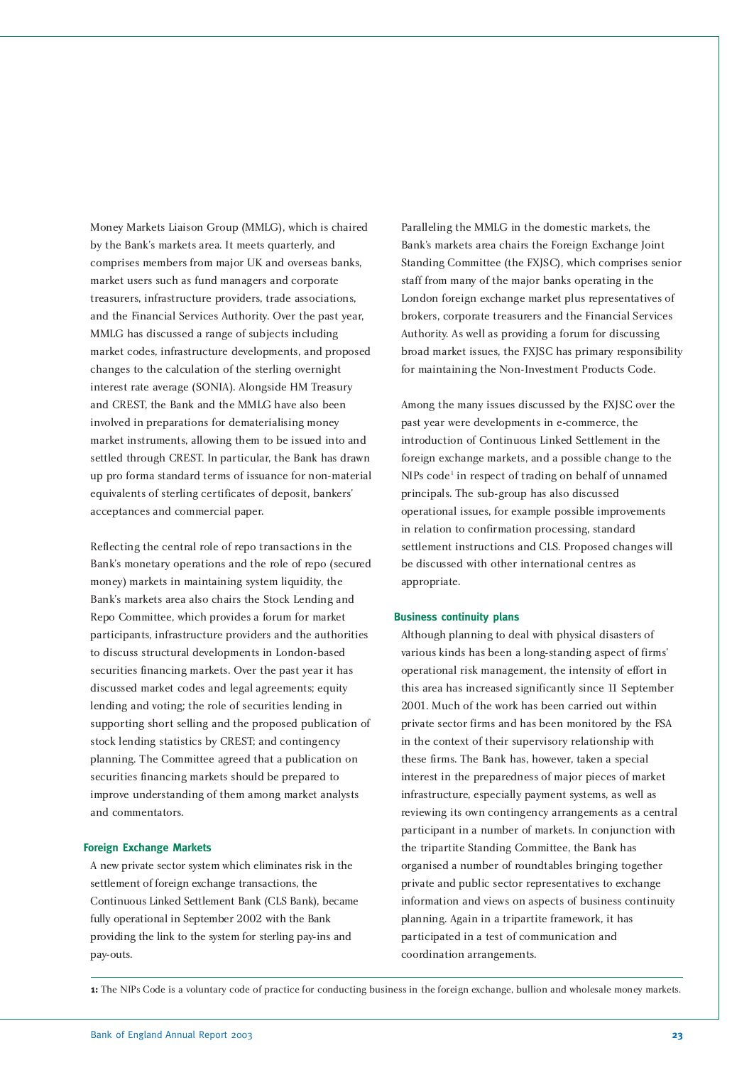Money Markets Liaison Group (MMLG), which is chaired by the Bank's markets area. It meets quarterly, and comprises members from major UK and overseas banks, market users such as fund managers and corporate treasurers, infrastructure providers, trade associations, and the Financial Services Authority. Over the past year, MMLG has discussed a range of subjects including market codes, infrastructure developments, and proposed changes to the calculation of the sterling overnight interest rate average (SONIA). Alongside HM Treasury and CREST, the Bank and the MMLG have also been involved in preparations for dematerialising money market instruments, allowing them to be issued into and settled through CREST. In particular, the Bank has drawn up pro forma standard terms of issuance for non-material equivalents of sterling certificates of deposit, bankers' acceptances and commercial paper.

Reflecting the central role of repo transactions in the Bank's monetary operations and the role of repo (secured money) markets in maintaining system liquidity, the Bank's markets area also chairs the Stock Lending and Repo Committee, which provides a forum for market participants, infrastructure providers and the authorities to discuss structural developments in London-based securities financing markets. Over the past year it has discussed market codes and legal agreements; equity lending and voting; the role of securities lending in supporting short selling and the proposed publication of stock lending statistics by CREST; and contingency planning. The Committee agreed that a publication on securities financing markets should be prepared to improve understanding of them among market analysts and commentators.

### Foreign Exchange Markets

A new private sector system which eliminates risk in the settlement of foreign exchange transactions, the Continuous Linked Settlement Bank (CLS Bank), became fully operational in September 2002 with the Bank providing the link to the system for sterling pay-ins and pay-outs.

Paralleling the MMLG in the domestic markets, the Bank's markets area chairs the Foreign Exchange Joint Standing Committee (the FXJSC), which comprises senior staff from many of the major banks operating in the London foreign exchange market plus representatives of brokers, corporate treasurers and the Financial Services Authority. As well as providing a forum for discussing broad market issues, the FXJSC has primary responsibility for maintaining the Non-Investment Products Code.

Among the many issues discussed by the FXJSC over the past year were developments in e-commerce, the introduction of Continuous Linked Settlement in the foreign exchange markets, and a possible change to the NIPs code[1] in respect of trading on behalf of unnamed principals. The sub-group has also discussed operational issues, for example possible improvements in relation to confirmation processing, standard settlement instructions and CLS. Proposed changes will be discussed with other international centres as appropriate.

### Business continuity plans

Although planning to deal with physical disasters of various kinds has been a long-standing aspect of firms' operational risk management, the intensity of effort in this area has increased significantly since 11 September 2001. Much of the work has been carried out within private sector firms and has been monitored by the FSA in the context of their supervisory relationship with these firms. The Bank has, however, taken a special interest in the preparedness of major pieces of market infrastructure, especially payment systems, as well as reviewing its own contingency arrangements as a central participant in a number of markets. In conjunction with the tripartite Standing Committee, the Bank has organised a number of roundtables bringing together private and public sector representatives to exchange information and views on aspects of business continuity planning. Again in a tripartite framework, it has participated in a test of communication and coordination arrangements.

**1:** The NIPs Code is a voluntary code of practice for conducting business in the foreign exchange, bullion and wholesale money markets.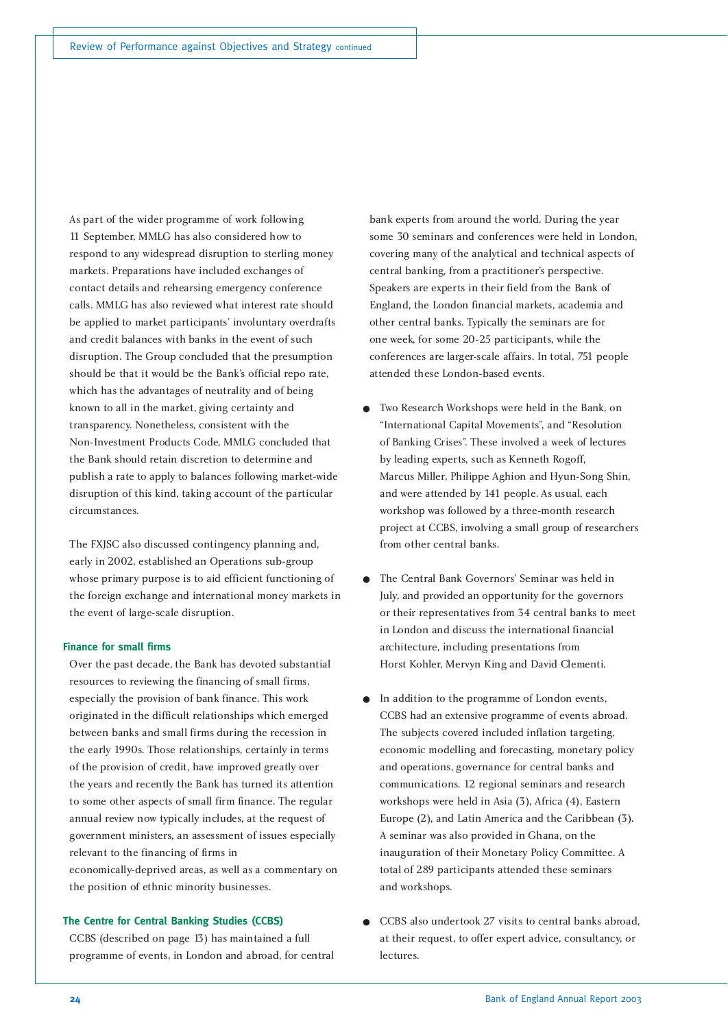As part of the wider programme of work following 11 September, MMLG has also considered how to respond to any widespread disruption to sterling money markets. Preparations have included exchanges of contact details and rehearsing emergency conference calls. MMLG has also reviewed what interest rate should be applied to market participants' involuntary overdrafts and credit balances with banks in the event of such disruption. The Group concluded that the presumption should be that it would be the Bank's official repo rate, which has the advantages of neutrality and of being known to all in the market, giving certainty and transparency. Nonetheless, consistent with the Non-Investment Products Code, MMLG concluded that the Bank should retain discretion to determine and publish a rate to apply to balances following market-wide disruption of this kind, taking account of the particular circumstances.

The FXJSC also discussed contingency planning and, early in 2002, established an Operations sub-group whose primary purpose is to aid efficient functioning of the foreign exchange and international money markets in the event of large-scale disruption.

### Finance for small firms

Over the past decade, the Bank has devoted substantial resources to reviewing the financing of small firms, especially the provision of bank finance. This work originated in the difficult relationships which emerged between banks and small firms during the recession in the early 1990s. Those relationships, certainly in terms of the provision of credit, have improved greatly over the years and recently the Bank has turned its attention to some other aspects of small firm finance. The regular annual review now typically includes, at the request of government ministers, an assessment of issues especially relevant to the financing of firms in economically-deprived areas, as well as a commentary on the position of ethnic minority businesses.

### The Centre for Central Banking Studies (CCBS)

CCBS (described on page 13) has maintained a full programme of events, in London and abroad, for central bank experts from around the world. During the year some 30 seminars and conferences were held in London, covering many of the analytical and technical aspects of central banking, from a practitioner's perspective. Speakers are experts in their field from the Bank of England, the London financial markets, academia and other central banks. Typically the seminars are for one week, for some 20-25 participants, while the conferences are larger-scale affairs. In total, 751 people attended these London-based events.

- Two Research Workshops were held in the Bank, on "International Capital Movements", and "Resolution of Banking Crises". These involved a week of lectures by leading experts, such as Kenneth Rogoff, Marcus Miller, Philippe Aghion and Hyun-Song Shin, and were attended by 141 people. As usual, each workshop was followed by a three-month research project at CCBS, involving a small group of researchers from other central banks.

- The Central Bank Governors' Seminar was held in July, and provided an opportunity for the governors or their representatives from 34 central banks to meet in London and discuss the international financial architecture, including presentations from Horst Kohler, Mervyn King and David Clementi.

- In addition to the programme of London events, CCBS had an extensive programme of events abroad. The subjects covered included inflation targeting, economic modelling and forecasting, monetary policy and operations, governance for central banks and communications. 12 regional seminars and research workshops were held in Asia (3), Africa (4), Eastern Europe (2), and Latin America and the Caribbean (3). A seminar was also provided in Ghana, on the inauguration of their Monetary Policy Committee. A total of 289 participants attended these seminars and workshops.

- CCBS also undertook 27 visits to central banks abroad, at their request, to offer expert advice, consultancy, or lectures.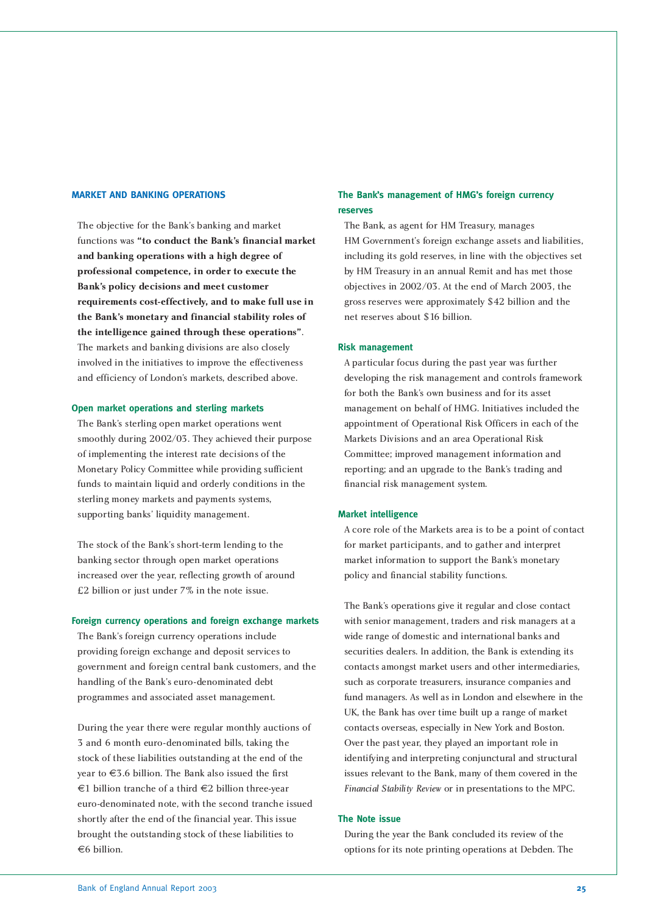## MARKET AND BANKING OPERATIONS

The objective for the Bank's banking and market functions was **"to conduct the Bank's financial market and banking operations with a high degree of professional competence, in order to execute the Bank's policy decisions and meet customer requirements cost-effectively, and to make full use in the Bank's monetary and financial stability roles of the intelligence gained through these operations"**. The markets and banking divisions are also closely involved in the initiatives to improve the effectiveness and efficiency of London's markets, described above.

### Open market operations and sterling markets

The Bank's sterling open market operations went smoothly during 2002/03. They achieved their purpose of implementing the interest rate decisions of the Monetary Policy Committee while providing sufficient funds to maintain liquid and orderly conditions in the sterling money markets and payments systems, supporting banks' liquidity management.

The stock of the Bank's short-term lending to the banking sector through open market operations increased over the year, reflecting growth of around £2 billion or just under 7% in the note issue.

### Foreign currency operations and foreign exchange markets

The Bank's foreign currency operations include providing foreign exchange and deposit services to government and foreign central bank customers, and the handling of the Bank's euro-denominated debt programmes and associated asset management.

During the year there were regular monthly auctions of 3 and 6 month euro-denominated bills, taking the stock of these liabilities outstanding at the end of the year to €3.6 billion. The Bank also issued the first €1 billion tranche of a third €2 billion three-year euro-denominated note, with the second tranche issued shortly after the end of the financial year. This issue brought the outstanding stock of these liabilities to €6 billion.

### The Bank's management of HMG's foreign currency reserves

The Bank, as agent for HM Treasury, manages HM Government's foreign exchange assets and liabilities, including its gold reserves, in line with the objectives set by HM Treasury in an annual Remit and has met those objectives in 2002/03. At the end of March 2003, the gross reserves were approximately $42 billion and the net reserves about $16 billion.

### Risk management

A particular focus during the past year was further developing the risk management and controls framework for both the Bank's own business and for its asset management on behalf of HMG. Initiatives included the appointment of Operational Risk Officers in each of the Markets Divisions and an area Operational Risk Committee; improved management information and reporting; and an upgrade to the Bank's trading and financial risk management system.

### Market intelligence

A core role of the Markets area is to be a point of contact for market participants, and to gather and interpret market information to support the Bank's monetary policy and financial stability functions.

The Bank's operations give it regular and close contact with senior management, traders and risk managers at a wide range of domestic and international banks and securities dealers. In addition, the Bank is extending its contacts amongst market users and other intermediaries, such as corporate treasurers, insurance companies and fund managers. As well as in London and elsewhere in the UK, the Bank has over time built up a range of market contacts overseas, especially in New York and Boston. Over the past year, they played an important role in identifying and interpreting conjunctural and structural issues relevant to the Bank, many of them covered in the *Financial Stability Review* or in presentations to the MPC.

### The Note issue

During the year the Bank concluded its review of the options for its note printing operations at Debden. The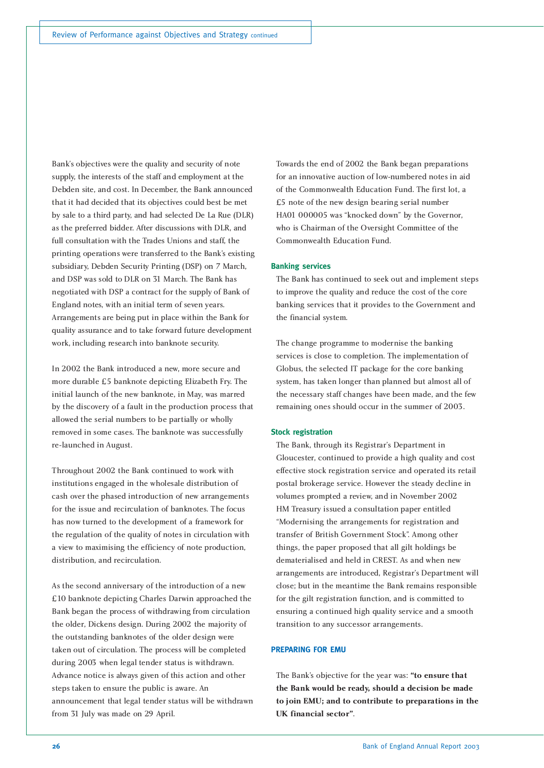Bank's objectives were the quality and security of note supply, the interests of the staff and employment at the Debden site, and cost. In December, the Bank announced that it had decided that its objectives could best be met by sale to a third party, and had selected De La Rue (DLR) as the preferred bidder. After discussions with DLR, and full consultation with the Trades Unions and staff, the printing operations were transferred to the Bank's existing subsidiary, Debden Security Printing (DSP) on 7 March, and DSP was sold to DLR on 31 March. The Bank has negotiated with DSP a contract for the supply of Bank of England notes, with an initial term of seven years. Arrangements are being put in place within the Bank for quality assurance and to take forward future development work, including research into banknote security.

In 2002 the Bank introduced a new, more secure and more durable £5 banknote depicting Elizabeth Fry. The initial launch of the new banknote, in May, was marred by the discovery of a fault in the production process that allowed the serial numbers to be partially or wholly removed in some cases. The banknote was successfully re-launched in August.

Throughout 2002 the Bank continued to work with institutions engaged in the wholesale distribution of cash over the phased introduction of new arrangements for the issue and recirculation of banknotes. The focus has now turned to the development of a framework for the regulation of the quality of notes in circulation with a view to maximising the efficiency of note production, distribution, and recirculation.

As the second anniversary of the introduction of a new £10 banknote depicting Charles Darwin approached the Bank began the process of withdrawing from circulation the older, Dickens design. During 2002 the majority of the outstanding banknotes of the older design were taken out of circulation. The process will be completed during 2003 when legal tender status is withdrawn. Advance notice is always given of this action and other steps taken to ensure the public is aware. An announcement that legal tender status will be withdrawn from 31 July was made on 29 April.

Towards the end of 2002 the Bank began preparations for an innovative auction of low-numbered notes in aid of the Commonwealth Education Fund. The first lot, a £5 note of the new design bearing serial number HA01 000005 was "knocked down" by the Governor, who is Chairman of the Oversight Committee of the Commonwealth Education Fund.

### Banking services

The Bank has continued to seek out and implement steps to improve the quality and reduce the cost of the core banking services that it provides to the Government and the financial system.

The change programme to modernise the banking services is close to completion. The implementation of Globus, the selected IT package for the core banking system, has taken longer than planned but almost all of the necessary staff changes have been made, and the few remaining ones should occur in the summer of 2003.

### Stock registration

The Bank, through its Registrar's Department in Gloucester, continued to provide a high quality and cost effective stock registration service and operated its retail postal brokerage service. However the steady decline in volumes prompted a review, and in November 2002 HM Treasury issued a consultation paper entitled "Modernising the arrangements for registration and transfer of British Government Stock". Among other things, the paper proposed that all gilt holdings be dematerialised and held in CREST. As and when new arrangements are introduced, Registrar's Department will close; but in the meantime the Bank remains responsible for the gilt registration function, and is committed to ensuring a continued high quality service and a smooth transition to any successor arrangements.

## PREPARING FOR EMU

The Bank's objective for the year was: **"to ensure that the Bank would be ready, should a decision be made to join EMU; and to contribute to preparations in the UK financial sector"**.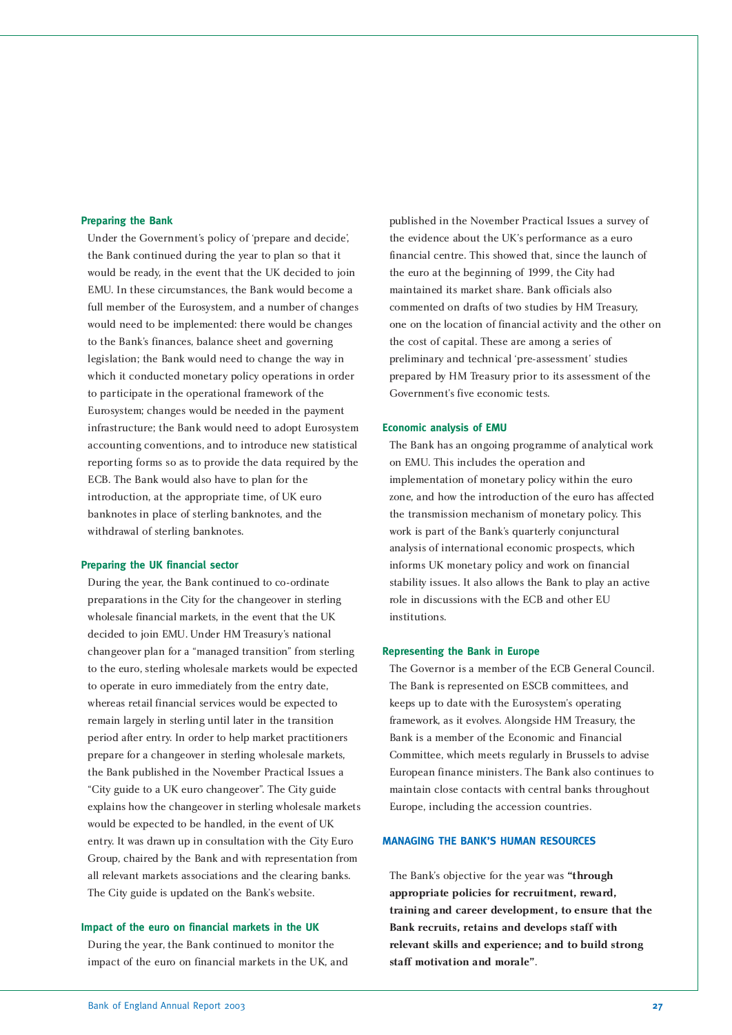### Preparing the Bank

Under the Government's policy of 'prepare and decide', the Bank continued during the year to plan so that it would be ready, in the event that the UK decided to join EMU. In these circumstances, the Bank would become a full member of the Eurosystem, and a number of changes would need to be implemented: there would be changes to the Bank's finances, balance sheet and governing legislation; the Bank would need to change the way in which it conducted monetary policy operations in order to participate in the operational framework of the Eurosystem; changes would be needed in the payment infrastructure; the Bank would need to adopt Eurosystem accounting conventions, and to introduce new statistical reporting forms so as to provide the data required by the ECB. The Bank would also have to plan for the introduction, at the appropriate time, of UK euro banknotes in place of sterling banknotes, and the withdrawal of sterling banknotes.

### Preparing the UK financial sector

During the year, the Bank continued to co-ordinate preparations in the City for the changeover in sterling wholesale financial markets, in the event that the UK decided to join EMU. Under HM Treasury's national changeover plan for a "managed transition" from sterling to the euro, sterling wholesale markets would be expected to operate in euro immediately from the entry date, whereas retail financial services would be expected to remain largely in sterling until later in the transition period after entry. In order to help market practitioners prepare for a changeover in sterling wholesale markets, the Bank published in the November Practical Issues a "City guide to a UK euro changeover". The City guide explains how the changeover in sterling wholesale markets would be expected to be handled, in the event of UK entry. It was drawn up in consultation with the City Euro Group, chaired by the Bank and with representation from all relevant markets associations and the clearing banks. The City guide is updated on the Bank's website.

### Impact of the euro on financial markets in the UK

During the year, the Bank continued to monitor the impact of the euro on financial markets in the UK, and published in the November Practical Issues a survey of the evidence about the UK's performance as a euro financial centre. This showed that, since the launch of the euro at the beginning of 1999, the City had maintained its market share. Bank officials also commented on drafts of two studies by HM Treasury, one on the location of financial activity and the other on the cost of capital. These are among a series of preliminary and technical 'pre-assessment' studies prepared by HM Treasury prior to its assessment of the Government's five economic tests.

### Economic analysis of EMU

The Bank has an ongoing programme of analytical work on EMU. This includes the operation and implementation of monetary policy within the euro zone, and how the introduction of the euro has affected the transmission mechanism of monetary policy. This work is part of the Bank's quarterly conjunctural analysis of international economic prospects, which informs UK monetary policy and work on financial stability issues. It also allows the Bank to play an active role in discussions with the ECB and other EU institutions.

### Representing the Bank in Europe

The Governor is a member of the ECB General Council. The Bank is represented on ESCB committees, and keeps up to date with the Eurosystem's operating framework, as it evolves. Alongside HM Treasury, the Bank is a member of the Economic and Financial Committee, which meets regularly in Brussels to advise European finance ministers. The Bank also continues to maintain close contacts with central banks throughout Europe, including the accession countries.

## MANAGING THE BANK'S HUMAN RESOURCES

The Bank's objective for the year was **"through appropriate policies for recruitment, reward, training and career development, to ensure that the Bank recruits, retains and develops staff with relevant skills and experience; and to build strong staff motivation and morale"**.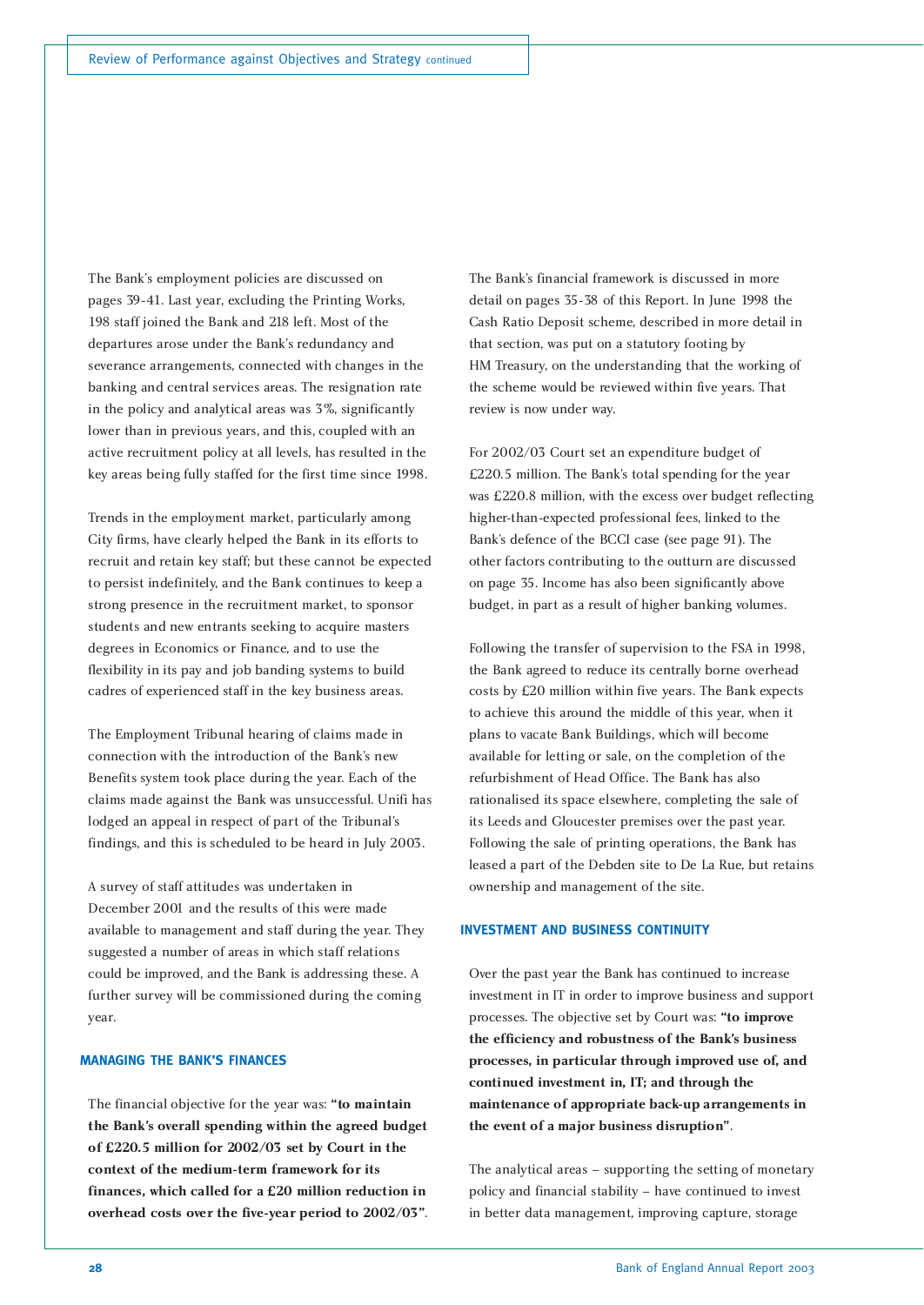The Bank's employment policies are discussed on pages 39-41. Last year, excluding the Printing Works, 198 staff joined the Bank and 218 left. Most of the departures arose under the Bank's redundancy and severance arrangements, connected with changes in the banking and central services areas. The resignation rate in the policy and analytical areas was 3%, significantly lower than in previous years, and this, coupled with an active recruitment policy at all levels, has resulted in the key areas being fully staffed for the first time since 1998.

Trends in the employment market, particularly among City firms, have clearly helped the Bank in its efforts to recruit and retain key staff; but these cannot be expected to persist indefinitely, and the Bank continues to keep a strong presence in the recruitment market, to sponsor students and new entrants seeking to acquire masters degrees in Economics or Finance, and to use the flexibility in its pay and job banding systems to build cadres of experienced staff in the key business areas.

The Employment Tribunal hearing of claims made in connection with the introduction of the Bank's new Benefits system took place during the year. Each of the claims made against the Bank was unsuccessful. Unifi has lodged an appeal in respect of part of the Tribunal's findings, and this is scheduled to be heard in July 2003.

A survey of staff attitudes was undertaken in December 2001 and the results of this were made available to management and staff during the year. They suggested a number of areas in which staff relations could be improved, and the Bank is addressing these. A further survey will be commissioned during the coming year.

## MANAGING THE BANK'S FINANCES

The financial objective for the year was: **"to maintain the Bank's overall spending within the agreed budget of £220.5 million for 2002/03 set by Court in the context of the medium-term framework for its finances, which called for a £20 million reduction in overhead costs over the five-year period to 2002/03"**.

The Bank's financial framework is discussed in more detail on pages 35-38 of this Report. In June 1998 the Cash Ratio Deposit scheme, described in more detail in that section, was put on a statutory footing by HM Treasury, on the understanding that the working of the scheme would be reviewed within five years. That review is now under way.

For 2002/03 Court set an expenditure budget of £220.5 million. The Bank's total spending for the year was £220.8 million, with the excess over budget reflecting higher-than-expected professional fees, linked to the Bank's defence of the BCCI case (see page 91). The other factors contributing to the outturn are discussed on page 35. Income has also been significantly above budget, in part as a result of higher banking volumes.

Following the transfer of supervision to the FSA in 1998, the Bank agreed to reduce its centrally borne overhead costs by £20 million within five years. The Bank expects to achieve this around the middle of this year, when it plans to vacate Bank Buildings, which will become available for letting or sale, on the completion of the refurbishment of Head Office. The Bank has also rationalised its space elsewhere, completing the sale of its Leeds and Gloucester premises over the past year. Following the sale of printing operations, the Bank has leased a part of the Debden site to De La Rue, but retains ownership and management of the site.

## INVESTMENT AND BUSINESS CONTINUITY

Over the past year the Bank has continued to increase investment in IT in order to improve business and support processes. The objective set by Court was: **"to improve the efficiency and robustness of the Bank's business processes, in particular through improved use of, and continued investment in, IT; and through the maintenance of appropriate back-up arrangements in the event of a major business disruption"**.

The analytical areas – supporting the setting of monetary policy and financial stability – have continued to invest in better data management, improving capture, storage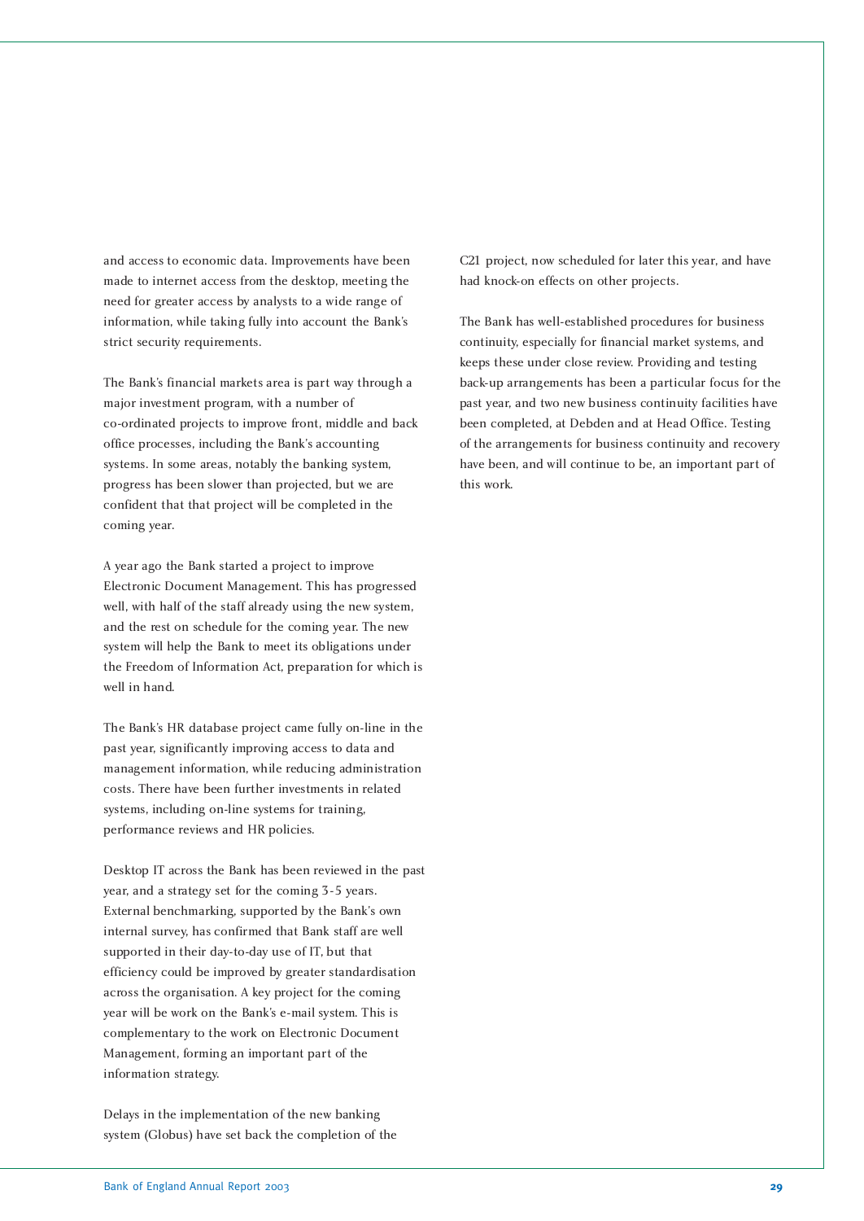and access to economic data. Improvements have been made to internet access from the desktop, meeting the need for greater access by analysts to a wide range of information, while taking fully into account the Bank's strict security requirements.

The Bank's financial markets area is part way through a major investment program, with a number of co-ordinated projects to improve front, middle and back office processes, including the Bank's accounting systems. In some areas, notably the banking system, progress has been slower than projected, but we are confident that that project will be completed in the coming year.

A year ago the Bank started a project to improve Electronic Document Management. This has progressed well, with half of the staff already using the new system, and the rest on schedule for the coming year. The new system will help the Bank to meet its obligations under the Freedom of Information Act, preparation for which is well in hand.

The Bank's HR database project came fully on-line in the past year, significantly improving access to data and management information, while reducing administration costs. There have been further investments in related systems, including on-line systems for training, performance reviews and HR policies.

Desktop IT across the Bank has been reviewed in the past year, and a strategy set for the coming 3-5 years. External benchmarking, supported by the Bank's own internal survey, has confirmed that Bank staff are well supported in their day-to-day use of IT, but that efficiency could be improved by greater standardisation across the organisation. A key project for the coming year will be work on the Bank's e-mail system. This is complementary to the work on Electronic Document Management, forming an important part of the information strategy.

Delays in the implementation of the new banking system (Globus) have set back the completion of the C21 project, now scheduled for later this year, and have had knock-on effects on other projects.

The Bank has well-established procedures for business continuity, especially for financial market systems, and keeps these under close review. Providing and testing back-up arrangements has been a particular focus for the past year, and two new business continuity facilities have been completed, at Debden and at Head Office. Testing of the arrangements for business continuity and recovery have been, and will continue to be, an important part of this work.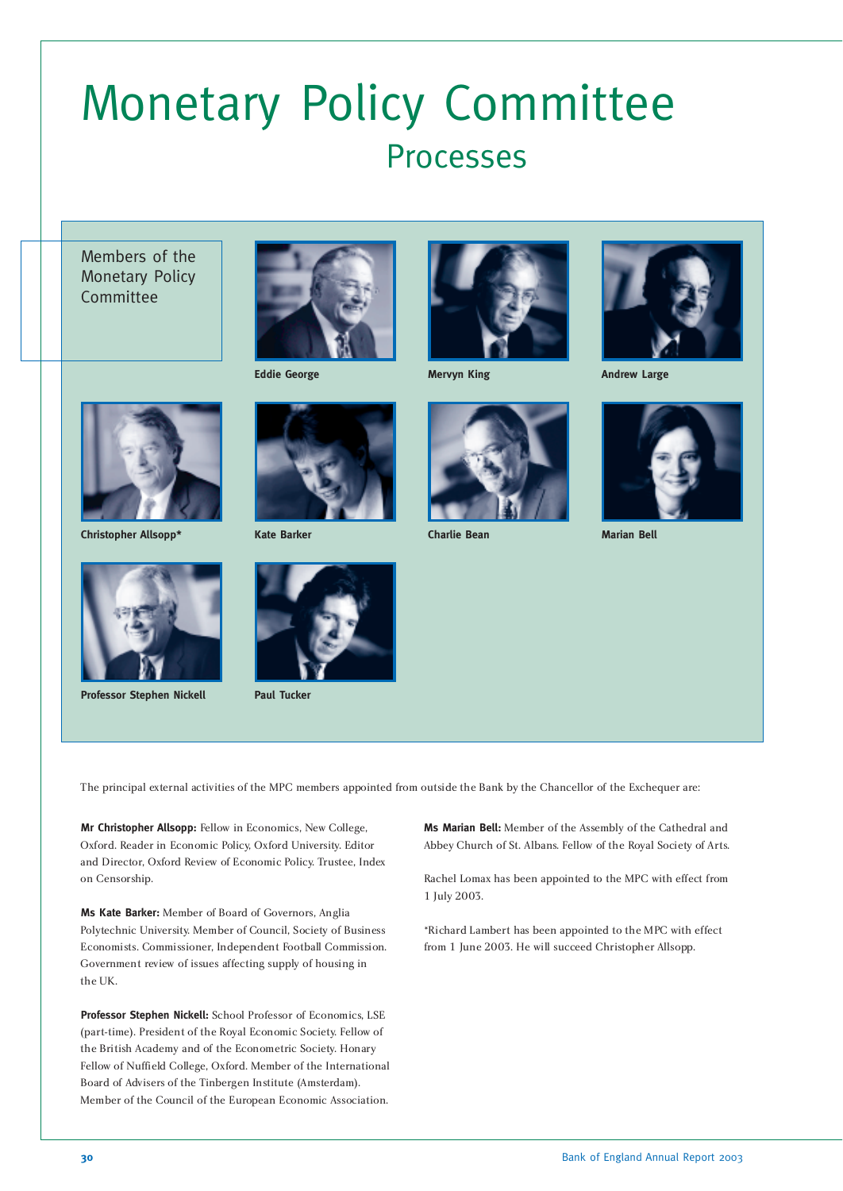# Monetary Policy Committee

## Processes

### Members of the Monetary Policy Committee

Eddie George

Mervyn King

Andrew Large

Christopher Allsopp*

Kate Barker

Charlie Bean

Marian Bell

Professor Stephen Nickell

Paul Tucker

The principal external activities of the MPC members appointed from outside the Bank by the Chancellor of the Exchequer are:

**Mr Christopher Allsopp:** Fellow in Economics, New College, Oxford. Reader in Economic Policy, Oxford University. Editor and Director, Oxford Review of Economic Policy. Trustee, Index on Censorship.

**Ms Kate Barker:** Member of Board of Governors, Anglia Polytechnic University. Member of Council, Society of Business Economists. Commissioner, Independent Football Commission. Government review of issues affecting supply of housing in the UK.

**Professor Stephen Nickell:** School Professor of Economics, LSE (part-time). President of the Royal Economic Society. Fellow of the British Academy and of the Econometric Society. Honary Fellow of Nuffield College, Oxford. Member of the International Board of Advisers of the Tinbergen Institute (Amsterdam). Member of the Council of the European Economic Association.

**Ms Marian Bell:** Member of the Assembly of the Cathedral and Abbey Church of St. Albans. Fellow of the Royal Society of Arts.

Rachel Lomax has been appointed to the MPC with effect from 1 July 2003.

*Richard Lambert has been appointed to the MPC with effect from 1 June 2003. He will succeed Christopher Allsopp.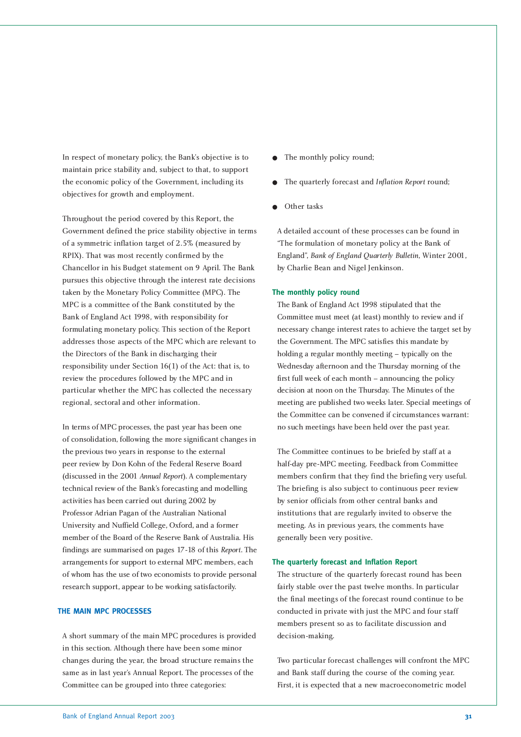In respect of monetary policy, the Bank's objective is to maintain price stability and, subject to that, to support the economic policy of the Government, including its objectives for growth and employment.

Throughout the period covered by this Report, the Government defined the price stability objective in terms of a symmetric inflation target of 2.5% (measured by RPIX). That was most recently confirmed by the Chancellor in his Budget statement on 9 April. The Bank pursues this objective through the interest rate decisions taken by the Monetary Policy Committee (MPC). The MPC is a committee of the Bank constituted by the Bank of England Act 1998, with responsibility for formulating monetary policy. This section of the Report addresses those aspects of the MPC which are relevant to the Directors of the Bank in discharging their responsibility under Section 16(1) of the Act: that is, to review the procedures followed by the MPC and in particular whether the MPC has collected the necessary regional, sectoral and other information.

In terms of MPC processes, the past year has been one of consolidation, following the more significant changes in the previous two years in response to the external peer review by Don Kohn of the Federal Reserve Board (discussed in the 2001 *Annual Report*). A complementary technical review of the Bank's forecasting and modelling activities has been carried out during 2002 by Professor Adrian Pagan of the Australian National University and Nuffield College, Oxford, and a former member of the Board of the Reserve Bank of Australia. His findings are summarised on pages 17-18 of this *Report*. The arrangements for support to external MPC members, each of whom has the use of two economists to provide personal research support, appear to be working satisfactorily.

## THE MAIN MPC PROCESSES

A short summary of the main MPC procedures is provided in this section. Although there have been some minor changes during the year, the broad structure remains the same as in last year's Annual Report. The processes of the Committee can be grouped into three categories:

- The monthly policy round;
- The quarterly forecast and *Inflation Report* round;
- Other tasks

A detailed account of these processes can be found in "The formulation of monetary policy at the Bank of England", *Bank of England Quarterly Bulletin*, Winter 2001, by Charlie Bean and Nigel Jenkinson.

### The monthly policy round

The Bank of England Act 1998 stipulated that the Committee must meet (at least) monthly to review and if necessary change interest rates to achieve the target set by the Government. The MPC satisfies this mandate by holding a regular monthly meeting – typically on the Wednesday afternoon and the Thursday morning of the first full week of each month – announcing the policy decision at noon on the Thursday. The Minutes of the meeting are published two weeks later. Special meetings of the Committee can be convened if circumstances warrant: no such meetings have been held over the past year.

The Committee continues to be briefed by staff at a half-day pre-MPC meeting. Feedback from Committee members confirm that they find the briefing very useful. The briefing is also subject to continuous peer review by senior officials from other central banks and institutions that are regularly invited to observe the meeting. As in previous years, the comments have generally been very positive.

### The quarterly forecast and Inflation Report

The structure of the quarterly forecast round has been fairly stable over the past twelve months. In particular the final meetings of the forecast round continue to be conducted in private with just the MPC and four staff members present so as to facilitate discussion and decision-making.

Two particular forecast challenges will confront the MPC and Bank staff during the course of the coming year. First, it is expected that a new macroeconometric model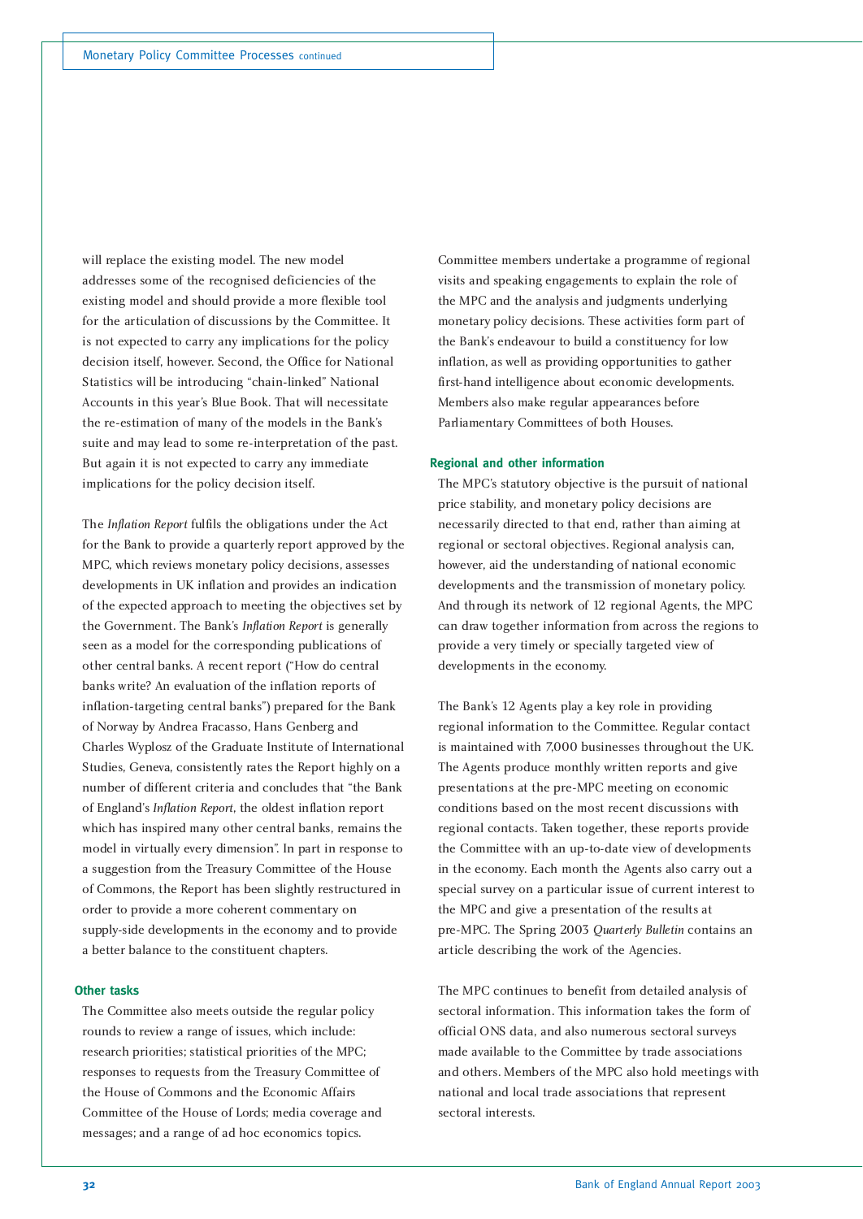will replace the existing model. The new model addresses some of the recognised deficiencies of the existing model and should provide a more flexible tool for the articulation of discussions by the Committee. It is not expected to carry any implications for the policy decision itself, however. Second, the Office for National Statistics will be introducing "chain-linked" National Accounts in this year's Blue Book. That will necessitate the re-estimation of many of the models in the Bank's suite and may lead to some re-interpretation of the past. But again it is not expected to carry any immediate implications for the policy decision itself.

The *Inflation Report* fulfils the obligations under the Act for the Bank to provide a quarterly report approved by the MPC, which reviews monetary policy decisions, assesses developments in UK inflation and provides an indication of the expected approach to meeting the objectives set by the Government. The Bank's *Inflation Report* is generally seen as a model for the corresponding publications of other central banks. A recent report ("How do central banks write? An evaluation of the inflation reports of inflation-targeting central banks") prepared for the Bank of Norway by Andrea Fracasso, Hans Genberg and Charles Wyplosz of the Graduate Institute of International Studies, Geneva, consistently rates the Report highly on a number of different criteria and concludes that "the Bank of England's *Inflation Report*, the oldest inflation report which has inspired many other central banks, remains the model in virtually every dimension". In part in response to a suggestion from the Treasury Committee of the House of Commons, the Report has been slightly restructured in order to provide a more coherent commentary on supply-side developments in the economy and to provide a better balance to the constituent chapters.

### Other tasks

The Committee also meets outside the regular policy rounds to review a range of issues, which include: research priorities; statistical priorities of the MPC; responses to requests from the Treasury Committee of the House of Commons and the Economic Affairs Committee of the House of Lords; media coverage and messages; and a range of ad hoc economics topics.

Committee members undertake a programme of regional visits and speaking engagements to explain the role of the MPC and the analysis and judgments underlying monetary policy decisions. These activities form part of the Bank's endeavour to build a constituency for low inflation, as well as providing opportunities to gather first-hand intelligence about economic developments. Members also make regular appearances before Parliamentary Committees of both Houses.

### Regional and other information

The MPC's statutory objective is the pursuit of national price stability, and monetary policy decisions are necessarily directed to that end, rather than aiming at regional or sectoral objectives. Regional analysis can, however, aid the understanding of national economic developments and the transmission of monetary policy. And through its network of 12 regional Agents, the MPC can draw together information from across the regions to provide a very timely or specially targeted view of developments in the economy.

The Bank's 12 Agents play a key role in providing regional information to the Committee. Regular contact is maintained with 7,000 businesses throughout the UK. The Agents produce monthly written reports and give presentations at the pre-MPC meeting on economic conditions based on the most recent discussions with regional contacts. Taken together, these reports provide the Committee with an up-to-date view of developments in the economy. Each month the Agents also carry out a special survey on a particular issue of current interest to the MPC and give a presentation of the results at pre-MPC. The Spring 2003 *Quarterly Bulletin* contains an article describing the work of the Agencies.

The MPC continues to benefit from detailed analysis of sectoral information. This information takes the form of official ONS data, and also numerous sectoral surveys made available to the Committee by trade associations and others. Members of the MPC also hold meetings with national and local trade associations that represent sectoral interests.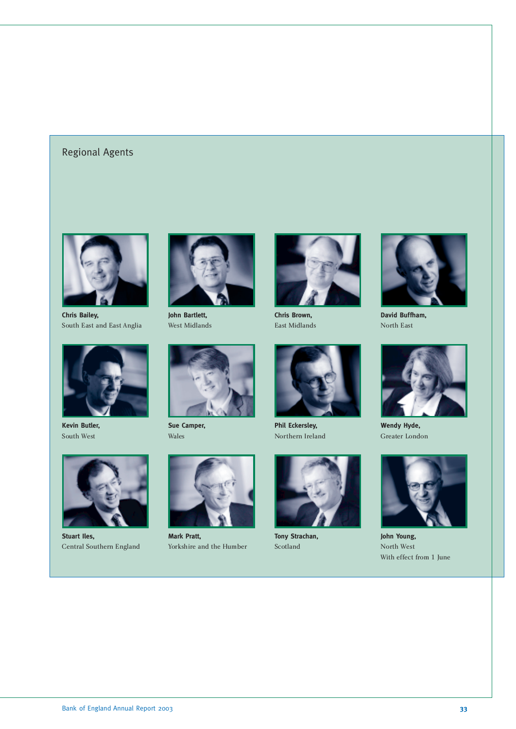## Regional Agents

**Chris Bailey,**
South East and East Anglia

**John Bartlett,**
West Midlands

**Chris Brown,**
East Midlands

**David Buffham,**
North East

**Kevin Butler,**
South West

**Sue Camper,**
Wales

**Phil Eckersley,**
Northern Ireland

**Wendy Hyde,**
Greater London

**Stuart Iles,**
Central Southern England

**Mark Pratt,**
Yorkshire and the Humber

**Tony Strachan,**
Scotland

**John Young,**
North West
With effect from 1 June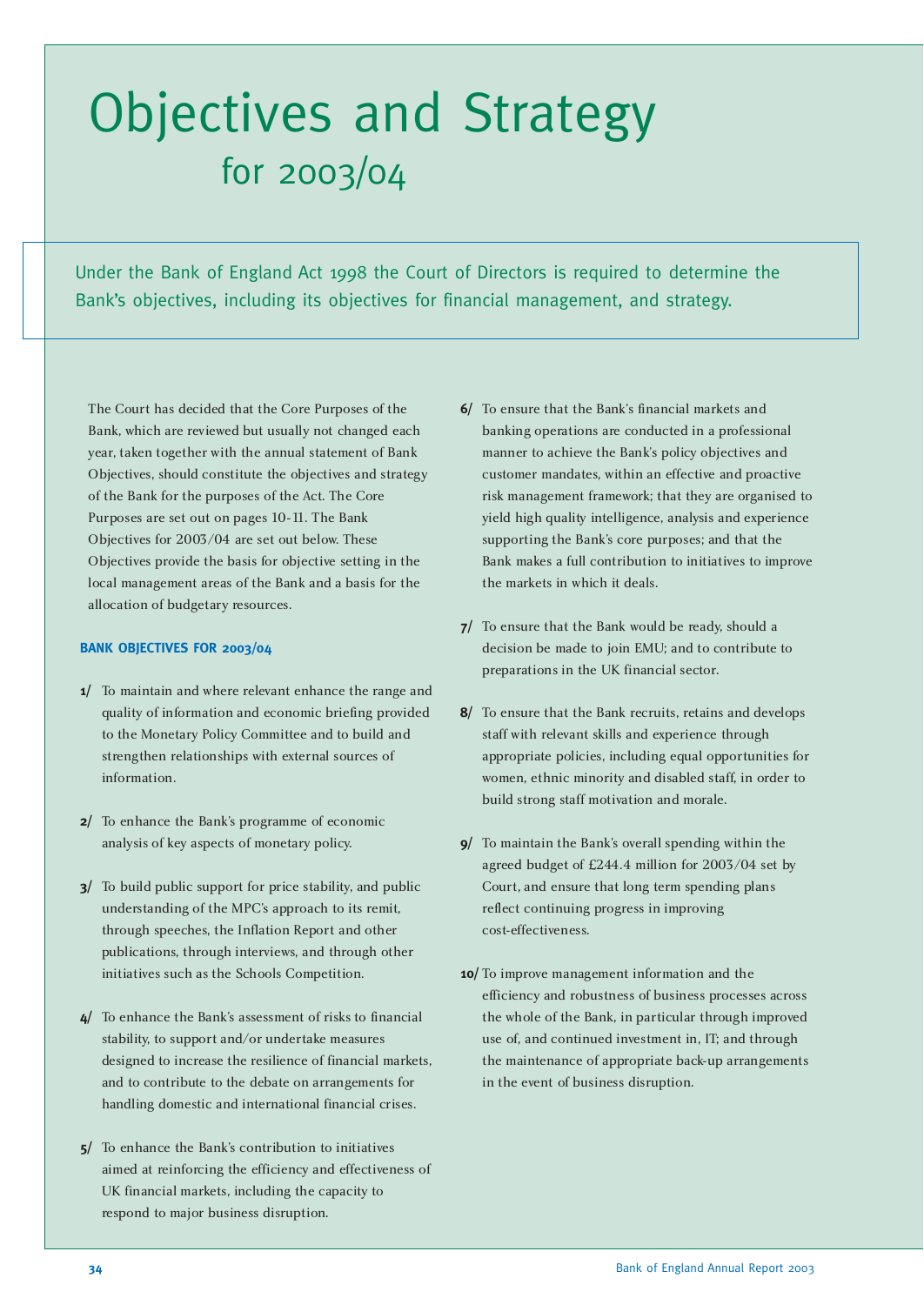# Objectives and Strategy for 2003/04

Under the Bank of England Act 1998 the Court of Directors is required to determine the Bank's objectives, including its objectives for financial management, and strategy.

The Court has decided that the Core Purposes of the Bank, which are reviewed but usually not changed each year, taken together with the annual statement of Bank Objectives, should constitute the objectives and strategy of the Bank for the purposes of the Act. The Core Purposes are set out on pages 10-11. The Bank Objectives for 2003/04 are set out below. These Objectives provide the basis for objective setting in the local management areas of the Bank and a basis for the allocation of budgetary resources.

### BANK OBJECTIVES FOR 2003/04

**1/** To maintain and where relevant enhance the range and quality of information and economic briefing provided to the Monetary Policy Committee and to build and strengthen relationships with external sources of information.

**2/** To enhance the Bank's programme of economic analysis of key aspects of monetary policy.

**3/** To build public support for price stability, and public understanding of the MPC's approach to its remit, through speeches, the Inflation Report and other publications, through interviews, and through other initiatives such as the Schools Competition.

**4/** To enhance the Bank's assessment of risks to financial stability, to support and/or undertake measures designed to increase the resilience of financial markets, and to contribute to the debate on arrangements for handling domestic and international financial crises.

**5/** To enhance the Bank's contribution to initiatives aimed at reinforcing the efficiency and effectiveness of UK financial markets, including the capacity to respond to major business disruption.

**6/** To ensure that the Bank's financial markets and banking operations are conducted in a professional manner to achieve the Bank's policy objectives and customer mandates, within an effective and proactive risk management framework; that they are organised to yield high quality intelligence, analysis and experience supporting the Bank's core purposes; and that the Bank makes a full contribution to initiatives to improve the markets in which it deals.

**7/** To ensure that the Bank would be ready, should a decision be made to join EMU; and to contribute to preparations in the UK financial sector.

**8/** To ensure that the Bank recruits, retains and develops staff with relevant skills and experience through appropriate policies, including equal opportunities for women, ethnic minority and disabled staff, in order to build strong staff motivation and morale.

**9/** To maintain the Bank's overall spending within the agreed budget of £244.4 million for 2003/04 set by Court, and ensure that long term spending plans reflect continuing progress in improving cost-effectiveness.

**10/** To improve management information and the efficiency and robustness of business processes across the whole of the Bank, in particular through improved use of, and continued investment in, IT; and through the maintenance of appropriate back-up arrangements in the event of business disruption.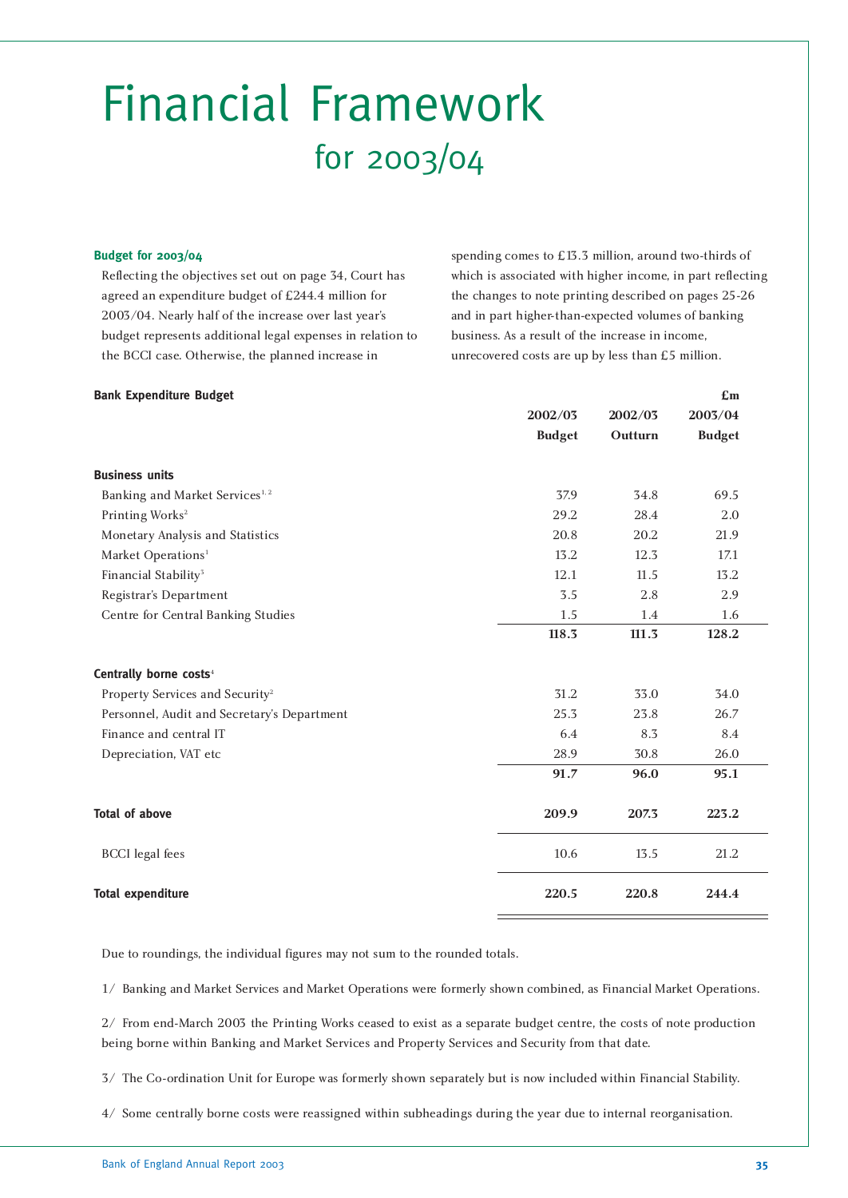# Financial Framework for 2003/04

**Budget for 2003/04**

Reflecting the objectives set out on page 34, Court has agreed an expenditure budget of £244.4 million for 2003/04. Nearly half of the increase over last year's budget represents additional legal expenses in relation to the BCCI case. Otherwise, the planned increase in spending comes to £13.3 million, around two-thirds of which is associated with higher income, in part reflecting the changes to note printing described on pages 25-26 and in part higher-than-expected volumes of banking business. As a result of the increase in income, unrecovered costs are up by less than £5 million.

**Bank Expenditure Budget**

| £m | 2002/03 Budget | 2002/03 Outturn | 2003/04 Budget |
|---|---|---|---|
| **Business units** | | | |
| Banking and Market Services[1, 2] | 37.9 | 34.8 | 69.5 |
| Printing Works[2] | 29.2 | 28.4 | 2.0 |
| Monetary Analysis and Statistics | 20.8 | 20.2 | 21.9 |
| Market Operations[1] | 13.2 | 12.3 | 17.1 |
| Financial Stability[3] | 12.1 | 11.5 | 13.2 |
| Registrar's Department | 3.5 | 2.8 | 2.9 |
| Centre for Central Banking Studies | 1.5 | 1.4 | 1.6 |
| | **118.3** | **111.3** | **128.2** |
| **Centrally borne costs**[4] | | | |
| Property Services and Security[2] | 31.2 | 33.0 | 34.0 |
| Personnel, Audit and Secretary's Department | 25.3 | 23.8 | 26.7 |
| Finance and central IT | 6.4 | 8.3 | 8.4 |
| Depreciation, VAT etc | 28.9 | 30.8 | 26.0 |
| | **91.7** | **96.0** | **95.1** |
| **Total of above** | **209.9** | **207.3** | **223.2** |
| BCCI legal fees | 10.6 | 13.5 | 21.2 |
| **Total expenditure** | **220.5** | **220.8** | **244.4** |

Due to roundings, the individual figures may not sum to the rounded totals.

1/ Banking and Market Services and Market Operations were formerly shown combined, as Financial Market Operations.

2/ From end-March 2003 the Printing Works ceased to exist as a separate budget centre, the costs of note production being borne within Banking and Market Services and Property Services and Security from that date.

3/ The Co-ordination Unit for Europe was formerly shown separately but is now included within Financial Stability.

4/ Some centrally borne costs were reassigned within subheadings during the year due to internal reorganisation.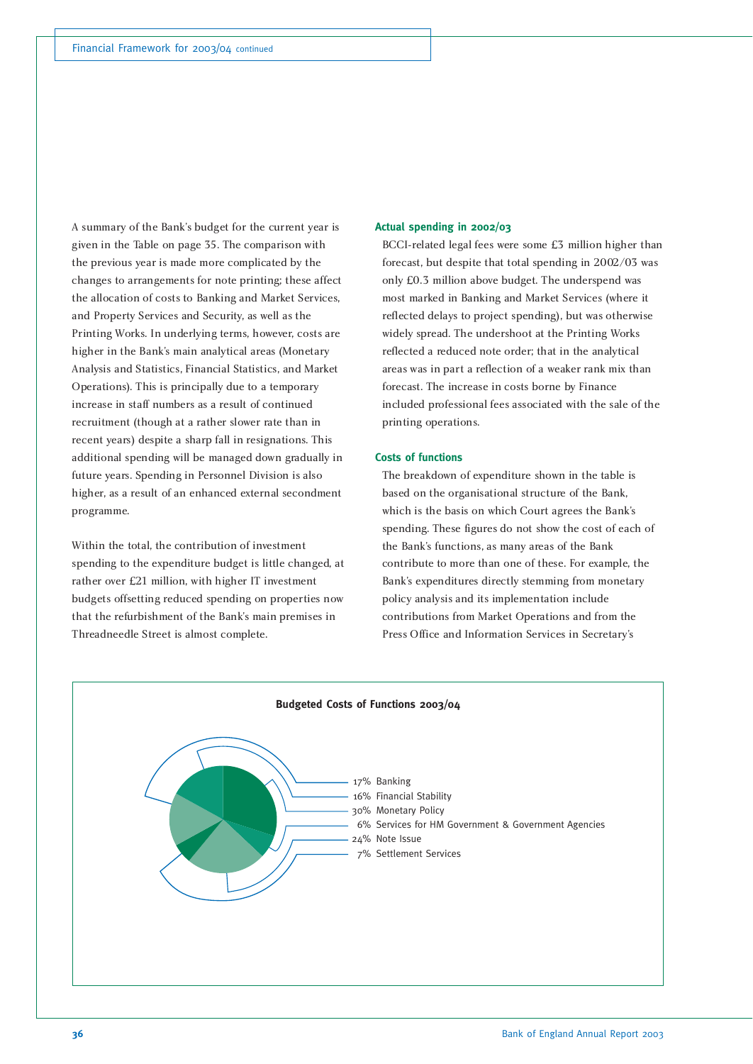A summary of the Bank's budget for the current year is given in the Table on page 35. The comparison with the previous year is made more complicated by the changes to arrangements for note printing; these affect the allocation of costs to Banking and Market Services, and Property Services and Security, as well as the Printing Works. In underlying terms, however, costs are higher in the Bank's main analytical areas (Monetary Analysis and Statistics, Financial Statistics, and Market Operations). This is principally due to a temporary increase in staff numbers as a result of continued recruitment (though at a rather slower rate than in recent years) despite a sharp fall in resignations. This additional spending will be managed down gradually in future years. Spending in Personnel Division is also higher, as a result of an enhanced external secondment programme.

Within the total, the contribution of investment spending to the expenditure budget is little changed, at rather over £21 million, with higher IT investment budgets offsetting reduced spending on properties now that the refurbishment of the Bank's main premises in Threadneedle Street is almost complete.

**Actual spending in 2002/03**

BCCI-related legal fees were some £3 million higher than forecast, but despite that total spending in 2002/03 was only £0.3 million above budget. The underspend was most marked in Banking and Market Services (where it reflected delays to project spending), but was otherwise widely spread. The undershoot at the Printing Works reflected a reduced note order; that in the analytical areas was in part a reflection of a weaker rank mix than forecast. The increase in costs borne by Finance included professional fees associated with the sale of the printing operations.

**Costs of functions**

The breakdown of expenditure shown in the table is based on the organisational structure of the Bank, which is the basis on which Court agrees the Bank's spending. These figures do not show the cost of each of the Bank's functions, as many areas of the Bank contribute to more than one of these. For example, the Bank's expenditures directly stemming from monetary policy analysis and its implementation include contributions from Market Operations and from the Press Office and Information Services in Secretary's

**Budgeted Costs of Functions 2003/04**

- 17% Banking
- 16% Financial Stability
- 30% Monetary Policy
- 6% Services for HM Government & Government Agencies
- 24% Note Issue
- 7% Settlement Services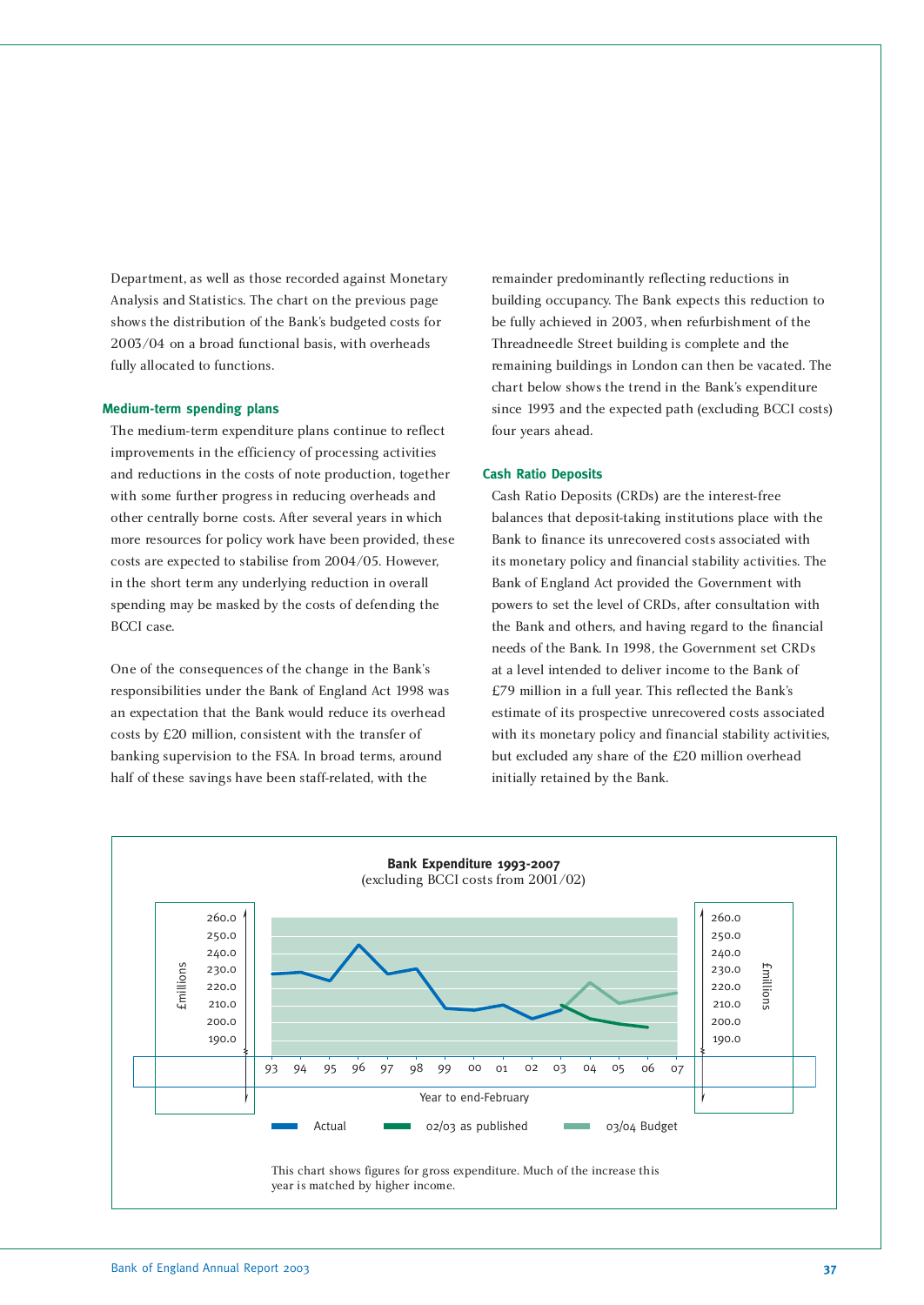Department, as well as those recorded against Monetary Analysis and Statistics. The chart on the previous page shows the distribution of the Bank's budgeted costs for 2003/04 on a broad functional basis, with overheads fully allocated to functions.

### Medium-term spending plans

The medium-term expenditure plans continue to reflect improvements in the efficiency of processing activities and reductions in the costs of note production, together with some further progress in reducing overheads and other centrally borne costs. After several years in which more resources for policy work have been provided, these costs are expected to stabilise from 2004/05. However, in the short term any underlying reduction in overall spending may be masked by the costs of defending the BCCI case.

One of the consequences of the change in the Bank's responsibilities under the Bank of England Act 1998 was an expectation that the Bank would reduce its overhead costs by £20 million, consistent with the transfer of banking supervision to the FSA. In broad terms, around half of these savings have been staff-related, with the remainder predominantly reflecting reductions in building occupancy. The Bank expects this reduction to be fully achieved in 2003, when refurbishment of the Threadneedle Street building is complete and the remaining buildings in London can then be vacated. The chart below shows the trend in the Bank's expenditure since 1993 and the expected path (excluding BCCI costs) four years ahead.

### Cash Ratio Deposits

Cash Ratio Deposits (CRDs) are the interest-free balances that deposit-taking institutions place with the Bank to finance its unrecovered costs associated with its monetary policy and financial stability activities. The Bank of England Act provided the Government with powers to set the level of CRDs, after consultation with the Bank and others, and having regard to the financial needs of the Bank. In 1998, the Government set CRDs at a level intended to deliver income to the Bank of £79 million in a full year. This reflected the Bank's estimate of its prospective unrecovered costs associated with its monetary policy and financial stability activities, but excluded any share of the £20 million overhead initially retained by the Bank.

**Bank Expenditure 1993-2007**
(excluding BCCI costs from 2001/02)

£millions (axis: 190.0 to 260.0)

Year to end-February: 93, 94, 95, 96, 97, 98, 99, 00, 01, 02, 03, 04, 05, 06, 07

Legend: Actual; 02/03 as published; 03/04 Budget

This chart shows figures for gross expenditure. Much of the increase this year is matched by higher income.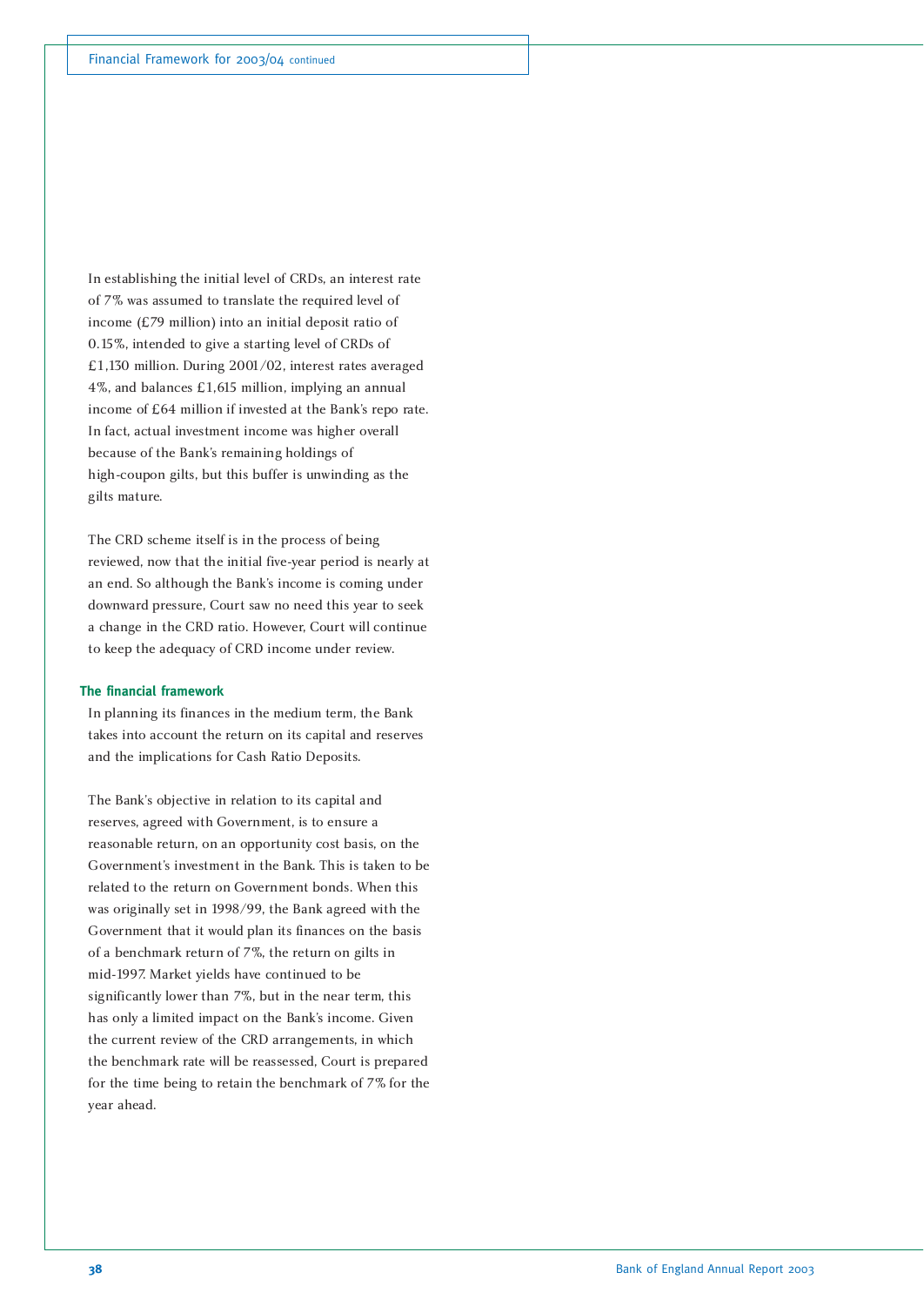In establishing the initial level of CRDs, an interest rate of 7% was assumed to translate the required level of income (£79 million) into an initial deposit ratio of 0.15%, intended to give a starting level of CRDs of £1,130 million. During 2001/02, interest rates averaged 4%, and balances £1,615 million, implying an annual income of £64 million if invested at the Bank's repo rate. In fact, actual investment income was higher overall because of the Bank's remaining holdings of high-coupon gilts, but this buffer is unwinding as the gilts mature.

The CRD scheme itself is in the process of being reviewed, now that the initial five-year period is nearly at an end. So although the Bank's income is coming under downward pressure, Court saw no need this year to seek a change in the CRD ratio. However, Court will continue to keep the adequacy of CRD income under review.

## The financial framework

In planning its finances in the medium term, the Bank takes into account the return on its capital and reserves and the implications for Cash Ratio Deposits.

The Bank's objective in relation to its capital and reserves, agreed with Government, is to ensure a reasonable return, on an opportunity cost basis, on the Government's investment in the Bank. This is taken to be related to the return on Government bonds. When this was originally set in 1998/99, the Bank agreed with the Government that it would plan its finances on the basis of a benchmark return of 7%, the return on gilts in mid-1997. Market yields have continued to be significantly lower than 7%, but in the near term, this has only a limited impact on the Bank's income. Given the current review of the CRD arrangements, in which the benchmark rate will be reassessed, Court is prepared for the time being to retain the benchmark of 7% for the year ahead.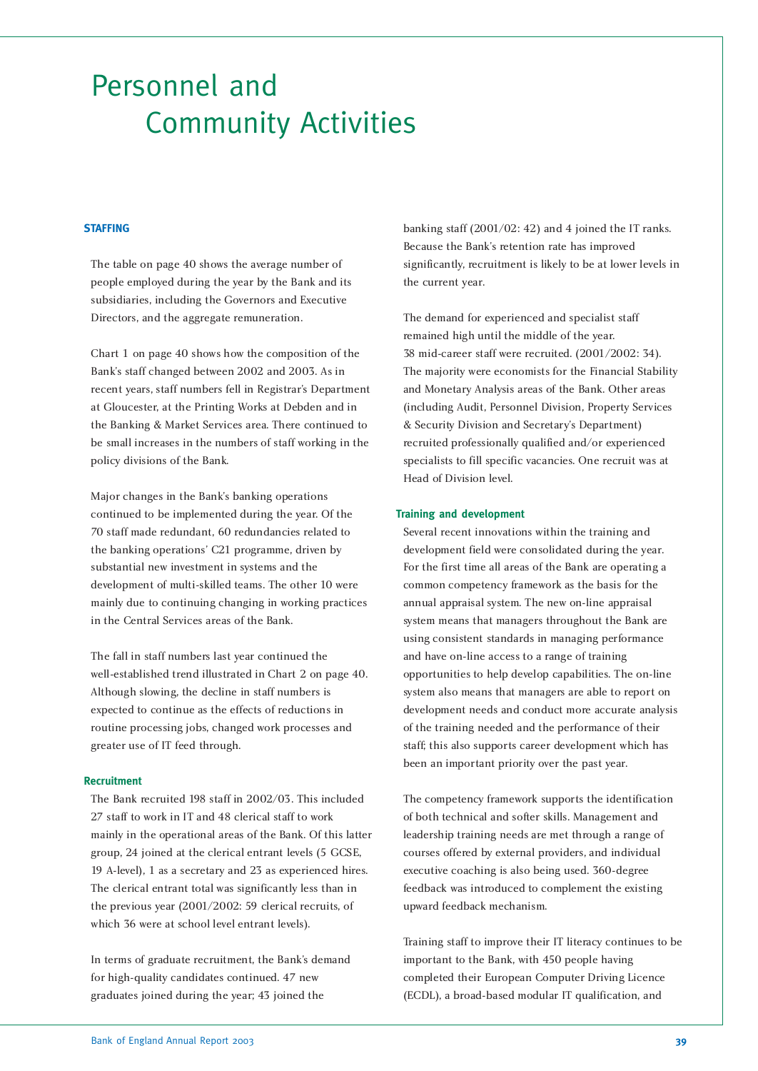# Personnel and Community Activities

## STAFFING

The table on page 40 shows the average number of people employed during the year by the Bank and its subsidiaries, including the Governors and Executive Directors, and the aggregate remuneration.

Chart 1 on page 40 shows how the composition of the Bank's staff changed between 2002 and 2003. As in recent years, staff numbers fell in Registrar's Department at Gloucester, at the Printing Works at Debden and in the Banking & Market Services area. There continued to be small increases in the numbers of staff working in the policy divisions of the Bank.

Major changes in the Bank's banking operations continued to be implemented during the year. Of the 70 staff made redundant, 60 redundancies related to the banking operations' C21 programme, driven by substantial new investment in systems and the development of multi-skilled teams. The other 10 were mainly due to continuing changing in working practices in the Central Services areas of the Bank.

The fall in staff numbers last year continued the well-established trend illustrated in Chart 2 on page 40. Although slowing, the decline in staff numbers is expected to continue as the effects of reductions in routine processing jobs, changed work processes and greater use of IT feed through.

### Recruitment

The Bank recruited 198 staff in 2002/03. This included 27 staff to work in IT and 48 clerical staff to work mainly in the operational areas of the Bank. Of this latter group, 24 joined at the clerical entrant levels (5 GCSE, 19 A-level), 1 as a secretary and 23 as experienced hires. The clerical entrant total was significantly less than in the previous year (2001/2002: 59 clerical recruits, of which 36 were at school level entrant levels).

In terms of graduate recruitment, the Bank's demand for high-quality candidates continued. 47 new graduates joined during the year; 43 joined the banking staff (2001/02: 42) and 4 joined the IT ranks. Because the Bank's retention rate has improved significantly, recruitment is likely to be at lower levels in the current year.

The demand for experienced and specialist staff remained high until the middle of the year. 38 mid-career staff were recruited. (2001/2002: 34). The majority were economists for the Financial Stability and Monetary Analysis areas of the Bank. Other areas (including Audit, Personnel Division, Property Services & Security Division and Secretary's Department) recruited professionally qualified and/or experienced specialists to fill specific vacancies. One recruit was at Head of Division level.

### Training and development

Several recent innovations within the training and development field were consolidated during the year. For the first time all areas of the Bank are operating a common competency framework as the basis for the annual appraisal system. The new on-line appraisal system means that managers throughout the Bank are using consistent standards in managing performance and have on-line access to a range of training opportunities to help develop capabilities. The on-line system also means that managers are able to report on development needs and conduct more accurate analysis of the training needed and the performance of their staff; this also supports career development which has been an important priority over the past year.

The competency framework supports the identification of both technical and softer skills. Management and leadership training needs are met through a range of courses offered by external providers, and individual executive coaching is also being used. 360-degree feedback was introduced to complement the existing upward feedback mechanism.

Training staff to improve their IT literacy continues to be important to the Bank, with 450 people having completed their European Computer Driving Licence (ECDL), a broad-based modular IT qualification, and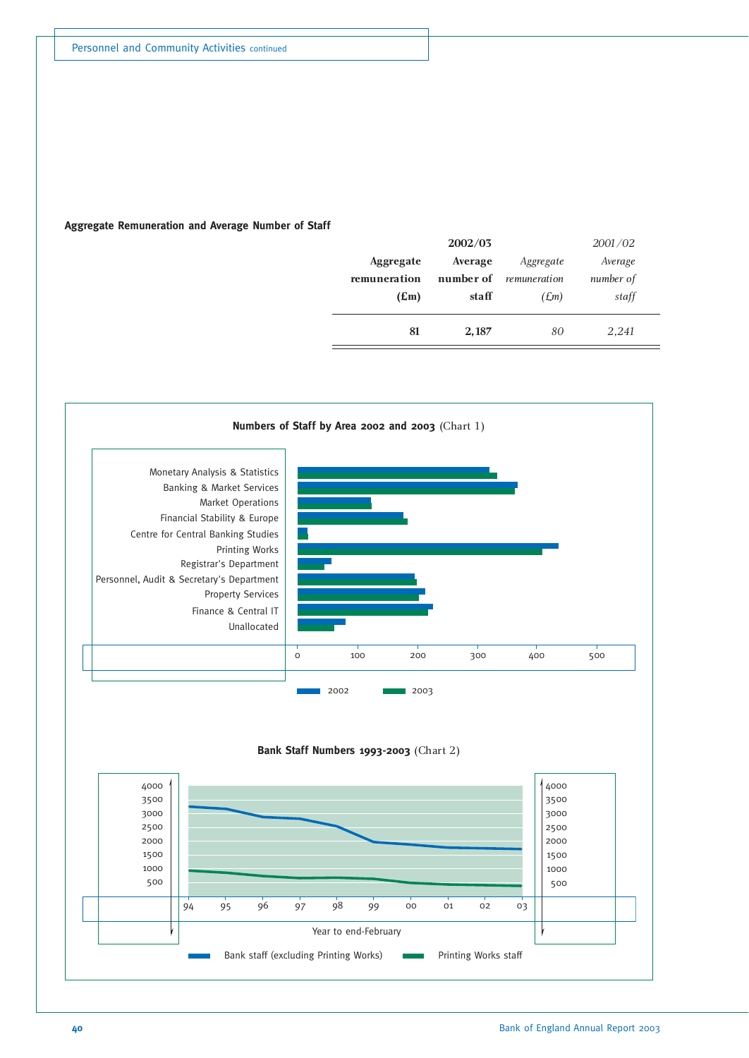## Aggregate Remuneration and Average Number of Staff

| **2002/03** | | *2001/02* | |
|---|---|---|---|
| **Aggregate remuneration (£m)** | **Average number of staff** | *Aggregate remuneration (£m)* | *Average number of staff* |
| **81** | **2,187** | *80* | *2,241* |

**Numbers of Staff by Area 2002 and 2003** (Chart 1)

Monetary Analysis & Statistics
Banking & Market Services
Market Operations
Financial Stability & Europe
Centre for Central Banking Studies
Printing Works
Registrar's Department
Personnel, Audit & Secretary's Department
Property Services
Finance & Central IT
Unallocated

0 100 200 300 400 500

2002 2003

**Bank Staff Numbers 1993-2003** (Chart 2)

4000 3500 3000 2500 2000 1500 1000 500

94 95 96 97 98 99 00 01 02 03

Year to end-February

Bank staff (excluding Printing Works) Printing Works staff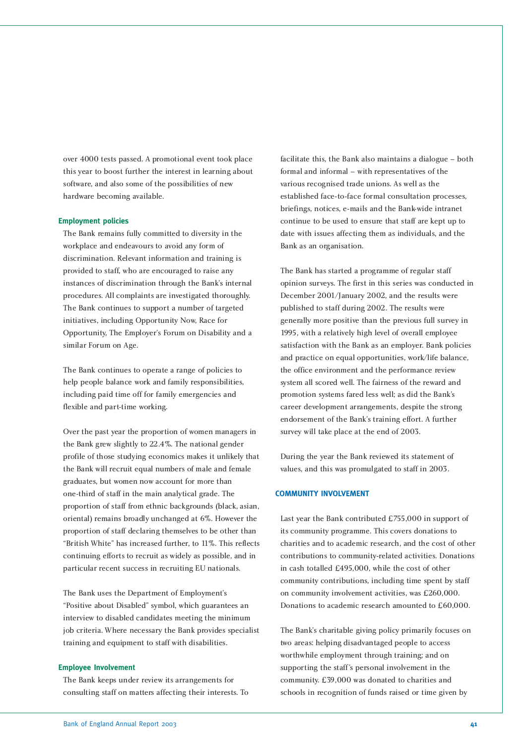over 4000 tests passed. A promotional event took place this year to boost further the interest in learning about software, and also some of the possibilities of new hardware becoming available.

### Employment policies

The Bank remains fully committed to diversity in the workplace and endeavours to avoid any form of discrimination. Relevant information and training is provided to staff, who are encouraged to raise any instances of discrimination through the Bank's internal procedures. All complaints are investigated thoroughly. The Bank continues to support a number of targeted initiatives, including Opportunity Now, Race for Opportunity, The Employer's Forum on Disability and a similar Forum on Age.

The Bank continues to operate a range of policies to help people balance work and family responsibilities, including paid time off for family emergencies and flexible and part-time working.

Over the past year the proportion of women managers in the Bank grew slightly to 22.4%. The national gender profile of those studying economics makes it unlikely that the Bank will recruit equal numbers of male and female graduates, but women now account for more than one-third of staff in the main analytical grade. The proportion of staff from ethnic backgrounds (black, asian, oriental) remains broadly unchanged at 6%. However the proportion of staff declaring themselves to be other than "British White" has increased further, to 11%. This reflects continuing efforts to recruit as widely as possible, and in particular recent success in recruiting EU nationals.

The Bank uses the Department of Employment's "Positive about Disabled" symbol, which guarantees an interview to disabled candidates meeting the minimum job criteria. Where necessary the Bank provides specialist training and equipment to staff with disabilities.

### Employee Involvement

The Bank keeps under review its arrangements for consulting staff on matters affecting their interests. To facilitate this, the Bank also maintains a dialogue – both formal and informal – with representatives of the various recognised trade unions. As well as the established face-to-face formal consultation processes, briefings, notices, e-mails and the Bank-wide intranet continue to be used to ensure that staff are kept up to date with issues affecting them as individuals, and the Bank as an organisation.

The Bank has started a programme of regular staff opinion surveys. The first in this series was conducted in December 2001/January 2002, and the results were published to staff during 2002. The results were generally more positive than the previous full survey in 1995, with a relatively high level of overall employee satisfaction with the Bank as an employer. Bank policies and practice on equal opportunities, work/life balance, the office environment and the performance review system all scored well. The fairness of the reward and promotion systems fared less well; as did the Bank's career development arrangements, despite the strong endorsement of the Bank's training effort. A further survey will take place at the end of 2003.

During the year the Bank reviewed its statement of values, and this was promulgated to staff in 2003.

## COMMUNITY INVOLVEMENT

Last year the Bank contributed £755,000 in support of its community programme. This covers donations to charities and to academic research, and the cost of other contributions to community-related activities. Donations in cash totalled £495,000, while the cost of other community contributions, including time spent by staff on community involvement activities, was £260,000. Donations to academic research amounted to £60,000.

The Bank's charitable giving policy primarily focuses on two areas: helping disadvantaged people to access worthwhile employment through training; and on supporting the staff's personal involvement in the community. £39,000 was donated to charities and schools in recognition of funds raised or time given by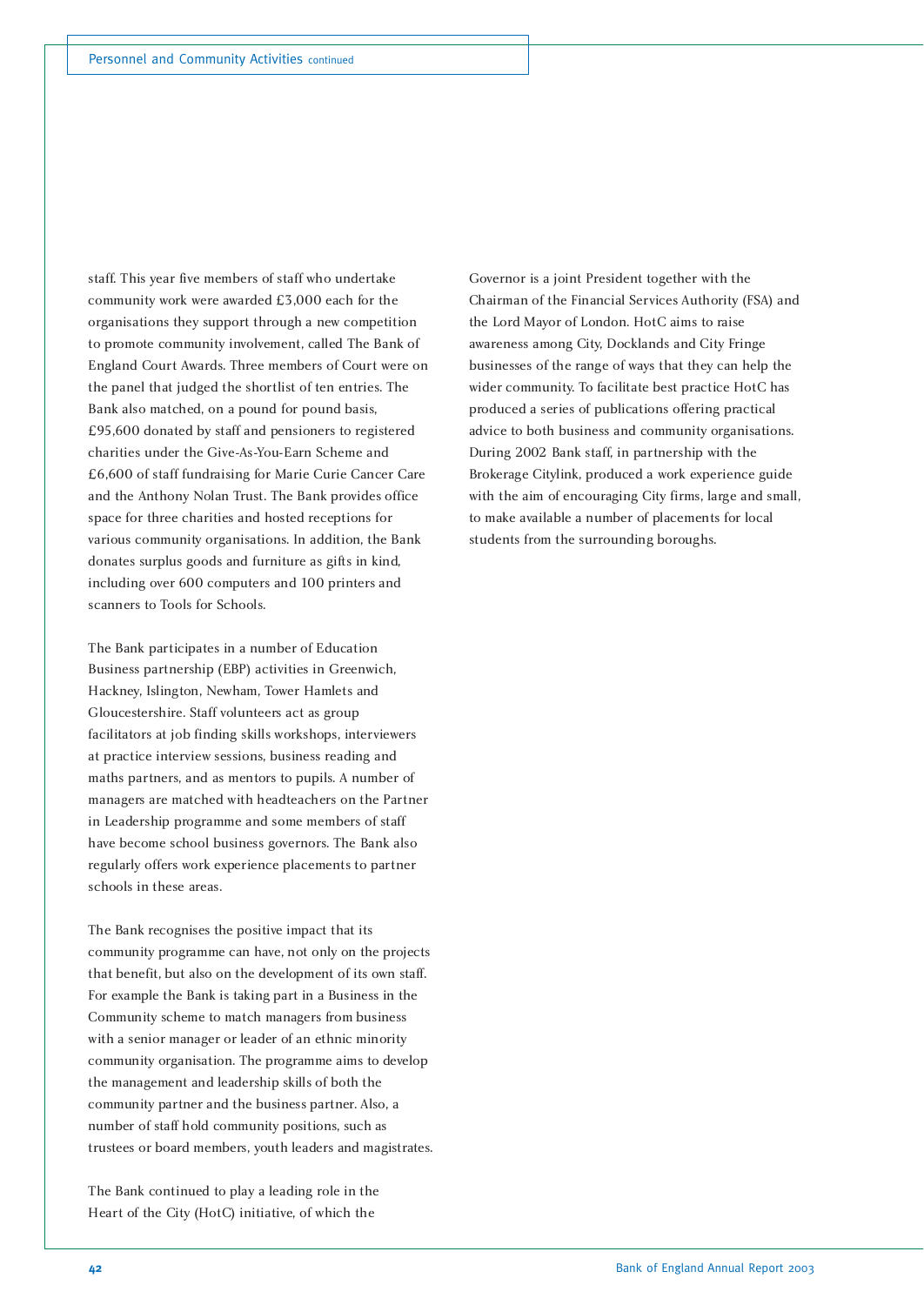staff. This year five members of staff who undertake community work were awarded £3,000 each for the organisations they support through a new competition to promote community involvement, called The Bank of England Court Awards. Three members of Court were on the panel that judged the shortlist of ten entries. The Bank also matched, on a pound for pound basis, £95,600 donated by staff and pensioners to registered charities under the Give-As-You-Earn Scheme and £6,600 of staff fundraising for Marie Curie Cancer Care and the Anthony Nolan Trust. The Bank provides office space for three charities and hosted receptions for various community organisations. In addition, the Bank donates surplus goods and furniture as gifts in kind, including over 600 computers and 100 printers and scanners to Tools for Schools.

The Bank participates in a number of Education Business partnership (EBP) activities in Greenwich, Hackney, Islington, Newham, Tower Hamlets and Gloucestershire. Staff volunteers act as group facilitators at job finding skills workshops, interviewers at practice interview sessions, business reading and maths partners, and as mentors to pupils. A number of managers are matched with headteachers on the Partner in Leadership programme and some members of staff have become school business governors. The Bank also regularly offers work experience placements to partner schools in these areas.

The Bank recognises the positive impact that its community programme can have, not only on the projects that benefit, but also on the development of its own staff. For example the Bank is taking part in a Business in the Community scheme to match managers from business with a senior manager or leader of an ethnic minority community organisation. The programme aims to develop the management and leadership skills of both the community partner and the business partner. Also, a number of staff hold community positions, such as trustees or board members, youth leaders and magistrates.

The Bank continued to play a leading role in the Heart of the City (HotC) initiative, of which the Governor is a joint President together with the Chairman of the Financial Services Authority (FSA) and the Lord Mayor of London. HotC aims to raise awareness among City, Docklands and City Fringe businesses of the range of ways that they can help the wider community. To facilitate best practice HotC has produced a series of publications offering practical advice to both business and community organisations. During 2002 Bank staff, in partnership with the Brokerage Citylink, produced a work experience guide with the aim of encouraging City firms, large and small, to make available a number of placements for local students from the surrounding boroughs.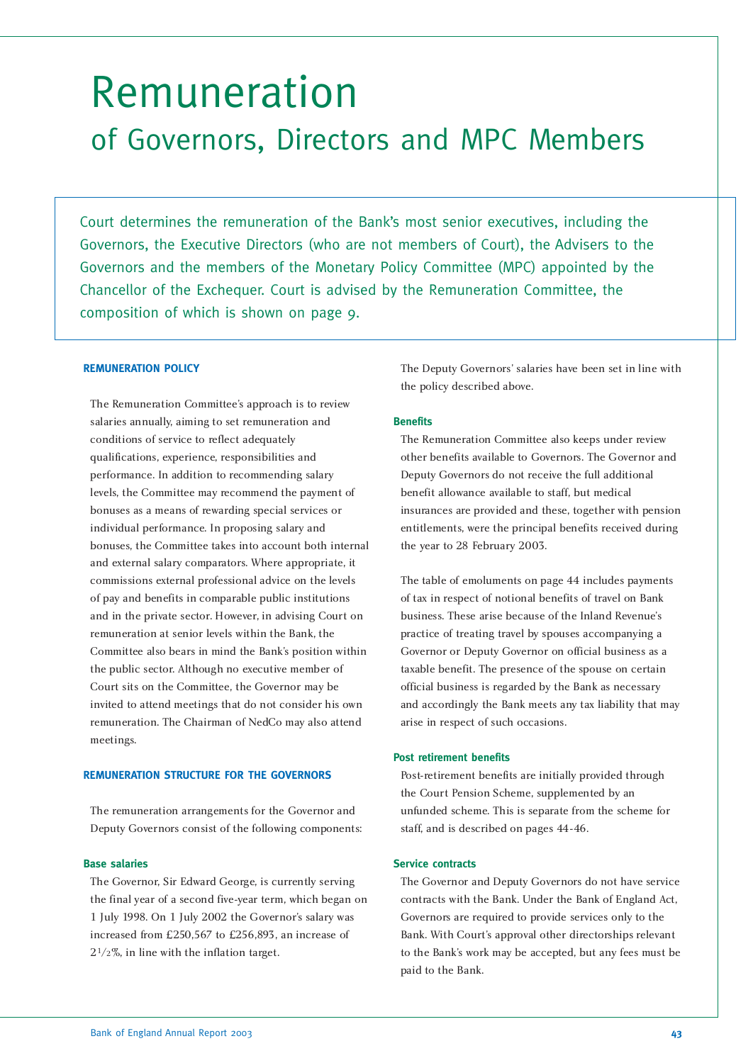# Remuneration

## of Governors, Directors and MPC Members

Court determines the remuneration of the Bank's most senior executives, including the Governors, the Executive Directors (who are not members of Court), the Advisers to the Governors and the members of the Monetary Policy Committee (MPC) appointed by the Chancellor of the Exchequer. Court is advised by the Remuneration Committee, the composition of which is shown on page 9.

### REMUNERATION POLICY

The Remuneration Committee's approach is to review salaries annually, aiming to set remuneration and conditions of service to reflect adequately qualifications, experience, responsibilities and performance. In addition to recommending salary levels, the Committee may recommend the payment of bonuses as a means of rewarding special services or individual performance. In proposing salary and bonuses, the Committee takes into account both internal and external salary comparators. Where appropriate, it commissions external professional advice on the levels of pay and benefits in comparable public institutions and in the private sector. However, in advising Court on remuneration at senior levels within the Bank, the Committee also bears in mind the Bank's position within the public sector. Although no executive member of Court sits on the Committee, the Governor may be invited to attend meetings that do not consider his own remuneration. The Chairman of NedCo may also attend meetings.

### REMUNERATION STRUCTURE FOR THE GOVERNORS

The remuneration arrangements for the Governor and Deputy Governors consist of the following components:

#### Base salaries

The Governor, Sir Edward George, is currently serving the final year of a second five-year term, which began on 1 July 1998. On 1 July 2002 the Governor's salary was increased from £250,567 to £256,893, an increase of 2½%, in line with the inflation target.

The Deputy Governors' salaries have been set in line with the policy described above.

#### Benefits

The Remuneration Committee also keeps under review other benefits available to Governors. The Governor and Deputy Governors do not receive the full additional benefit allowance available to staff, but medical insurances are provided and these, together with pension entitlements, were the principal benefits received during the year to 28 February 2003.

The table of emoluments on page 44 includes payments of tax in respect of notional benefits of travel on Bank business. These arise because of the Inland Revenue's practice of treating travel by spouses accompanying a Governor or Deputy Governor on official business as a taxable benefit. The presence of the spouse on certain official business is regarded by the Bank as necessary and accordingly the Bank meets any tax liability that may arise in respect of such occasions.

#### Post retirement benefits

Post-retirement benefits are initially provided through the Court Pension Scheme, supplemented by an unfunded scheme. This is separate from the scheme for staff, and is described on pages 44-46.

#### Service contracts

The Governor and Deputy Governors do not have service contracts with the Bank. Under the Bank of England Act, Governors are required to provide services only to the Bank. With Court's approval other directorships relevant to the Bank's work may be accepted, but any fees must be paid to the Bank.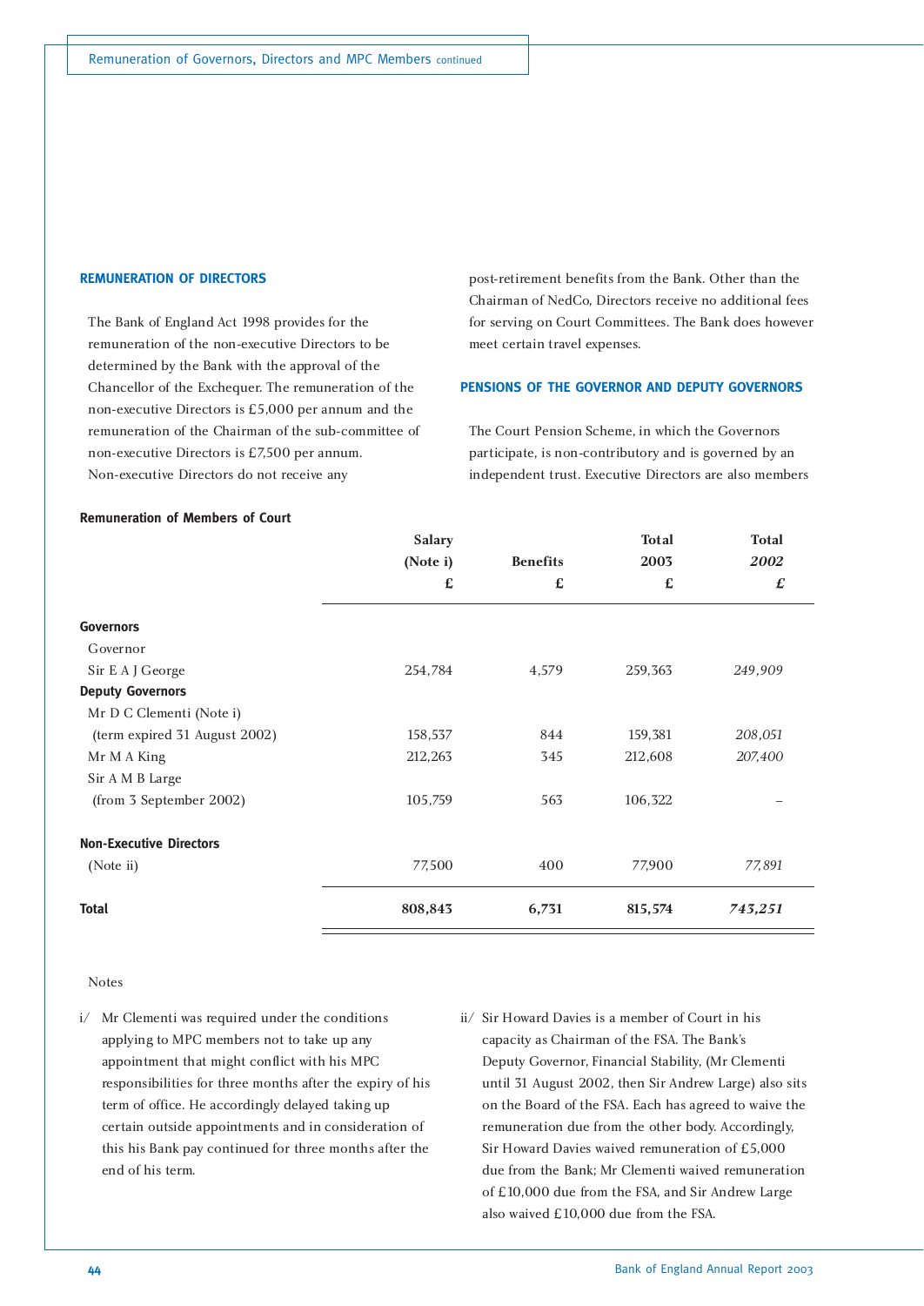## REMUNERATION OF DIRECTORS

The Bank of England Act 1998 provides for the remuneration of the non-executive Directors to be determined by the Bank with the approval of the Chancellor of the Exchequer. The remuneration of the non-executive Directors is £5,000 per annum and the remuneration of the Chairman of the sub-committee of non-executive Directors is £7,500 per annum. Non-executive Directors do not receive any post-retirement benefits from the Bank. Other than the Chairman of NedCo, Directors receive no additional fees for serving on Court Committees. The Bank does however meet certain travel expenses.

## PENSIONS OF THE GOVERNOR AND DEPUTY GOVERNORS

The Court Pension Scheme, in which the Governors participate, is non-contributory and is governed by an independent trust. Executive Directors are also members

**Remuneration of Members of Court**

| | Salary (Note i) £ | Benefits £ | Total 2003 £ | Total *2002* *£* |
|---|---|---|---|---|
| **Governors** | | | | |
| Governor | | | | |
| Sir E A J George | 254,784 | 4,579 | 259,363 | *249,909* |
| **Deputy Governors** | | | | |
| Mr D C Clementi (Note i) (term expired 31 August 2002) | 158,537 | 844 | 159,381 | *208,051* |
| Mr M A King | 212,263 | 345 | 212,608 | *207,400* |
| Sir A M B Large (from 3 September 2002) | 105,759 | 563 | 106,322 | – |
| **Non-Executive Directors** (Note ii) | 77,500 | 400 | 77,900 | *77,891* |
| **Total** | **808,843** | **6,731** | **815,574** | ***743,251*** |

Notes

i/ Mr Clementi was required under the conditions applying to MPC members not to take up any appointment that might conflict with his MPC responsibilities for three months after the expiry of his term of office. He accordingly delayed taking up certain outside appointments and in consideration of this his Bank pay continued for three months after the end of his term.

ii/ Sir Howard Davies is a member of Court in his capacity as Chairman of the FSA. The Bank's Deputy Governor, Financial Stability, (Mr Clementi until 31 August 2002, then Sir Andrew Large) also sits on the Board of the FSA. Each has agreed to waive the remuneration due from the other body. Accordingly, Sir Howard Davies waived remuneration of £5,000 due from the Bank; Mr Clementi waived remuneration of £10,000 due from the FSA, and Sir Andrew Large also waived £10,000 due from the FSA.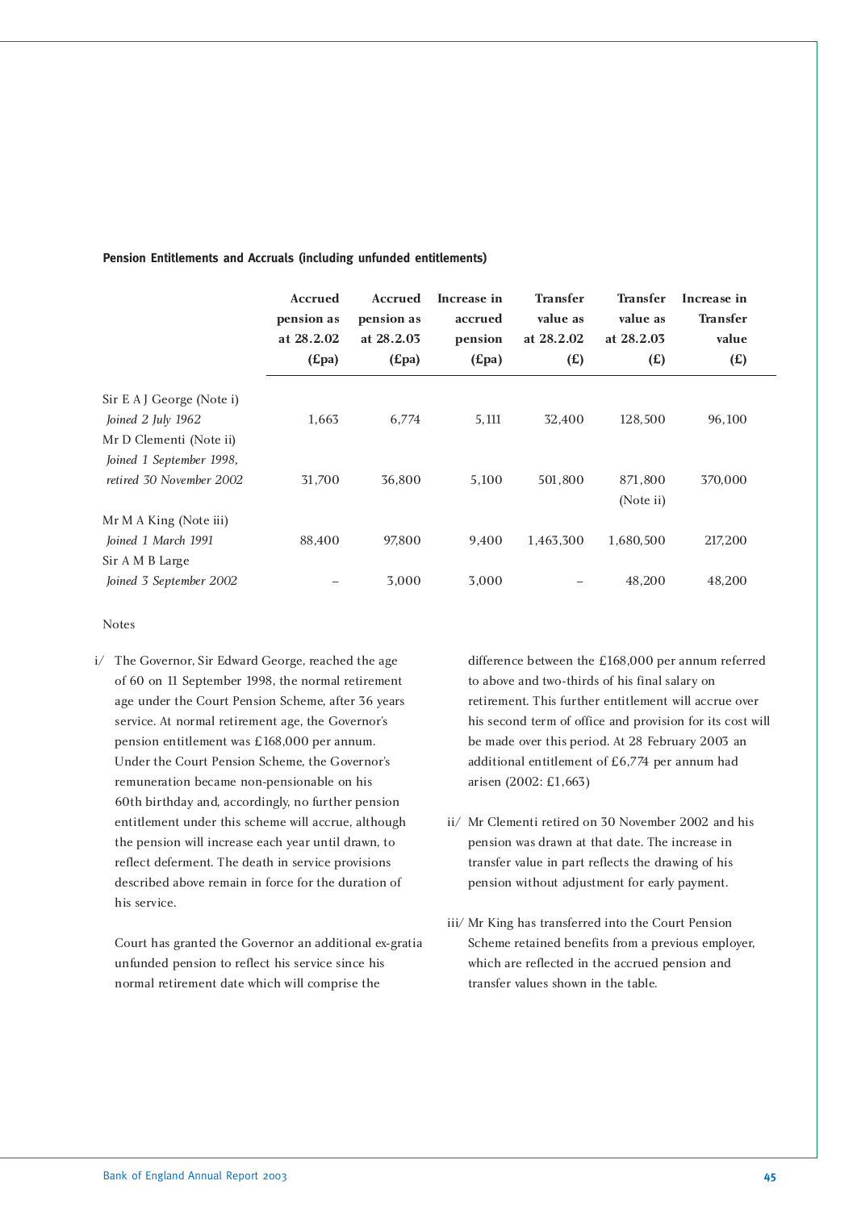#### Pension Entitlements and Accruals (including unfunded entitlements)

| | Accrued pension as at 28.2.02 (£pa) | Accrued pension as at 28.2.03 (£pa) | Increase in accrued pension (£pa) | Transfer value as at 28.2.02 (£) | Transfer value as at 28.2.03 (£) | Increase in Transfer value (£) |
|---|---|---|---|---|---|---|
| Sir E A J George (Note i) *Joined 2 July 1962* | 1,663 | 6,774 | 5,111 | 32,400 | 128,500 | 96,100 |
| Mr D Clementi (Note ii) *Joined 1 September 1998, retired 30 November 2002* | 31,700 | 36,800 | 5,100 | 501,800 | 871,800 (Note ii) | 370,000 |
| Mr M A King (Note iii) *Joined 1 March 1991* | 88,400 | 97,800 | 9,400 | 1,463,300 | 1,680,500 | 217,200 |
| Sir A M B Large *Joined 3 September 2002* | – | 3,000 | 3,000 | – | 48,200 | 48,200 |

Notes

i/ The Governor, Sir Edward George, reached the age of 60 on 11 September 1998, the normal retirement age under the Court Pension Scheme, after 36 years service. At normal retirement age, the Governor's pension entitlement was £168,000 per annum. Under the Court Pension Scheme, the Governor's remuneration became non-pensionable on his 60th birthday and, accordingly, no further pension entitlement under this scheme will accrue, although the pension will increase each year until drawn, to reflect deferment. The death in service provisions described above remain in force for the duration of his service.

Court has granted the Governor an additional ex-gratia unfunded pension to reflect his service since his normal retirement date which will comprise the difference between the £168,000 per annum referred to above and two-thirds of his final salary on retirement. This further entitlement will accrue over his second term of office and provision for its cost will be made over this period. At 28 February 2003 an additional entitlement of £6,774 per annum had arisen (2002: £1,663)

ii/ Mr Clementi retired on 30 November 2002 and his pension was drawn at that date. The increase in transfer value in part reflects the drawing of his pension without adjustment for early payment.

iii/ Mr King has transferred into the Court Pension Scheme retained benefits from a previous employer, which are reflected in the accrued pension and transfer values shown in the table.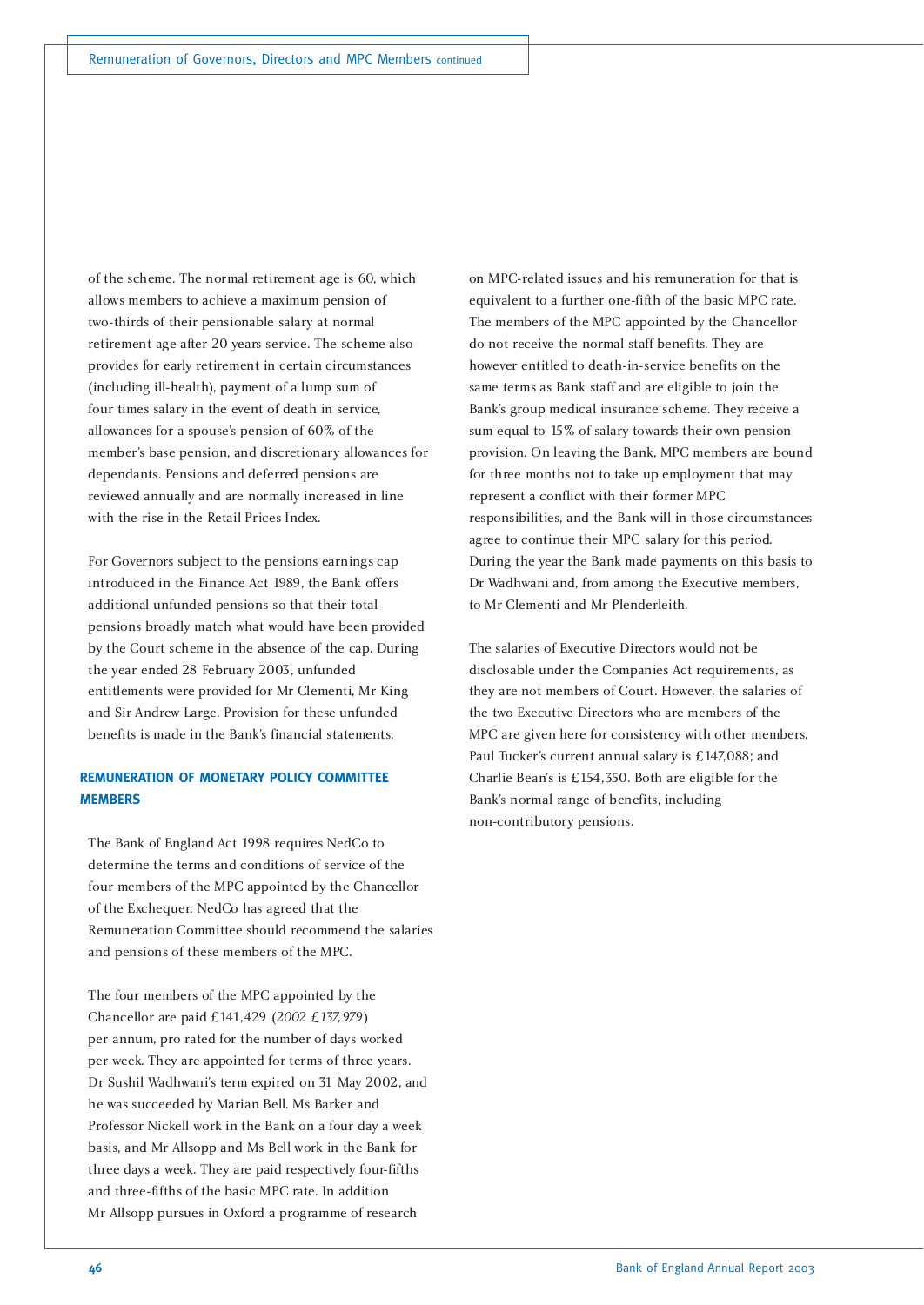of the scheme. The normal retirement age is 60, which allows members to achieve a maximum pension of two-thirds of their pensionable salary at normal retirement age after 20 years service. The scheme also provides for early retirement in certain circumstances (including ill-health), payment of a lump sum of four times salary in the event of death in service, allowances for a spouse's pension of 60% of the member's base pension, and discretionary allowances for dependants. Pensions and deferred pensions are reviewed annually and are normally increased in line with the rise in the Retail Prices Index.

For Governors subject to the pensions earnings cap introduced in the Finance Act 1989, the Bank offers additional unfunded pensions so that their total pensions broadly match what would have been provided by the Court scheme in the absence of the cap. During the year ended 28 February 2003, unfunded entitlements were provided for Mr Clementi, Mr King and Sir Andrew Large. Provision for these unfunded benefits is made in the Bank's financial statements.

## REMUNERATION OF MONETARY POLICY COMMITTEE MEMBERS

The Bank of England Act 1998 requires NedCo to determine the terms and conditions of service of the four members of the MPC appointed by the Chancellor of the Exchequer. NedCo has agreed that the Remuneration Committee should recommend the salaries and pensions of these members of the MPC.

The four members of the MPC appointed by the Chancellor are paid £141,429 (*2002 £137,979*) per annum, pro rated for the number of days worked per week. They are appointed for terms of three years. Dr Sushil Wadhwani's term expired on 31 May 2002, and he was succeeded by Marian Bell. Ms Barker and Professor Nickell work in the Bank on a four day a week basis, and Mr Allsopp and Ms Bell work in the Bank for three days a week. They are paid respectively four-fifths and three-fifths of the basic MPC rate. In addition Mr Allsopp pursues in Oxford a programme of research on MPC-related issues and his remuneration for that is equivalent to a further one-fifth of the basic MPC rate. The members of the MPC appointed by the Chancellor do not receive the normal staff benefits. They are however entitled to death-in-service benefits on the same terms as Bank staff and are eligible to join the Bank's group medical insurance scheme. They receive a sum equal to 15% of salary towards their own pension provision. On leaving the Bank, MPC members are bound for three months not to take up employment that may represent a conflict with their former MPC responsibilities, and the Bank will in those circumstances agree to continue their MPC salary for this period. During the year the Bank made payments on this basis to Dr Wadhwani and, from among the Executive members, to Mr Clementi and Mr Plenderleith.

The salaries of Executive Directors would not be disclosable under the Companies Act requirements, as they are not members of Court. However, the salaries of the two Executive Directors who are members of the MPC are given here for consistency with other members. Paul Tucker's current annual salary is £147,088; and Charlie Bean's is £154,350. Both are eligible for the Bank's normal range of benefits, including non-contributory pensions.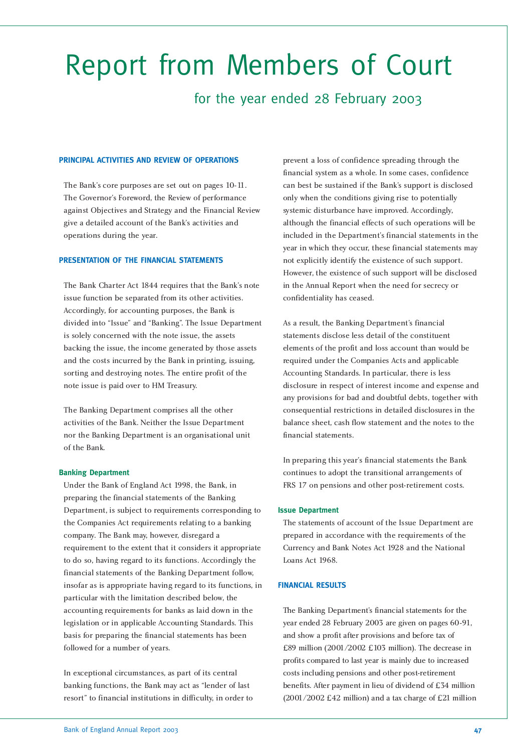# Report from Members of Court

## for the year ended 28 February 2003

### PRINCIPAL ACTIVITIES AND REVIEW OF OPERATIONS

The Bank's core purposes are set out on pages 10-11. The Governor's Foreword, the Review of performance against Objectives and Strategy and the Financial Review give a detailed account of the Bank's activities and operations during the year.

### PRESENTATION OF THE FINANCIAL STATEMENTS

The Bank Charter Act 1844 requires that the Bank's note issue function be separated from its other activities. Accordingly, for accounting purposes, the Bank is divided into "Issue" and "Banking". The Issue Department is solely concerned with the note issue, the assets backing the issue, the income generated by those assets and the costs incurred by the Bank in printing, issuing, sorting and destroying notes. The entire profit of the note issue is paid over to HM Treasury.

The Banking Department comprises all the other activities of the Bank. Neither the Issue Department nor the Banking Department is an organisational unit of the Bank.

#### Banking Department

Under the Bank of England Act 1998, the Bank, in preparing the financial statements of the Banking Department, is subject to requirements corresponding to the Companies Act requirements relating to a banking company. The Bank may, however, disregard a requirement to the extent that it considers it appropriate to do so, having regard to its functions. Accordingly the financial statements of the Banking Department follow, insofar as is appropriate having regard to its functions, in particular with the limitation described below, the accounting requirements for banks as laid down in the legislation or in applicable Accounting Standards. This basis for preparing the financial statements has been followed for a number of years.

In exceptional circumstances, as part of its central banking functions, the Bank may act as "lender of last resort" to financial institutions in difficulty, in order to prevent a loss of confidence spreading through the financial system as a whole. In some cases, confidence can best be sustained if the Bank's support is disclosed only when the conditions giving rise to potentially systemic disturbance have improved. Accordingly, although the financial effects of such operations will be included in the Department's financial statements in the year in which they occur, these financial statements may not explicitly identify the existence of such support. However, the existence of such support will be disclosed in the Annual Report when the need for secrecy or confidentiality has ceased.

As a result, the Banking Department's financial statements disclose less detail of the constituent elements of the profit and loss account than would be required under the Companies Acts and applicable Accounting Standards. In particular, there is less disclosure in respect of interest income and expense and any provisions for bad and doubtful debts, together with consequential restrictions in detailed disclosures in the balance sheet, cash flow statement and the notes to the financial statements.

In preparing this year's financial statements the Bank continues to adopt the transitional arrangements of FRS 17 on pensions and other post-retirement costs.

#### Issue Department

The statements of account of the Issue Department are prepared in accordance with the requirements of the Currency and Bank Notes Act 1928 and the National Loans Act 1968.

### FINANCIAL RESULTS

The Banking Department's financial statements for the year ended 28 February 2003 are given on pages 60-91, and show a profit after provisions and before tax of £89 million (2001/2002 £103 million). The decrease in profits compared to last year is mainly due to increased costs including pensions and other post-retirement benefits. After payment in lieu of dividend of £34 million (2001/2002 £42 million) and a tax charge of £21 million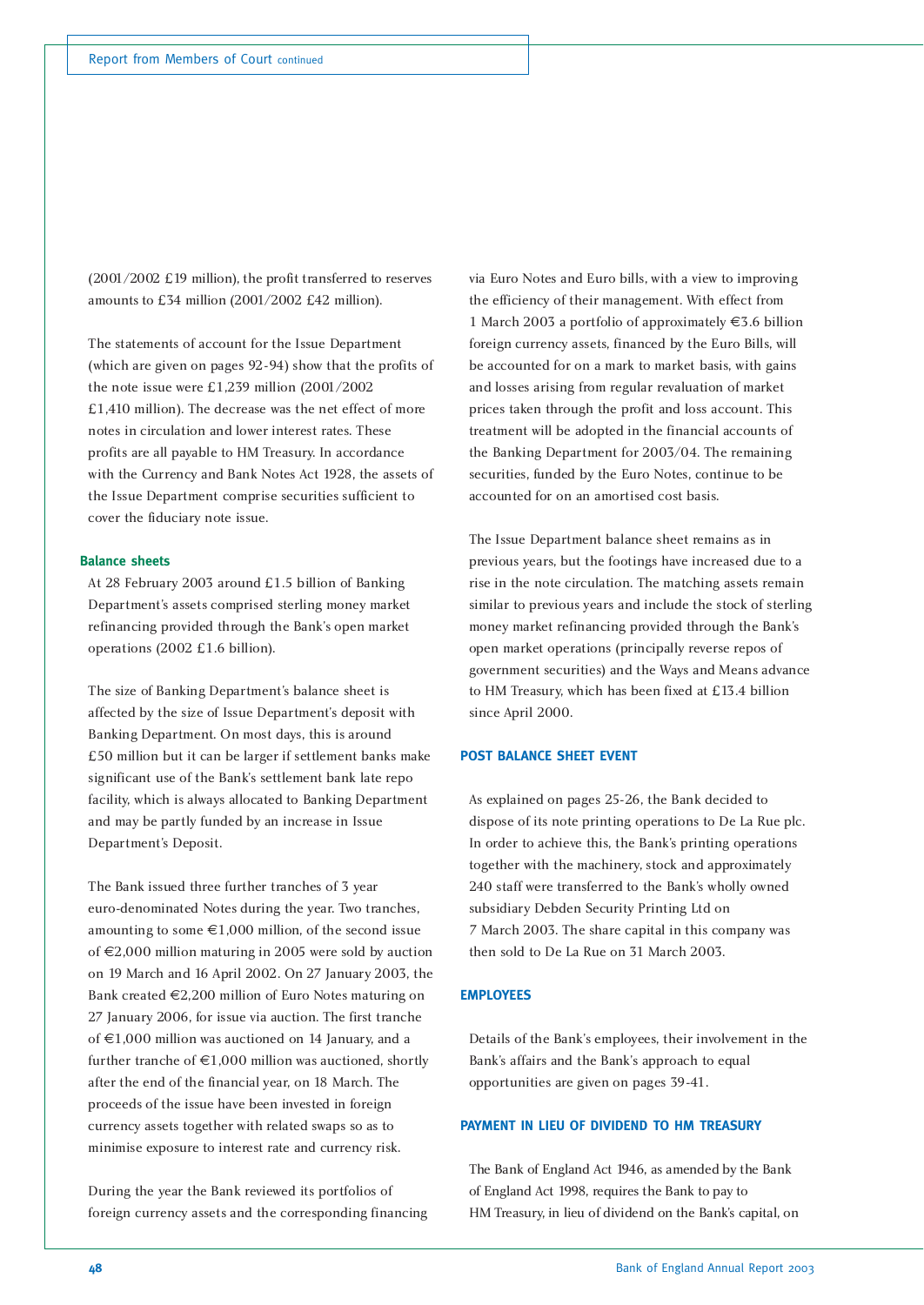(2001/2002 £19 million), the profit transferred to reserves amounts to £34 million (2001/2002 £42 million).

The statements of account for the Issue Department (which are given on pages 92-94) show that the profits of the note issue were £1,239 million (2001/2002 £1,410 million). The decrease was the net effect of more notes in circulation and lower interest rates. These profits are all payable to HM Treasury. In accordance with the Currency and Bank Notes Act 1928, the assets of the Issue Department comprise securities sufficient to cover the fiduciary note issue.

### Balance sheets

At 28 February 2003 around £1.5 billion of Banking Department's assets comprised sterling money market refinancing provided through the Bank's open market operations (2002 £1.6 billion).

The size of Banking Department's balance sheet is affected by the size of Issue Department's deposit with Banking Department. On most days, this is around £50 million but it can be larger if settlement banks make significant use of the Bank's settlement bank late repo facility, which is always allocated to Banking Department and may be partly funded by an increase in Issue Department's Deposit.

The Bank issued three further tranches of 3 year euro-denominated Notes during the year. Two tranches, amounting to some €1,000 million, of the second issue of €2,000 million maturing in 2005 were sold by auction on 19 March and 16 April 2002. On 27 January 2003, the Bank created €2,200 million of Euro Notes maturing on 27 January 2006, for issue via auction. The first tranche of €1,000 million was auctioned on 14 January, and a further tranche of €1,000 million was auctioned, shortly after the end of the financial year, on 18 March. The proceeds of the issue have been invested in foreign currency assets together with related swaps so as to minimise exposure to interest rate and currency risk.

During the year the Bank reviewed its portfolios of foreign currency assets and the corresponding financing via Euro Notes and Euro bills, with a view to improving the efficiency of their management. With effect from 1 March 2003 a portfolio of approximately €3.6 billion foreign currency assets, financed by the Euro Bills, will be accounted for on a mark to market basis, with gains and losses arising from regular revaluation of market prices taken through the profit and loss account. This treatment will be adopted in the financial accounts of the Banking Department for 2003/04. The remaining securities, funded by the Euro Notes, continue to be accounted for on an amortised cost basis.

The Issue Department balance sheet remains as in previous years, but the footings have increased due to a rise in the note circulation. The matching assets remain similar to previous years and include the stock of sterling money market refinancing provided through the Bank's open market operations (principally reverse repos of government securities) and the Ways and Means advance to HM Treasury, which has been fixed at £13.4 billion since April 2000.

## POST BALANCE SHEET EVENT

As explained on pages 25-26, the Bank decided to dispose of its note printing operations to De La Rue plc. In order to achieve this, the Bank's printing operations together with the machinery, stock and approximately 240 staff were transferred to the Bank's wholly owned subsidiary Debden Security Printing Ltd on 7 March 2003. The share capital in this company was then sold to De La Rue on 31 March 2003.

## EMPLOYEES

Details of the Bank's employees, their involvement in the Bank's affairs and the Bank's approach to equal opportunities are given on pages 39-41.

## PAYMENT IN LIEU OF DIVIDEND TO HM TREASURY

The Bank of England Act 1946, as amended by the Bank of England Act 1998, requires the Bank to pay to HM Treasury, in lieu of dividend on the Bank's capital, on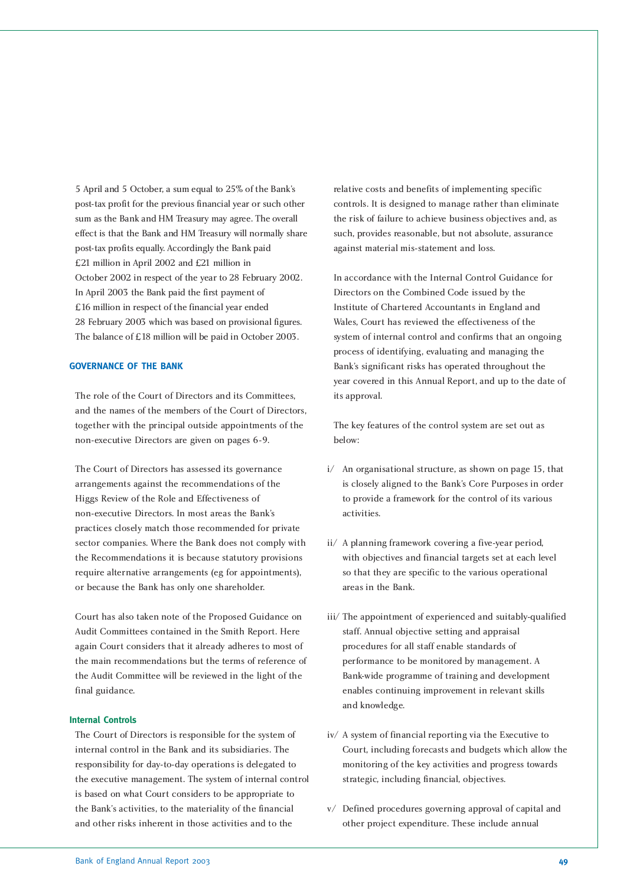5 April and 5 October, a sum equal to 25% of the Bank's post-tax profit for the previous financial year or such other sum as the Bank and HM Treasury may agree. The overall effect is that the Bank and HM Treasury will normally share post-tax profits equally. Accordingly the Bank paid £21 million in April 2002 and £21 million in October 2002 in respect of the year to 28 February 2002. In April 2003 the Bank paid the first payment of £16 million in respect of the financial year ended 28 February 2003 which was based on provisional figures. The balance of £18 million will be paid in October 2003.

## GOVERNANCE OF THE BANK

The role of the Court of Directors and its Committees, and the names of the members of the Court of Directors, together with the principal outside appointments of the non-executive Directors are given on pages 6-9.

The Court of Directors has assessed its governance arrangements against the recommendations of the Higgs Review of the Role and Effectiveness of non-executive Directors. In most areas the Bank's practices closely match those recommended for private sector companies. Where the Bank does not comply with the Recommendations it is because statutory provisions require alternative arrangements (eg for appointments), or because the Bank has only one shareholder.

Court has also taken note of the Proposed Guidance on Audit Committees contained in the Smith Report. Here again Court considers that it already adheres to most of the main recommendations but the terms of reference of the Audit Committee will be reviewed in the light of the final guidance.

### Internal Controls

The Court of Directors is responsible for the system of internal control in the Bank and its subsidiaries. The responsibility for day-to-day operations is delegated to the executive management. The system of internal control is based on what Court considers to be appropriate to the Bank's activities, to the materiality of the financial and other risks inherent in those activities and to the relative costs and benefits of implementing specific controls. It is designed to manage rather than eliminate the risk of failure to achieve business objectives and, as such, provides reasonable, but not absolute, assurance against material mis-statement and loss.

In accordance with the Internal Control Guidance for Directors on the Combined Code issued by the Institute of Chartered Accountants in England and Wales, Court has reviewed the effectiveness of the system of internal control and confirms that an ongoing process of identifying, evaluating and managing the Bank's significant risks has operated throughout the year covered in this Annual Report, and up to the date of its approval.

The key features of the control system are set out as below:

i/ An organisational structure, as shown on page 15, that is closely aligned to the Bank's Core Purposes in order to provide a framework for the control of its various activities.

ii/ A planning framework covering a five-year period, with objectives and financial targets set at each level so that they are specific to the various operational areas in the Bank.

iii/ The appointment of experienced and suitably-qualified staff. Annual objective setting and appraisal procedures for all staff enable standards of performance to be monitored by management. A Bank-wide programme of training and development enables continuing improvement in relevant skills and knowledge.

iv/ A system of financial reporting via the Executive to Court, including forecasts and budgets which allow the monitoring of the key activities and progress towards strategic, including financial, objectives.

v/ Defined procedures governing approval of capital and other project expenditure. These include annual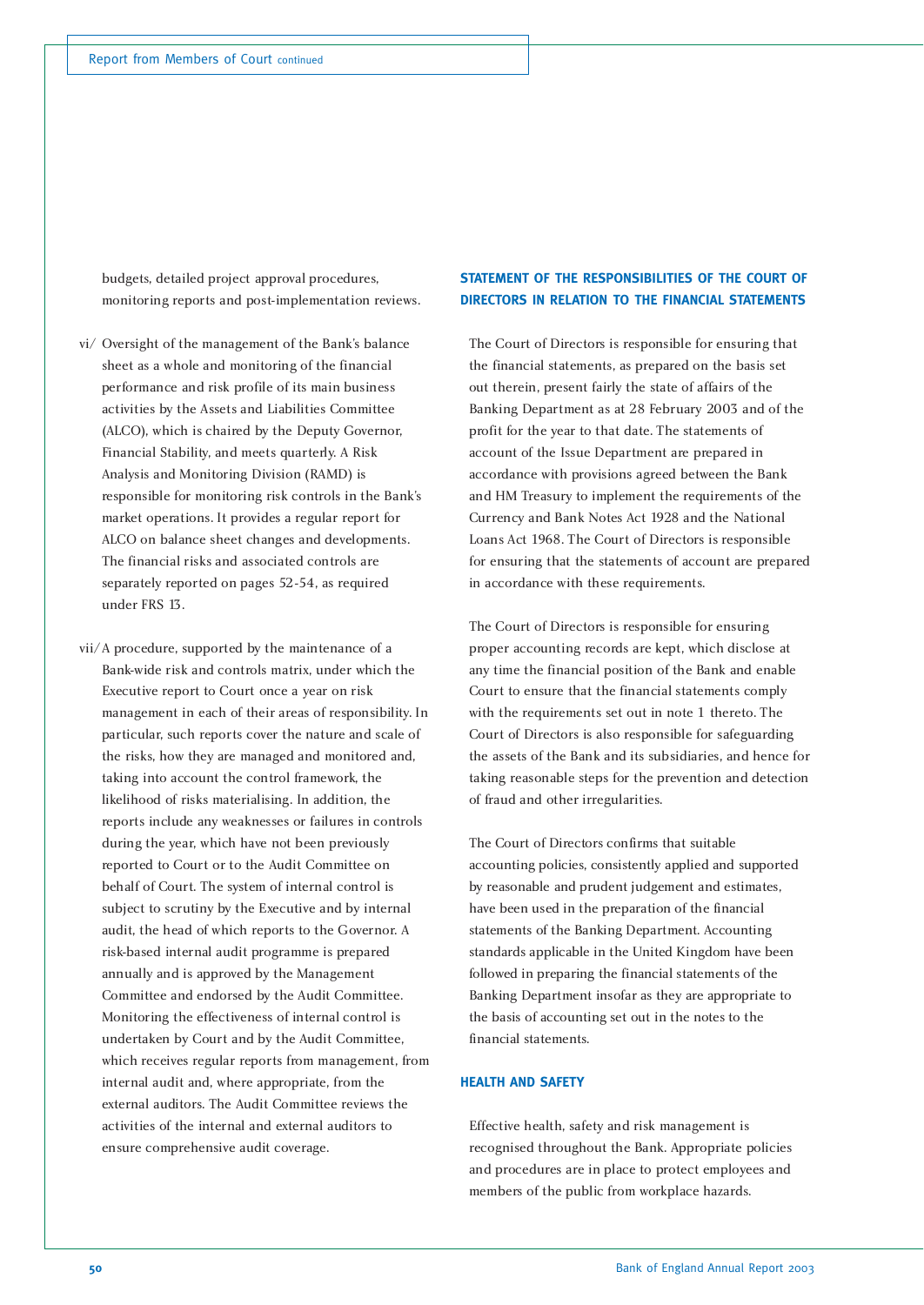budgets, detailed project approval procedures, monitoring reports and post-implementation reviews.

vi/ Oversight of the management of the Bank's balance sheet as a whole and monitoring of the financial performance and risk profile of its main business activities by the Assets and Liabilities Committee (ALCO), which is chaired by the Deputy Governor, Financial Stability, and meets quarterly. A Risk Analysis and Monitoring Division (RAMD) is responsible for monitoring risk controls in the Bank's market operations. It provides a regular report for ALCO on balance sheet changes and developments. The financial risks and associated controls are separately reported on pages 52-54, as required under FRS 13.

vii/ A procedure, supported by the maintenance of a Bank-wide risk and controls matrix, under which the Executive report to Court once a year on risk management in each of their areas of responsibility. In particular, such reports cover the nature and scale of the risks, how they are managed and monitored and, taking into account the control framework, the likelihood of risks materialising. In addition, the reports include any weaknesses or failures in controls during the year, which have not been previously reported to Court or to the Audit Committee on behalf of Court. The system of internal control is subject to scrutiny by the Executive and by internal audit, the head of which reports to the Governor. A risk-based internal audit programme is prepared annually and is approved by the Management Committee and endorsed by the Audit Committee. Monitoring the effectiveness of internal control is undertaken by Court and by the Audit Committee, which receives regular reports from management, from internal audit and, where appropriate, from the external auditors. The Audit Committee reviews the activities of the internal and external auditors to ensure comprehensive audit coverage.

## STATEMENT OF THE RESPONSIBILITIES OF THE COURT OF DIRECTORS IN RELATION TO THE FINANCIAL STATEMENTS

The Court of Directors is responsible for ensuring that the financial statements, as prepared on the basis set out therein, present fairly the state of affairs of the Banking Department as at 28 February 2003 and of the profit for the year to that date. The statements of account of the Issue Department are prepared in accordance with provisions agreed between the Bank and HM Treasury to implement the requirements of the Currency and Bank Notes Act 1928 and the National Loans Act 1968. The Court of Directors is responsible for ensuring that the statements of account are prepared in accordance with these requirements.

The Court of Directors is responsible for ensuring proper accounting records are kept, which disclose at any time the financial position of the Bank and enable Court to ensure that the financial statements comply with the requirements set out in note 1 thereto. The Court of Directors is also responsible for safeguarding the assets of the Bank and its subsidiaries, and hence for taking reasonable steps for the prevention and detection of fraud and other irregularities.

The Court of Directors confirms that suitable accounting policies, consistently applied and supported by reasonable and prudent judgement and estimates, have been used in the preparation of the financial statements of the Banking Department. Accounting standards applicable in the United Kingdom have been followed in preparing the financial statements of the Banking Department insofar as they are appropriate to the basis of accounting set out in the notes to the financial statements.

## HEALTH AND SAFETY

Effective health, safety and risk management is recognised throughout the Bank. Appropriate policies and procedures are in place to protect employees and members of the public from workplace hazards.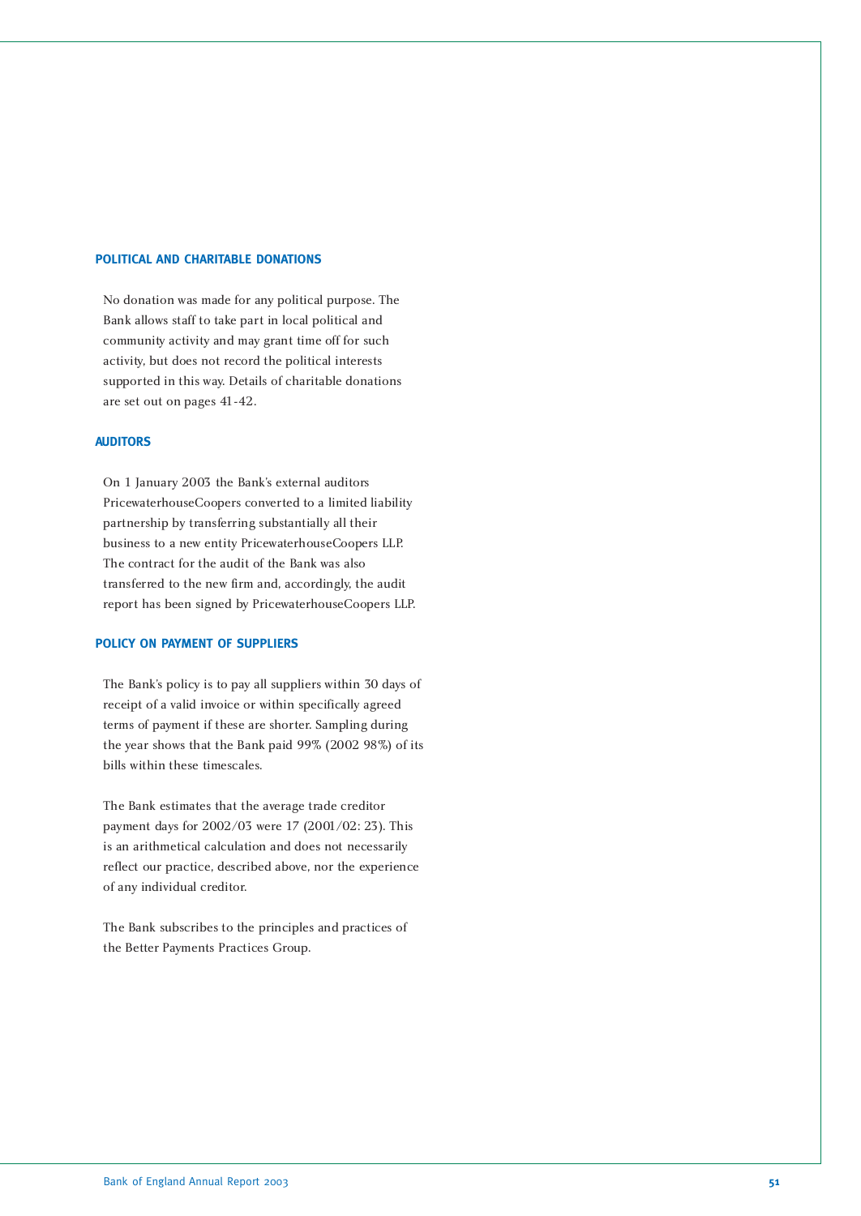## POLITICAL AND CHARITABLE DONATIONS

No donation was made for any political purpose. The Bank allows staff to take part in local political and community activity and may grant time off for such activity, but does not record the political interests supported in this way. Details of charitable donations are set out on pages 41-42.

## AUDITORS

On 1 January 2003 the Bank's external auditors PricewaterhouseCoopers converted to a limited liability partnership by transferring substantially all their business to a new entity PricewaterhouseCoopers LLP. The contract for the audit of the Bank was also transferred to the new firm and, accordingly, the audit report has been signed by PricewaterhouseCoopers LLP.

## POLICY ON PAYMENT OF SUPPLIERS

The Bank's policy is to pay all suppliers within 30 days of receipt of a valid invoice or within specifically agreed terms of payment if these are shorter. Sampling during the year shows that the Bank paid 99% (2002 98%) of its bills within these timescales.

The Bank estimates that the average trade creditor payment days for 2002/03 were 17 (2001/02: 23). This is an arithmetical calculation and does not necessarily reflect our practice, described above, nor the experience of any individual creditor.

The Bank subscribes to the principles and practices of the Better Payments Practices Group.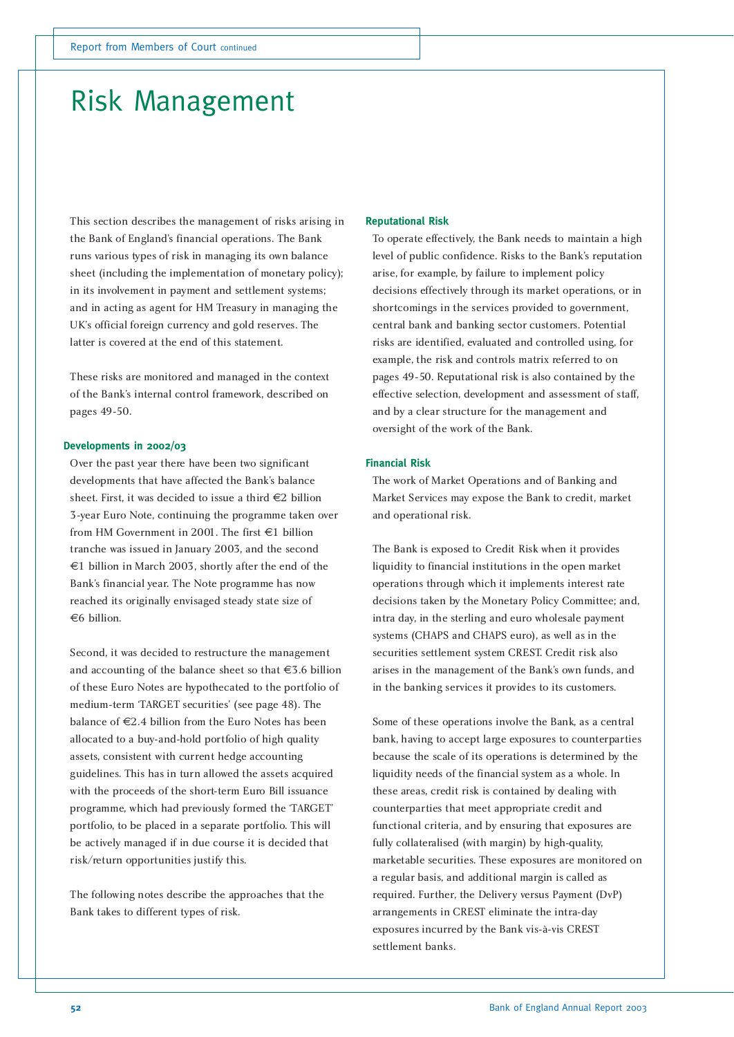# Risk Management

This section describes the management of risks arising in the Bank of England's financial operations. The Bank runs various types of risk in managing its own balance sheet (including the implementation of monetary policy); in its involvement in payment and settlement systems; and in acting as agent for HM Treasury in managing the UK's official foreign currency and gold reserves. The latter is covered at the end of this statement.

These risks are monitored and managed in the context of the Bank's internal control framework, described on pages 49-50.

### Developments in 2002/03

Over the past year there have been two significant developments that have affected the Bank's balance sheet. First, it was decided to issue a third €2 billion 3-year Euro Note, continuing the programme taken over from HM Government in 2001. The first €1 billion tranche was issued in January 2003, and the second €1 billion in March 2003, shortly after the end of the Bank's financial year. The Note programme has now reached its originally envisaged steady state size of €6 billion.

Second, it was decided to restructure the management and accounting of the balance sheet so that €3.6 billion of these Euro Notes are hypothecated to the portfolio of medium-term 'TARGET securities' (see page 48). The balance of €2.4 billion from the Euro Notes has been allocated to a buy-and-hold portfolio of high quality assets, consistent with current hedge accounting guidelines. This has in turn allowed the assets acquired with the proceeds of the short-term Euro Bill issuance programme, which had previously formed the 'TARGET' portfolio, to be placed in a separate portfolio. This will be actively managed if in due course it is decided that risk/return opportunities justify this.

The following notes describe the approaches that the Bank takes to different types of risk.

### Reputational Risk

To operate effectively, the Bank needs to maintain a high level of public confidence. Risks to the Bank's reputation arise, for example, by failure to implement policy decisions effectively through its market operations, or in shortcomings in the services provided to government, central bank and banking sector customers. Potential risks are identified, evaluated and controlled using, for example, the risk and controls matrix referred to on pages 49-50. Reputational risk is also contained by the effective selection, development and assessment of staff, and by a clear structure for the management and oversight of the work of the Bank.

### Financial Risk

The work of Market Operations and of Banking and Market Services may expose the Bank to credit, market and operational risk.

The Bank is exposed to Credit Risk when it provides liquidity to financial institutions in the open market operations through which it implements interest rate decisions taken by the Monetary Policy Committee; and, intra day, in the sterling and euro wholesale payment systems (CHAPS and CHAPS euro), as well as in the securities settlement system CREST. Credit risk also arises in the management of the Bank's own funds, and in the banking services it provides to its customers.

Some of these operations involve the Bank, as a central bank, having to accept large exposures to counterparties because the scale of its operations is determined by the liquidity needs of the financial system as a whole. In these areas, credit risk is contained by dealing with counterparties that meet appropriate credit and functional criteria, and by ensuring that exposures are fully collateralised (with margin) by high-quality, marketable securities. These exposures are monitored on a regular basis, and additional margin is called as required. Further, the Delivery versus Payment (DvP) arrangements in CREST eliminate the intra-day exposures incurred by the Bank vis-à-vis CREST settlement banks.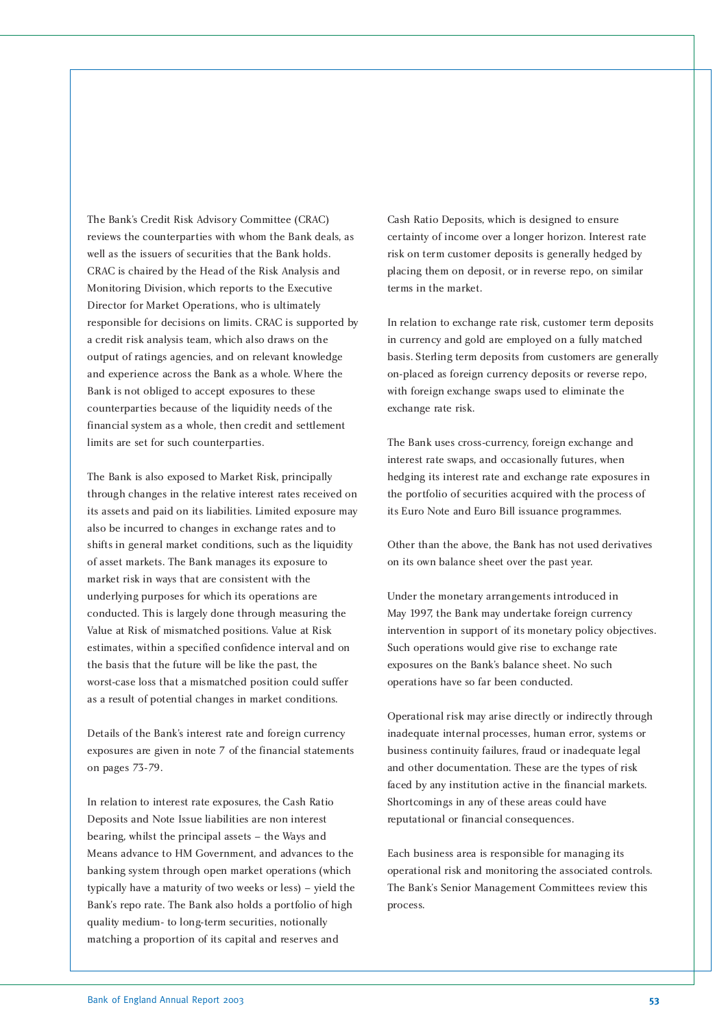The Bank's Credit Risk Advisory Committee (CRAC) reviews the counterparties with whom the Bank deals, as well as the issuers of securities that the Bank holds. CRAC is chaired by the Head of the Risk Analysis and Monitoring Division, which reports to the Executive Director for Market Operations, who is ultimately responsible for decisions on limits. CRAC is supported by a credit risk analysis team, which also draws on the output of ratings agencies, and on relevant knowledge and experience across the Bank as a whole. Where the Bank is not obliged to accept exposures to these counterparties because of the liquidity needs of the financial system as a whole, then credit and settlement limits are set for such counterparties.

The Bank is also exposed to Market Risk, principally through changes in the relative interest rates received on its assets and paid on its liabilities. Limited exposure may also be incurred to changes in exchange rates and to shifts in general market conditions, such as the liquidity of asset markets. The Bank manages its exposure to market risk in ways that are consistent with the underlying purposes for which its operations are conducted. This is largely done through measuring the Value at Risk of mismatched positions. Value at Risk estimates, within a specified confidence interval and on the basis that the future will be like the past, the worst-case loss that a mismatched position could suffer as a result of potential changes in market conditions.

Details of the Bank's interest rate and foreign currency exposures are given in note 7 of the financial statements on pages 73-79.

In relation to interest rate exposures, the Cash Ratio Deposits and Note Issue liabilities are non interest bearing, whilst the principal assets – the Ways and Means advance to HM Government, and advances to the banking system through open market operations (which typically have a maturity of two weeks or less) – yield the Bank's repo rate. The Bank also holds a portfolio of high quality medium- to long-term securities, notionally matching a proportion of its capital and reserves and Cash Ratio Deposits, which is designed to ensure certainty of income over a longer horizon. Interest rate risk on term customer deposits is generally hedged by placing them on deposit, or in reverse repo, on similar terms in the market.

In relation to exchange rate risk, customer term deposits in currency and gold are employed on a fully matched basis. Sterling term deposits from customers are generally on-placed as foreign currency deposits or reverse repo, with foreign exchange swaps used to eliminate the exchange rate risk.

The Bank uses cross-currency, foreign exchange and interest rate swaps, and occasionally futures, when hedging its interest rate and exchange rate exposures in the portfolio of securities acquired with the process of its Euro Note and Euro Bill issuance programmes.

Other than the above, the Bank has not used derivatives on its own balance sheet over the past year.

Under the monetary arrangements introduced in May 1997, the Bank may undertake foreign currency intervention in support of its monetary policy objectives. Such operations would give rise to exchange rate exposures on the Bank's balance sheet. No such operations have so far been conducted.

Operational risk may arise directly or indirectly through inadequate internal processes, human error, systems or business continuity failures, fraud or inadequate legal and other documentation. These are the types of risk faced by any institution active in the financial markets. Shortcomings in any of these areas could have reputational or financial consequences.

Each business area is responsible for managing its operational risk and monitoring the associated controls. The Bank's Senior Management Committees review this process.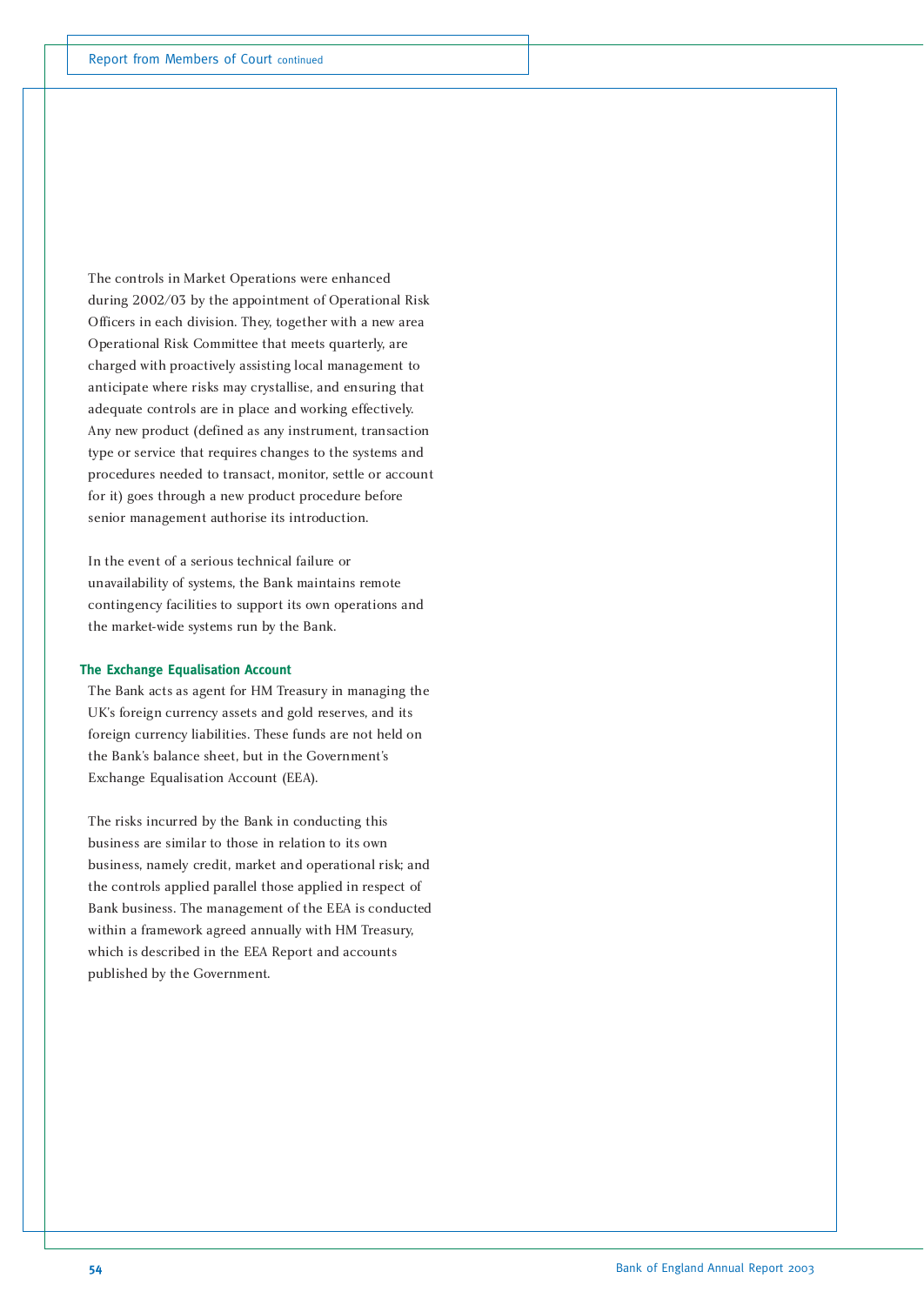The controls in Market Operations were enhanced during 2002/03 by the appointment of Operational Risk Officers in each division. They, together with a new area Operational Risk Committee that meets quarterly, are charged with proactively assisting local management to anticipate where risks may crystallise, and ensuring that adequate controls are in place and working effectively. Any new product (defined as any instrument, transaction type or service that requires changes to the systems and procedures needed to transact, monitor, settle or account for it) goes through a new product procedure before senior management authorise its introduction.

In the event of a serious technical failure or unavailability of systems, the Bank maintains remote contingency facilities to support its own operations and the market-wide systems run by the Bank.

### The Exchange Equalisation Account

The Bank acts as agent for HM Treasury in managing the UK's foreign currency assets and gold reserves, and its foreign currency liabilities. These funds are not held on the Bank's balance sheet, but in the Government's Exchange Equalisation Account (EEA).

The risks incurred by the Bank in conducting this business are similar to those in relation to its own business, namely credit, market and operational risk; and the controls applied parallel those applied in respect of Bank business. The management of the EEA is conducted within a framework agreed annually with HM Treasury, which is described in the EEA Report and accounts published by the Government.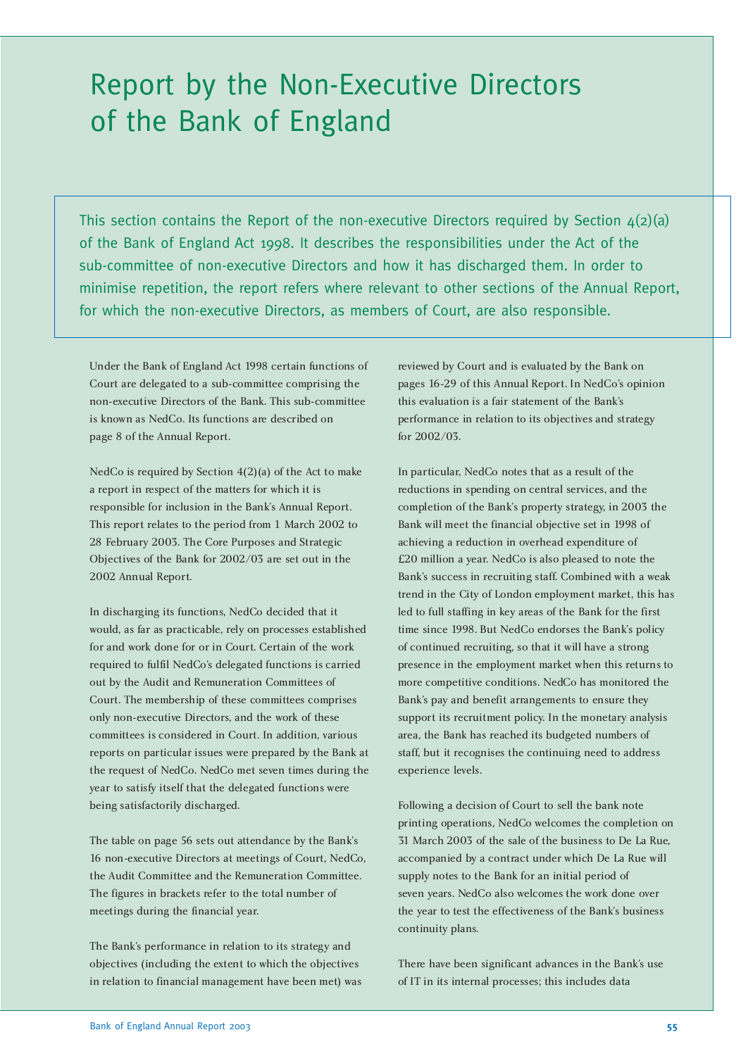# Report by the Non-Executive Directors of the Bank of England

This section contains the Report of the non-executive Directors required by Section 4(2)(a) of the Bank of England Act 1998. It describes the responsibilities under the Act of the sub-committee of non-executive Directors and how it has discharged them. In order to minimise repetition, the report refers where relevant to other sections of the Annual Report, for which the non-executive Directors, as members of Court, are also responsible.

Under the Bank of England Act 1998 certain functions of Court are delegated to a sub-committee comprising the non-executive Directors of the Bank. This sub-committee is known as NedCo. Its functions are described on page 8 of the Annual Report.

NedCo is required by Section 4(2)(a) of the Act to make a report in respect of the matters for which it is responsible for inclusion in the Bank's Annual Report. This report relates to the period from 1 March 2002 to 28 February 2003. The Core Purposes and Strategic Objectives of the Bank for 2002/03 are set out in the 2002 Annual Report.

In discharging its functions, NedCo decided that it would, as far as practicable, rely on processes established for and work done for or in Court. Certain of the work required to fulfil NedCo's delegated functions is carried out by the Audit and Remuneration Committees of Court. The membership of these committees comprises only non-executive Directors, and the work of these committees is considered in Court. In addition, various reports on particular issues were prepared by the Bank at the request of NedCo. NedCo met seven times during the year to satisfy itself that the delegated functions were being satisfactorily discharged.

The table on page 56 sets out attendance by the Bank's 16 non-executive Directors at meetings of Court, NedCo, the Audit Committee and the Remuneration Committee. The figures in brackets refer to the total number of meetings during the financial year.

The Bank's performance in relation to its strategy and objectives (including the extent to which the objectives in relation to financial management have been met) was reviewed by Court and is evaluated by the Bank on pages 16-29 of this Annual Report. In NedCo's opinion this evaluation is a fair statement of the Bank's performance in relation to its objectives and strategy for 2002/03.

In particular, NedCo notes that as a result of the reductions in spending on central services, and the completion of the Bank's property strategy, in 2003 the Bank will meet the financial objective set in 1998 of achieving a reduction in overhead expenditure of £20 million a year. NedCo is also pleased to note the Bank's success in recruiting staff. Combined with a weak trend in the City of London employment market, this has led to full staffing in key areas of the Bank for the first time since 1998. But NedCo endorses the Bank's policy of continued recruiting, so that it will have a strong presence in the employment market when this returns to more competitive conditions. NedCo has monitored the Bank's pay and benefit arrangements to ensure they support its recruitment policy. In the monetary analysis area, the Bank has reached its budgeted numbers of staff, but it recognises the continuing need to address experience levels.

Following a decision of Court to sell the bank note printing operations, NedCo welcomes the completion on 31 March 2003 of the sale of the business to De La Rue, accompanied by a contract under which De La Rue will supply notes to the Bank for an initial period of seven years. NedCo also welcomes the work done over the year to test the effectiveness of the Bank's business continuity plans.

There have been significant advances in the Bank's use of IT in its internal processes; this includes data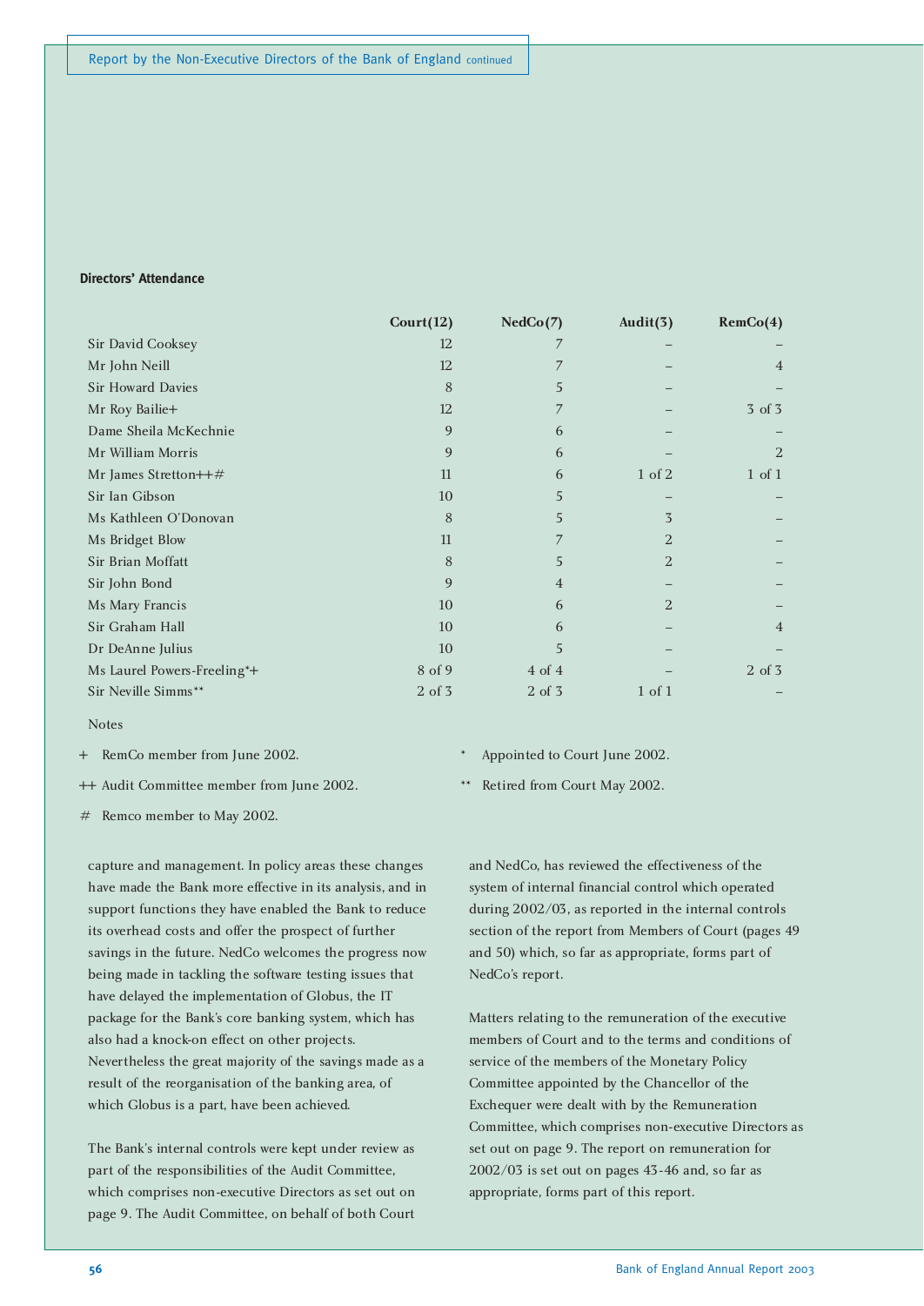**Directors' Attendance**

| | Court(12) | NedCo(7) | Audit(3) | RemCo(4) |
|---|---|---|---|---|
| Sir David Cooksey | 12 | 7 | – | – |
| Mr John Neill | 12 | 7 | – | 4 |
| Sir Howard Davies | 8 | 5 | – | – |
| Mr Roy Bailie+ | 12 | 7 | – | 3 of 3 |
| Dame Sheila McKechnie | 9 | 6 | – | – |
| Mr William Morris | 9 | 6 | – | 2 |
| Mr James Stretton++# | 11 | 6 | 1 of 2 | 1 of 1 |
| Sir Ian Gibson | 10 | 5 | – | – |
| Ms Kathleen O'Donovan | 8 | 5 | 3 | – |
| Ms Bridget Blow | 11 | 7 | 2 | – |
| Sir Brian Moffatt | 8 | 5 | 2 | – |
| Sir John Bond | 9 | 4 | – | – |
| Ms Mary Francis | 10 | 6 | 2 | – |
| Sir Graham Hall | 10 | 6 | – | 4 |
| Dr DeAnne Julius | 10 | 5 | – | – |
| Ms Laurel Powers-Freeling*+ | 8 of 9 | 4 of 4 | – | 2 of 3 |
| Sir Neville Simms** | 2 of 3 | 2 of 3 | 1 of 1 | – |

Notes

+ RemCo member from June 2002.

++ Audit Committee member from June 2002.

# Remco member to May 2002.

\* Appointed to Court June 2002.

\*\* Retired from Court May 2002.

capture and management. In policy areas these changes have made the Bank more effective in its analysis, and in support functions they have enabled the Bank to reduce its overhead costs and offer the prospect of further savings in the future. NedCo welcomes the progress now being made in tackling the software testing issues that have delayed the implementation of Globus, the IT package for the Bank's core banking system, which has also had a knock-on effect on other projects. Nevertheless the great majority of the savings made as a result of the reorganisation of the banking area, of which Globus is a part, have been achieved.

The Bank's internal controls were kept under review as part of the responsibilities of the Audit Committee, which comprises non-executive Directors as set out on page 9. The Audit Committee, on behalf of both Court and NedCo, has reviewed the effectiveness of the system of internal financial control which operated during 2002/03, as reported in the internal controls section of the report from Members of Court (pages 49 and 50) which, so far as appropriate, forms part of NedCo's report.

Matters relating to the remuneration of the executive members of Court and to the terms and conditions of service of the members of the Monetary Policy Committee appointed by the Chancellor of the Exchequer were dealt with by the Remuneration Committee, which comprises non-executive Directors as set out on page 9. The report on remuneration for 2002/03 is set out on pages 43-46 and, so far as appropriate, forms part of this report.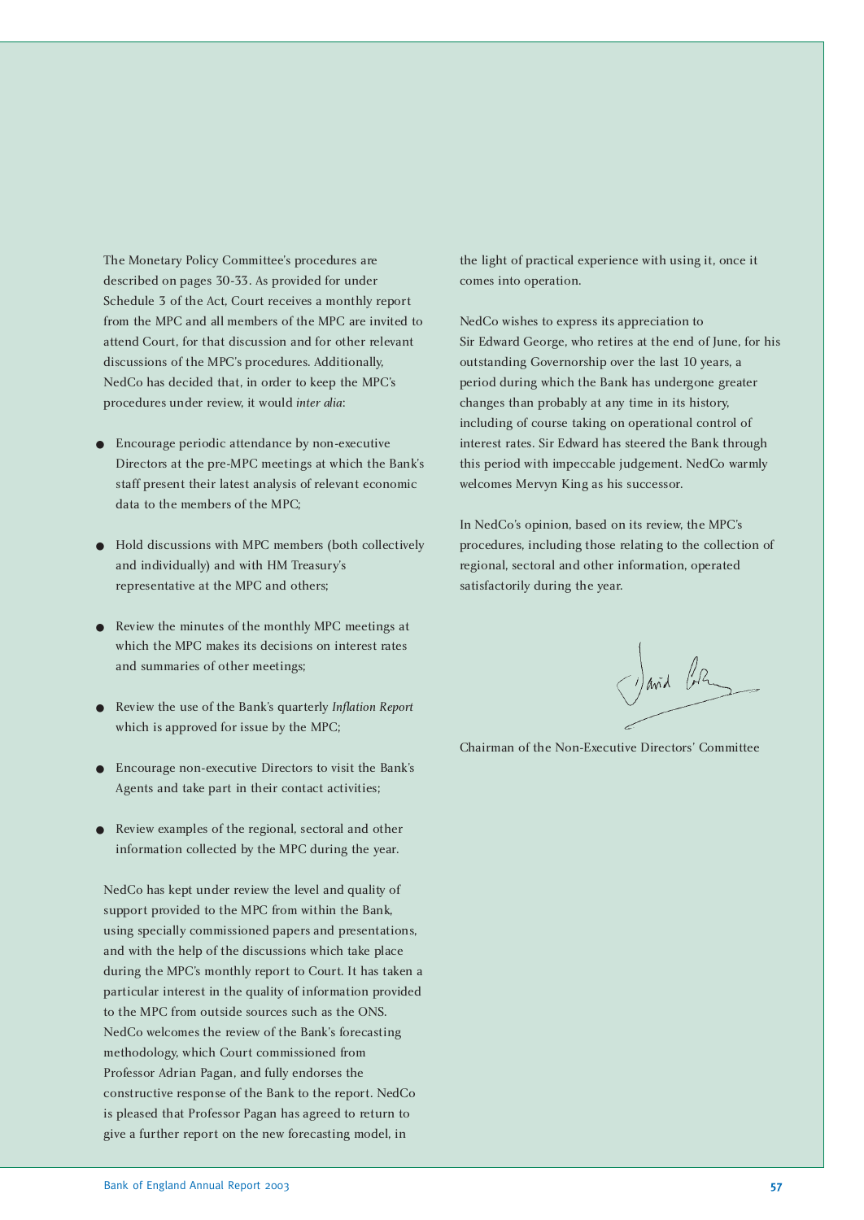The Monetary Policy Committee's procedures are described on pages 30-33. As provided for under Schedule 3 of the Act, Court receives a monthly report from the MPC and all members of the MPC are invited to attend Court, for that discussion and for other relevant discussions of the MPC's procedures. Additionally, NedCo has decided that, in order to keep the MPC's procedures under review, it would *inter alia*:

- Encourage periodic attendance by non-executive Directors at the pre-MPC meetings at which the Bank's staff present their latest analysis of relevant economic data to the members of the MPC;
- Hold discussions with MPC members (both collectively and individually) and with HM Treasury's representative at the MPC and others;
- Review the minutes of the monthly MPC meetings at which the MPC makes its decisions on interest rates and summaries of other meetings;
- Review the use of the Bank's quarterly *Inflation Report* which is approved for issue by the MPC;
- Encourage non-executive Directors to visit the Bank's Agents and take part in their contact activities;
- Review examples of the regional, sectoral and other information collected by the MPC during the year.

NedCo has kept under review the level and quality of support provided to the MPC from within the Bank, using specially commissioned papers and presentations, and with the help of the discussions which take place during the MPC's monthly report to Court. It has taken a particular interest in the quality of information provided to the MPC from outside sources such as the ONS. NedCo welcomes the review of the Bank's forecasting methodology, which Court commissioned from Professor Adrian Pagan, and fully endorses the constructive response of the Bank to the report. NedCo is pleased that Professor Pagan has agreed to return to give a further report on the new forecasting model, in the light of practical experience with using it, once it comes into operation.

NedCo wishes to express its appreciation to Sir Edward George, who retires at the end of June, for his outstanding Governorship over the last 10 years, a period during which the Bank has undergone greater changes than probably at any time in its history, including of course taking on operational control of interest rates. Sir Edward has steered the Bank through this period with impeccable judgement. NedCo warmly welcomes Mervyn King as his successor.

In NedCo's opinion, based on its review, the MPC's procedures, including those relating to the collection of regional, sectoral and other information, operated satisfactorily during the year.

David Cooksey

Chairman of the Non-Executive Directors' Committee